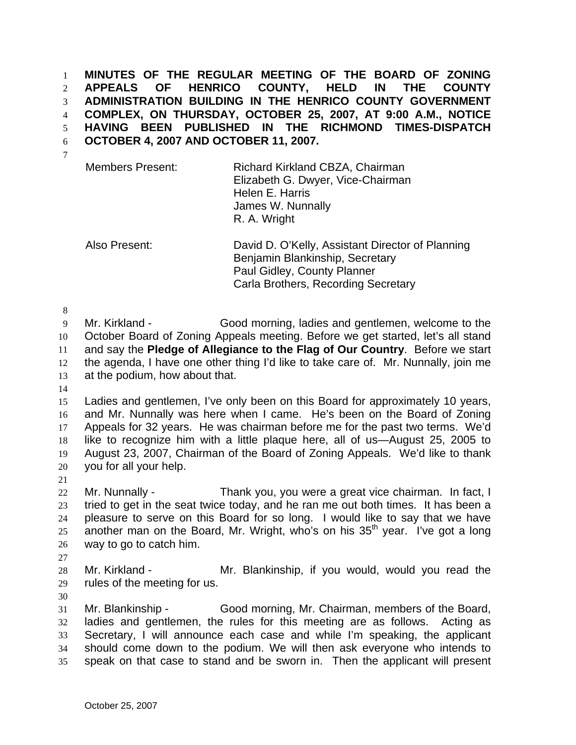**MINUTES OF THE REGULAR MEETING OF THE BOARD OF ZONING APPEALS OF HENRICO COUNTY, HELD IN THE COUNTY ADMINISTRATION BUILDING IN THE HENRICO COUNTY GOVERNMENT COMPLEX, ON THURSDAY, OCTOBER 25, 2007, AT 9:00 A.M., NOTICE HAVING BEEN PUBLISHED IN THE RICHMOND TIMES-DISPATCH OCTOBER 4, 2007 AND OCTOBER 11, 2007.**

| | |
|---|---|
| Members Present: | Richard Kirkland CBZA, Chairman<br>Elizabeth G. Dwyer, Vice-Chairman<br>Helen E. Harris<br>James W. Nunnally<br>R. A. Wright |
| Also Present: | David D. O'Kelly, Assistant Director of Planning<br>Benjamin Blankinship, Secretary<br>Paul Gidley, County Planner<br>Carla Brothers, Recording Secretary |

Mr. Kirkland - Good morning, ladies and gentlemen, welcome to the October Board of Zoning Appeals meeting. Before we get started, let's all stand and say the **Pledge of Allegiance to the Flag of Our Country**. Before we start the agenda, I have one other thing I'd like to take care of. Mr. Nunnally, join me at the podium, how about that.

Ladies and gentlemen, I've only been on this Board for approximately 10 years, and Mr. Nunnally was here when I came. He's been on the Board of Zoning Appeals for 32 years. He was chairman before me for the past two terms. We'd like to recognize him with a little plaque here, all of us—August 25, 2005 to August 23, 2007, Chairman of the Board of Zoning Appeals. We'd like to thank you for all your help.

Mr. Nunnally - Thank you, you were a great vice chairman. In fact, I tried to get in the seat twice today, and he ran me out both times. It has been a pleasure to serve on this Board for so long. I would like to say that we have another man on the Board, Mr. Wright, who's on his 35th year. I've got a long way to go to catch him.

Mr. Kirkland - Mr. Blankinship, if you would, would you read the rules of the meeting for us.

Mr. Blankinship - Good morning, Mr. Chairman, members of the Board, ladies and gentlemen, the rules for this meeting are as follows. Acting as Secretary, I will announce each case and while I'm speaking, the applicant should come down to the podium. We will then ask everyone who intends to speak on that case to stand and be sworn in. Then the applicant will present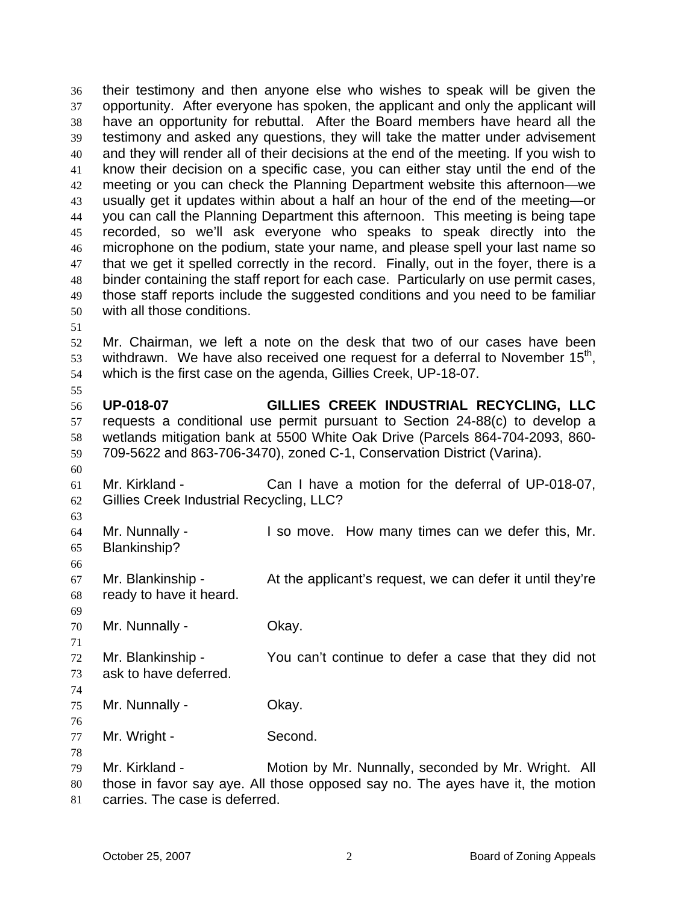their testimony and then anyone else who wishes to speak will be given the opportunity. After everyone has spoken, the applicant and only the applicant will have an opportunity for rebuttal. After the Board members have heard all the testimony and asked any questions, they will take the matter under advisement and they will render all of their decisions at the end of the meeting. If you wish to know their decision on a specific case, you can either stay until the end of the meeting or you can check the Planning Department website this afternoon—we usually get it updates within about a half an hour of the end of the meeting—or you can call the Planning Department this afternoon. This meeting is being tape recorded, so we'll ask everyone who speaks to speak directly into the microphone on the podium, state your name, and please spell your last name so that we get it spelled correctly in the record. Finally, out in the foyer, there is a binder containing the staff report for each case. Particularly on use permit cases, those staff reports include the suggested conditions and you need to be familiar with all those conditions.

Mr. Chairman, we left a note on the desk that two of our cases have been withdrawn. We have also received one request for a deferral to November 15th, which is the first case on the agenda, Gillies Creek, UP-18-07.

**UP-018-07 GILLIES CREEK INDUSTRIAL RECYCLING, LLC** requests a conditional use permit pursuant to Section 24-88(c) to develop a wetlands mitigation bank at 5500 White Oak Drive (Parcels 864-704-2093, 860-709-5622 and 863-706-3470), zoned C-1, Conservation District (Varina).

Mr. Kirkland - Can I have a motion for the deferral of UP-018-07, Gillies Creek Industrial Recycling, LLC?

Mr. Nunnally - I so move. How many times can we defer this, Mr. Blankinship?

Mr. Blankinship - At the applicant's request, we can defer it until they're ready to have it heard.

Mr. Nunnally - Okay.

Mr. Blankinship - You can't continue to defer a case that they did not ask to have deferred.

Mr. Nunnally - Okay.

Mr. Wright - Second.

Mr. Kirkland - Motion by Mr. Nunnally, seconded by Mr. Wright. All those in favor say aye. All those opposed say no. The ayes have it, the motion carries. The case is deferred.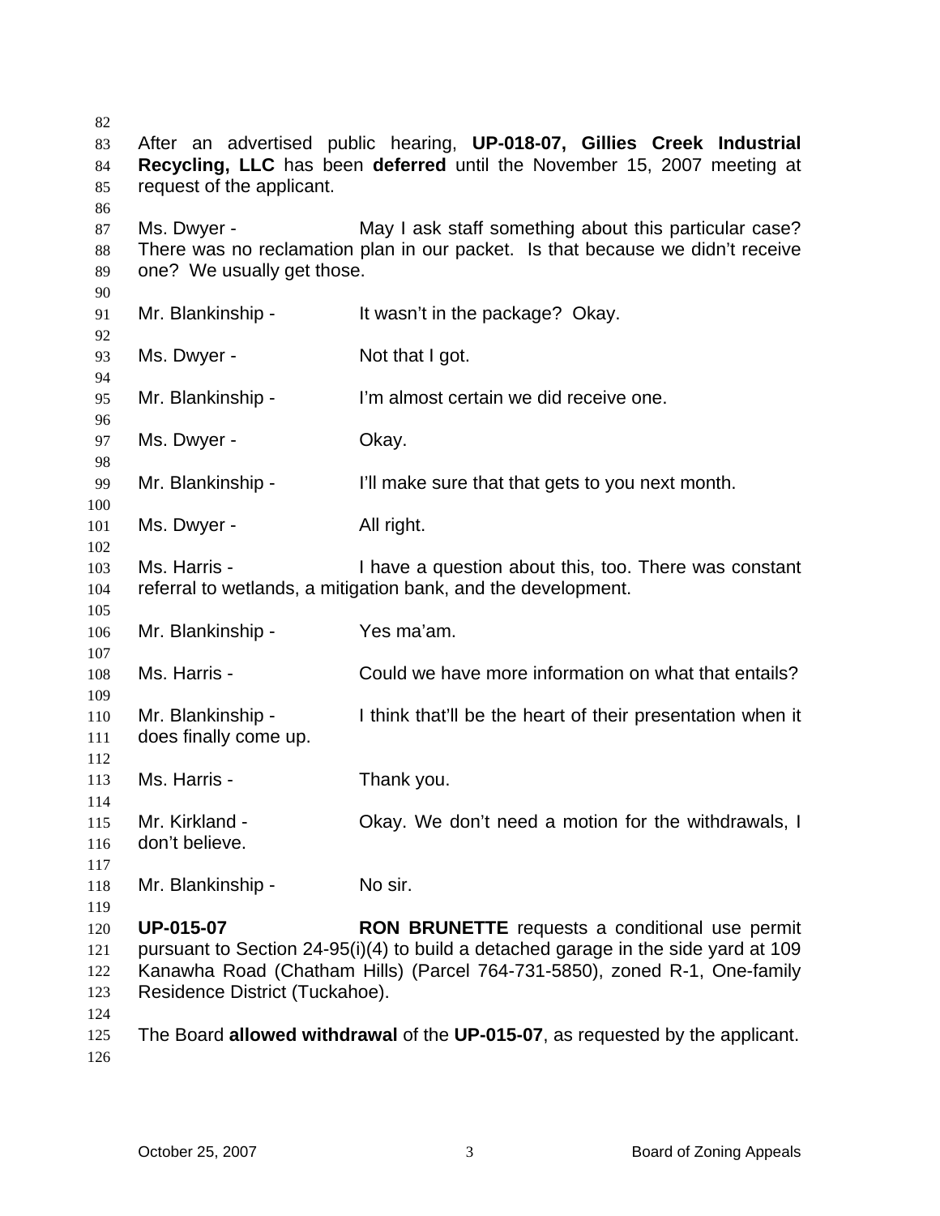After an advertised public hearing, **UP-018-07, Gillies Creek Industrial Recycling, LLC** has been **deferred** until the November 15, 2007 meeting at request of the applicant.

Ms. Dwyer - May I ask staff something about this particular case? There was no reclamation plan in our packet. Is that because we didn't receive one? We usually get those.

Mr. Blankinship - It wasn't in the package? Okay.

Ms. Dwyer - Not that I got.

Mr. Blankinship - I'm almost certain we did receive one.

Ms. Dwyer - Okay.

Mr. Blankinship - I'll make sure that that gets to you next month.

Ms. Dwyer - All right.

Ms. Harris - I have a question about this, too. There was constant referral to wetlands, a mitigation bank, and the development.

Mr. Blankinship - Yes ma'am.

Ms. Harris - Could we have more information on what that entails?

Mr. Blankinship - I think that'll be the heart of their presentation when it does finally come up.

Ms. Harris - Thank you.

Mr. Kirkland - Okay. We don't need a motion for the withdrawals, I don't believe.

Mr. Blankinship - No sir.

**UP-015-07** **RON BRUNETTE** requests a conditional use permit pursuant to Section 24-95(i)(4) to build a detached garage in the side yard at 109 Kanawha Road (Chatham Hills) (Parcel 764-731-5850), zoned R-1, One-family Residence District (Tuckahoe).

The Board **allowed withdrawal** of the **UP-015-07**, as requested by the applicant.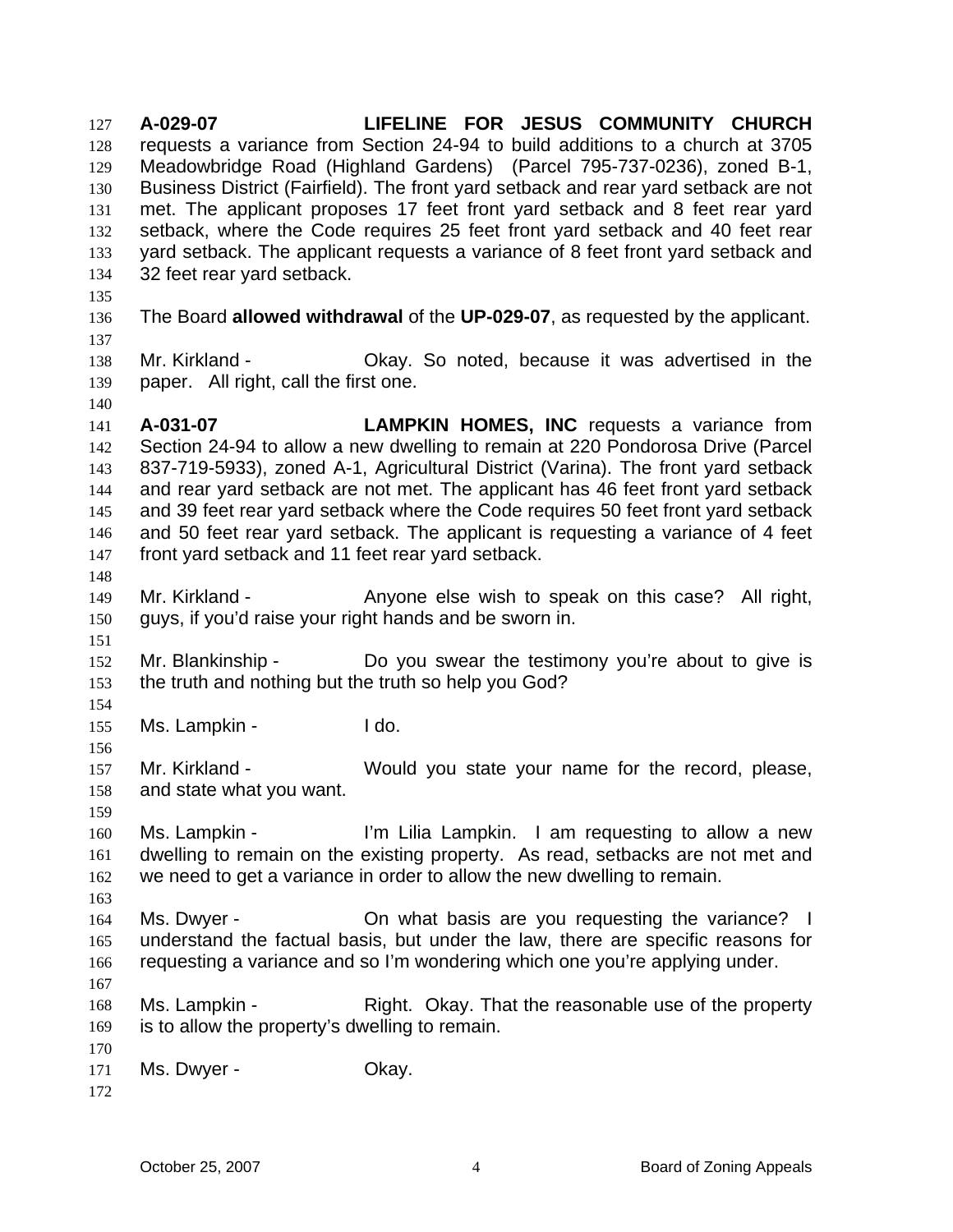**A-029-07** **LIFELINE FOR JESUS COMMUNITY CHURCH** requests a variance from Section 24-94 to build additions to a church at 3705 Meadowbridge Road (Highland Gardens) (Parcel 795-737-0236), zoned B-1, Business District (Fairfield). The front yard setback and rear yard setback are not met. The applicant proposes 17 feet front yard setback and 8 feet rear yard setback, where the Code requires 25 feet front yard setback and 40 feet rear yard setback. The applicant requests a variance of 8 feet front yard setback and 32 feet rear yard setback.

The Board **allowed withdrawal** of the **UP-029-07**, as requested by the applicant.

Mr. Kirkland - Okay. So noted, because it was advertised in the paper. All right, call the first one.

**A-031-07** **LAMPKIN HOMES, INC** requests a variance from Section 24-94 to allow a new dwelling to remain at 220 Pondorosa Drive (Parcel 837-719-5933), zoned A-1, Agricultural District (Varina). The front yard setback and rear yard setback are not met. The applicant has 46 feet front yard setback and 39 feet rear yard setback where the Code requires 50 feet front yard setback and 50 feet rear yard setback. The applicant is requesting a variance of 4 feet front yard setback and 11 feet rear yard setback.

Mr. Kirkland - Anyone else wish to speak on this case? All right, guys, if you'd raise your right hands and be sworn in.

Mr. Blankinship - Do you swear the testimony you're about to give is the truth and nothing but the truth so help you God?

Ms. Lampkin - I do.

Mr. Kirkland - Would you state your name for the record, please, and state what you want.

Ms. Lampkin - I'm Lilia Lampkin. I am requesting to allow a new dwelling to remain on the existing property. As read, setbacks are not met and we need to get a variance in order to allow the new dwelling to remain.

Ms. Dwyer - On what basis are you requesting the variance? I understand the factual basis, but under the law, there are specific reasons for requesting a variance and so I'm wondering which one you're applying under.

Ms. Lampkin - Right. Okay. That the reasonable use of the property is to allow the property's dwelling to remain.

Ms. Dwyer - Okay.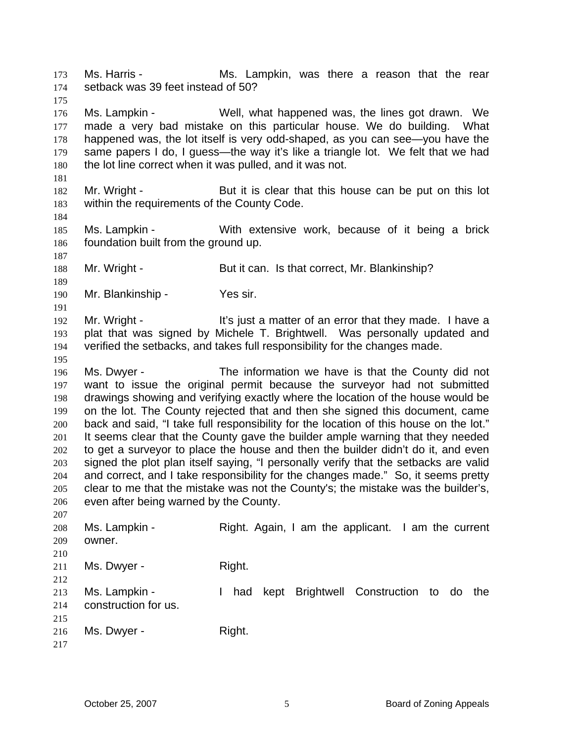Ms. Harris - Ms. Lampkin, was there a reason that the rear setback was 39 feet instead of 50?

Ms. Lampkin - Well, what happened was, the lines got drawn. We made a very bad mistake on this particular house. We do building. What happened was, the lot itself is very odd-shaped, as you can see—you have the same papers I do, I guess—the way it's like a triangle lot. We felt that we had the lot line correct when it was pulled, and it was not.

Mr. Wright - But it is clear that this house can be put on this lot within the requirements of the County Code.

Ms. Lampkin - With extensive work, because of it being a brick foundation built from the ground up.

Mr. Wright - But it can. Is that correct, Mr. Blankinship?

Mr. Blankinship - Yes sir.

Mr. Wright - It's just a matter of an error that they made. I have a plat that was signed by Michele T. Brightwell. Was personally updated and verified the setbacks, and takes full responsibility for the changes made.

Ms. Dwyer - The information we have is that the County did not want to issue the original permit because the surveyor had not submitted drawings showing and verifying exactly where the location of the house would be on the lot. The County rejected that and then she signed this document, came back and said, "I take full responsibility for the location of this house on the lot." It seems clear that the County gave the builder ample warning that they needed to get a surveyor to place the house and then the builder didn't do it, and even signed the plot plan itself saying, "I personally verify that the setbacks are valid and correct, and I take responsibility for the changes made." So, it seems pretty clear to me that the mistake was not the County's; the mistake was the builder's, even after being warned by the County.

Ms. Lampkin - Right. Again, I am the applicant. I am the current owner.

Ms. Dwyer - Right.

Ms. Lampkin - I had kept Brightwell Construction to do the construction for us.

Ms. Dwyer - Right.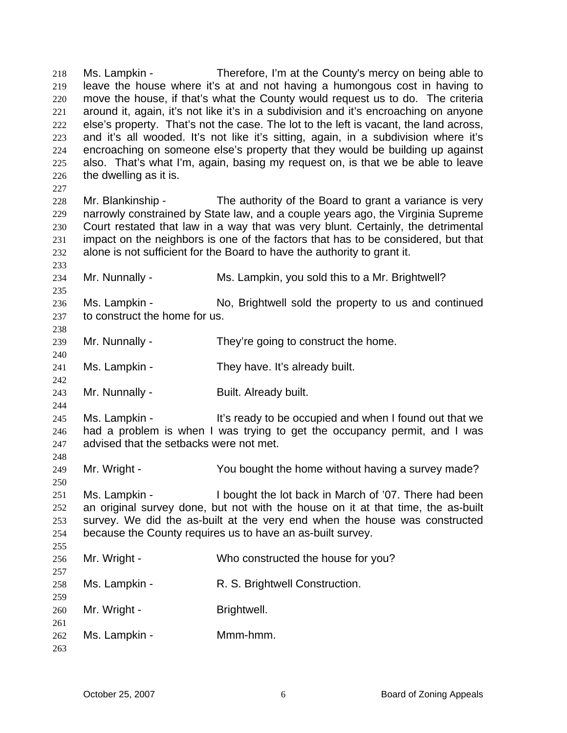Ms. Lampkin - Therefore, I'm at the County's mercy on being able to leave the house where it's at and not having a humongous cost in having to move the house, if that's what the County would request us to do. The criteria around it, again, it's not like it's in a subdivision and it's encroaching on anyone else's property. That's not the case. The lot to the left is vacant, the land across, and it's all wooded. It's not like it's sitting, again, in a subdivision where it's encroaching on someone else's property that they would be building up against also. That's what I'm, again, basing my request on, is that we be able to leave the dwelling as it is.

Mr. Blankinship - The authority of the Board to grant a variance is very narrowly constrained by State law, and a couple years ago, the Virginia Supreme Court restated that law in a way that was very blunt. Certainly, the detrimental impact on the neighbors is one of the factors that has to be considered, but that alone is not sufficient for the Board to have the authority to grant it.

Mr. Nunnally - Ms. Lampkin, you sold this to a Mr. Brightwell?

Ms. Lampkin - No, Brightwell sold the property to us and continued to construct the home for us.

Mr. Nunnally - They're going to construct the home.

Ms. Lampkin - They have. It's already built.

Mr. Nunnally - Built. Already built.

Ms. Lampkin - It's ready to be occupied and when I found out that we had a problem is when I was trying to get the occupancy permit, and I was advised that the setbacks were not met.

Mr. Wright - You bought the home without having a survey made?

Ms. Lampkin - I bought the lot back in March of '07. There had been an original survey done, but not with the house on it at that time, the as-built survey. We did the as-built at the very end when the house was constructed because the County requires us to have an as-built survey.

Mr. Wright - Who constructed the house for you?

Ms. Lampkin - R. S. Brightwell Construction.

Mr. Wright - Brightwell.

Ms. Lampkin - Mmm-hmm.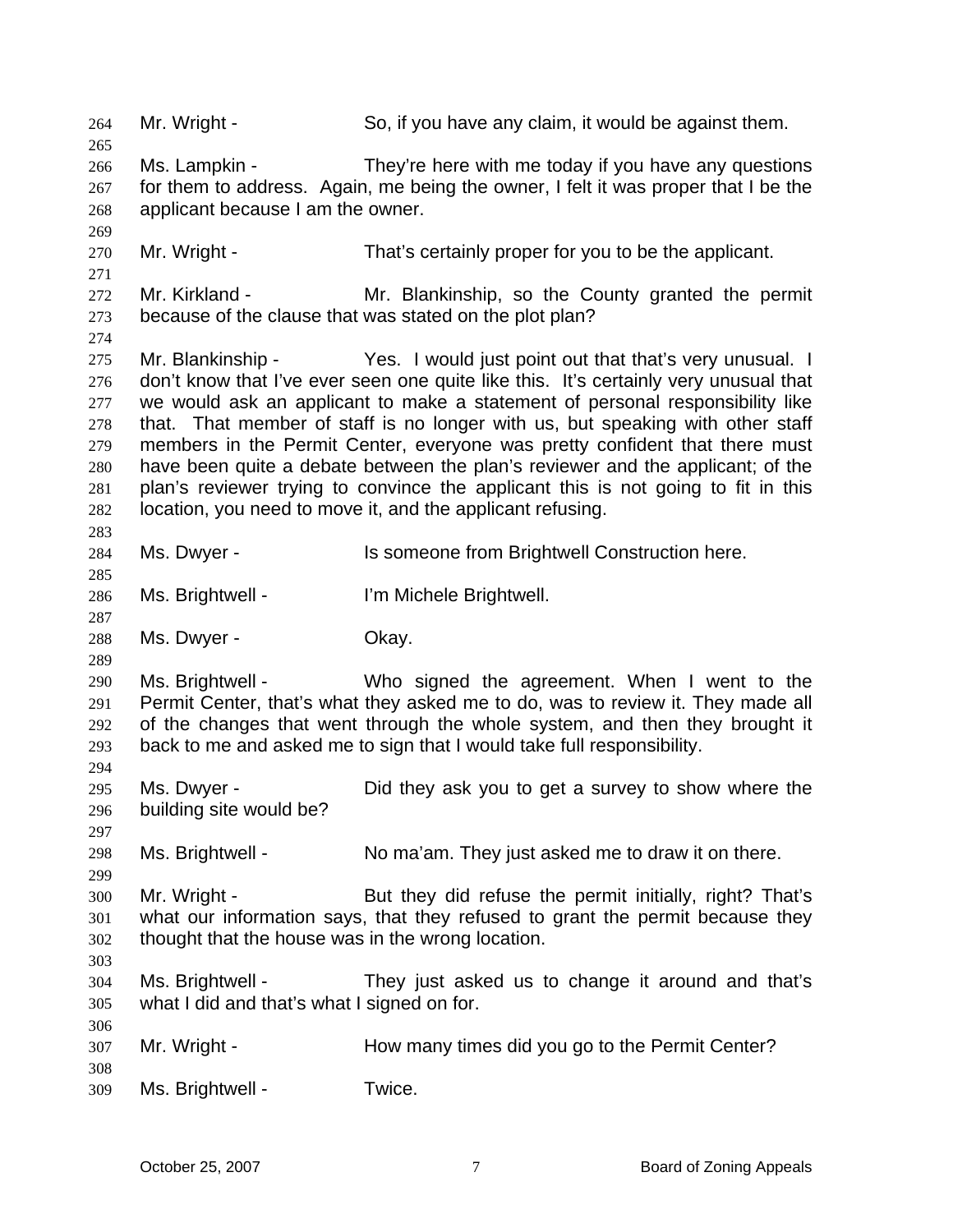Mr. Wright - So, if you have any claim, it would be against them.

Ms. Lampkin - They're here with me today if you have any questions for them to address. Again, me being the owner, I felt it was proper that I be the applicant because I am the owner.

Mr. Wright - That's certainly proper for you to be the applicant.

Mr. Kirkland - Mr. Blankinship, so the County granted the permit because of the clause that was stated on the plot plan?

Mr. Blankinship - Yes. I would just point out that that's very unusual. I don't know that I've ever seen one quite like this. It's certainly very unusual that we would ask an applicant to make a statement of personal responsibility like that. That member of staff is no longer with us, but speaking with other staff members in the Permit Center, everyone was pretty confident that there must have been quite a debate between the plan's reviewer and the applicant; of the plan's reviewer trying to convince the applicant this is not going to fit in this location, you need to move it, and the applicant refusing.

Ms. Dwyer - Is someone from Brightwell Construction here.

Ms. Brightwell - I'm Michele Brightwell.

Ms. Dwyer - Okay.

Ms. Brightwell - Who signed the agreement. When I went to the Permit Center, that's what they asked me to do, was to review it. They made all of the changes that went through the whole system, and then they brought it back to me and asked me to sign that I would take full responsibility.

Ms. Dwyer - Did they ask you to get a survey to show where the building site would be?

Ms. Brightwell - No ma'am. They just asked me to draw it on there.

Mr. Wright - But they did refuse the permit initially, right? That's what our information says, that they refused to grant the permit because they thought that the house was in the wrong location.

Ms. Brightwell - They just asked us to change it around and that's what I did and that's what I signed on for.

Mr. Wright - How many times did you go to the Permit Center?

Ms. Brightwell - Twice.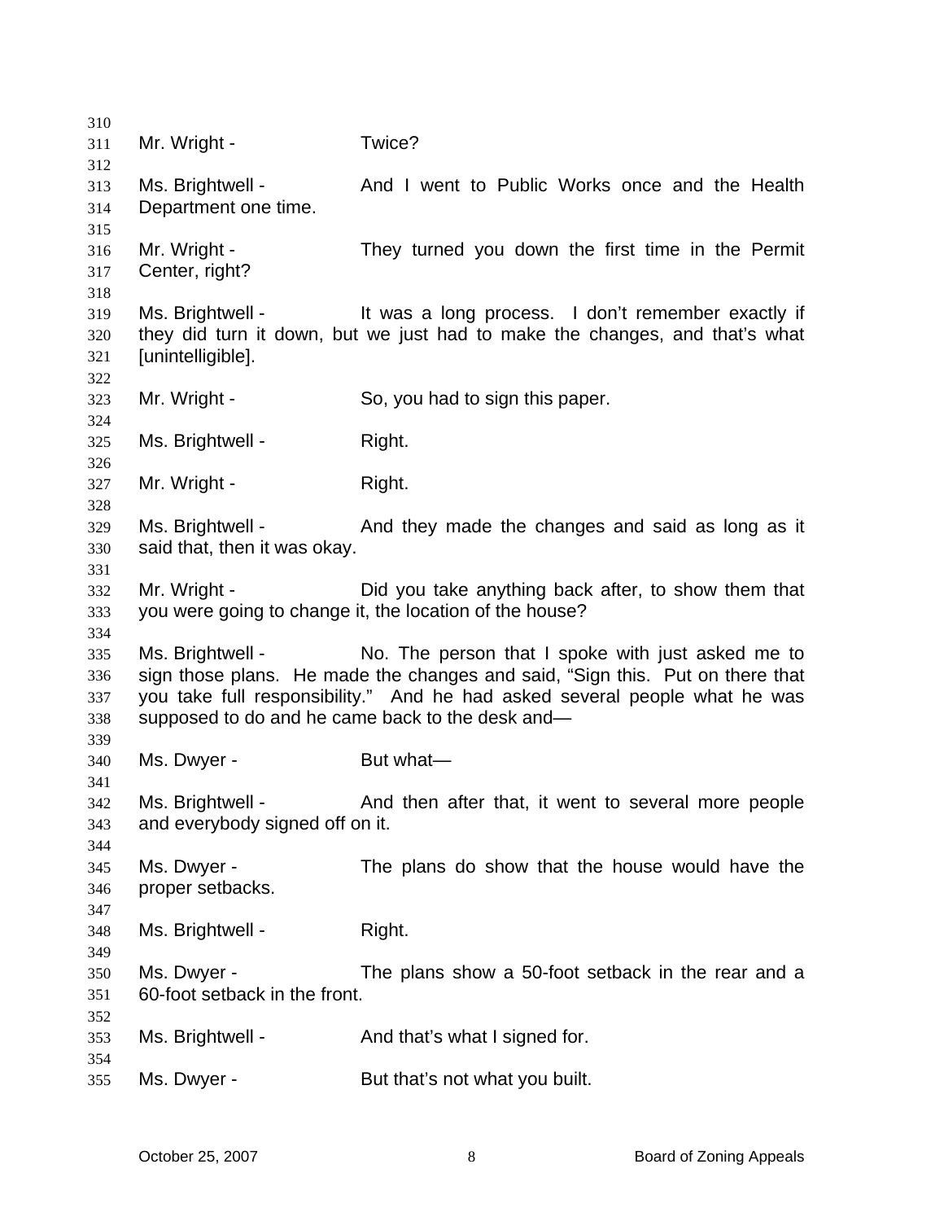Mr. Wright - Twice?

Ms. Brightwell - And I went to Public Works once and the Health Department one time.

Mr. Wright - They turned you down the first time in the Permit Center, right?

Ms. Brightwell - It was a long process. I don't remember exactly if they did turn it down, but we just had to make the changes, and that's what [unintelligible].

Mr. Wright - So, you had to sign this paper.

Ms. Brightwell - Right.

Mr. Wright - Right.

Ms. Brightwell - And they made the changes and said as long as it said that, then it was okay.

Mr. Wright - Did you take anything back after, to show them that you were going to change it, the location of the house?

Ms. Brightwell - No. The person that I spoke with just asked me to sign those plans. He made the changes and said, "Sign this. Put on there that you take full responsibility." And he had asked several people what he was supposed to do and he came back to the desk and—

Ms. Dwyer - But what—

Ms. Brightwell - And then after that, it went to several more people and everybody signed off on it.

Ms. Dwyer - The plans do show that the house would have the proper setbacks.

Ms. Brightwell - Right.

Ms. Dwyer - The plans show a 50-foot setback in the rear and a 60-foot setback in the front.

Ms. Brightwell - And that's what I signed for.

Ms. Dwyer - But that's not what you built.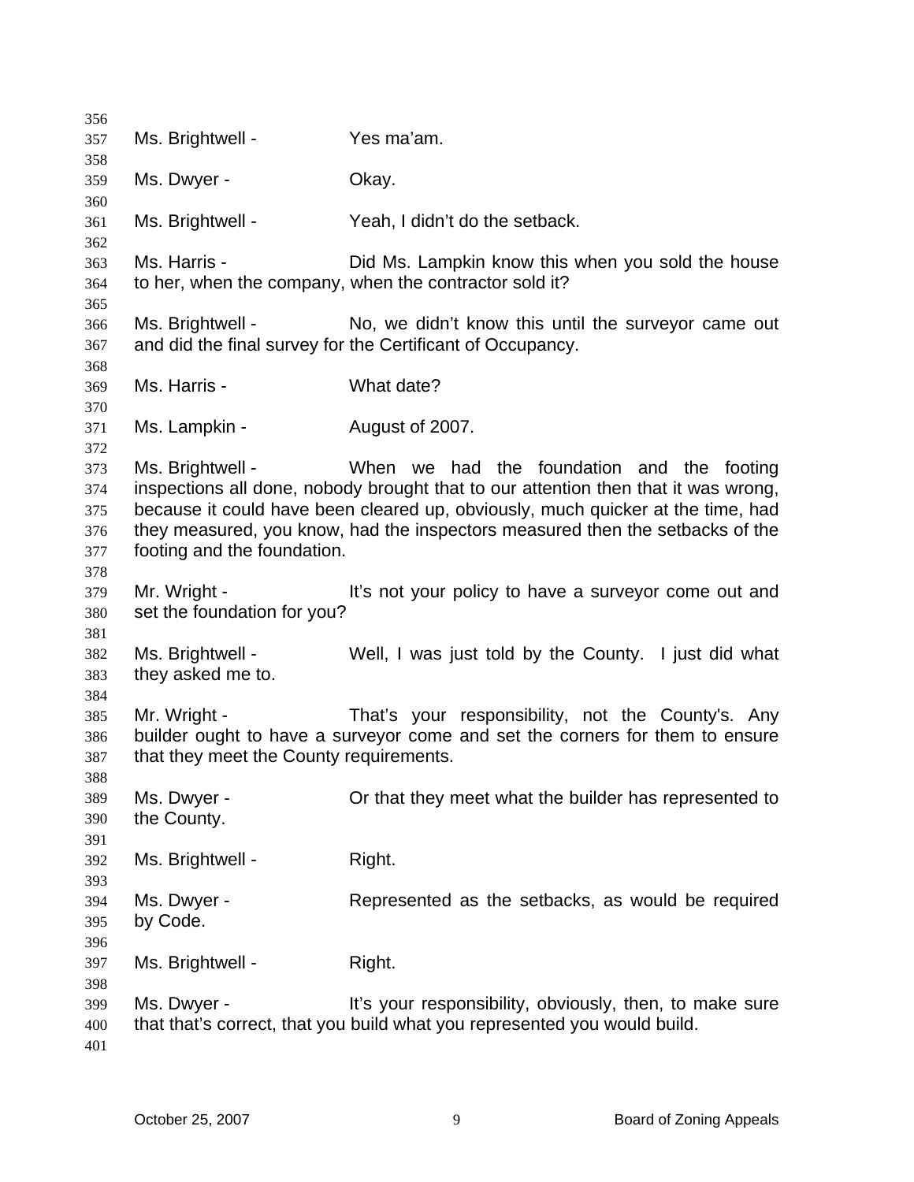Ms. Brightwell - Yes ma'am.

Ms. Dwyer - Okay.

Ms. Brightwell - Yeah, I didn't do the setback.

Ms. Harris - Did Ms. Lampkin know this when you sold the house to her, when the company, when the contractor sold it?

Ms. Brightwell - No, we didn't know this until the surveyor came out and did the final survey for the Certificant of Occupancy.

Ms. Harris - What date?

Ms. Lampkin - August of 2007.

Ms. Brightwell - When we had the foundation and the footing inspections all done, nobody brought that to our attention then that it was wrong, because it could have been cleared up, obviously, much quicker at the time, had they measured, you know, had the inspectors measured then the setbacks of the footing and the foundation.

Mr. Wright - It's not your policy to have a surveyor come out and set the foundation for you?

Ms. Brightwell - Well, I was just told by the County. I just did what they asked me to.

Mr. Wright - That's your responsibility, not the County's. Any builder ought to have a surveyor come and set the corners for them to ensure that they meet the County requirements.

Ms. Dwyer - Or that they meet what the builder has represented to the County.

Ms. Brightwell - Right.

Ms. Dwyer - Represented as the setbacks, as would be required by Code.

Ms. Brightwell - Right.

Ms. Dwyer - It's your responsibility, obviously, then, to make sure that that's correct, that you build what you represented you would build.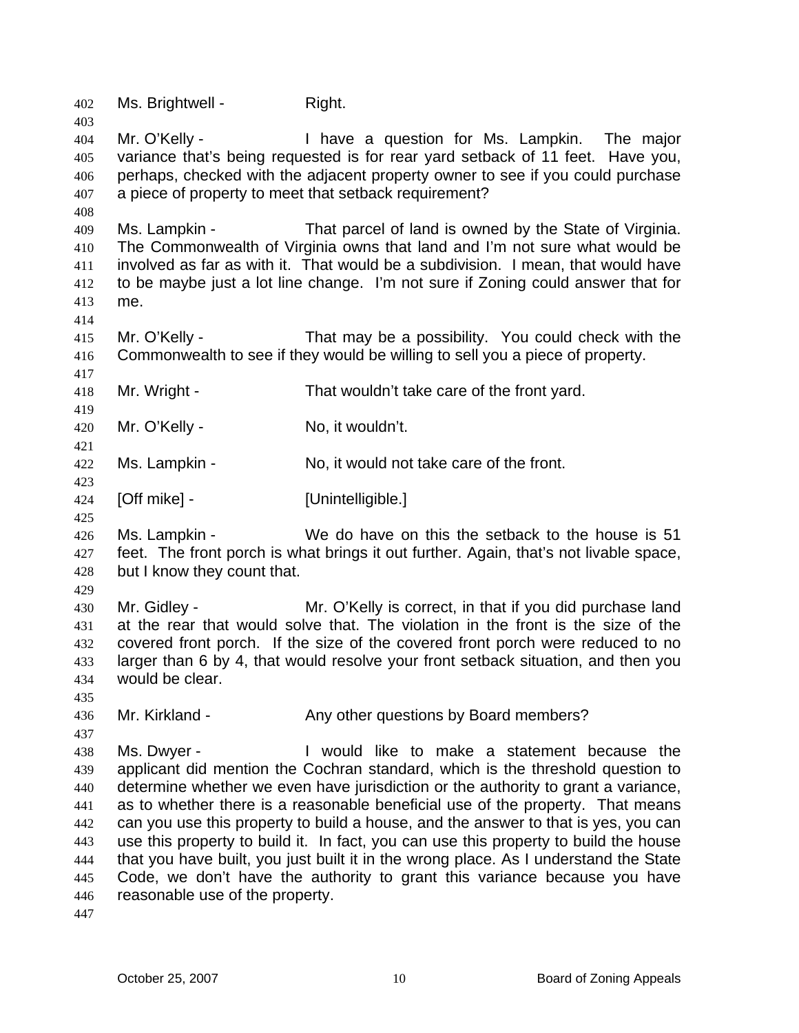Ms. Brightwell - Right.

Mr. O'Kelly - I have a question for Ms. Lampkin. The major variance that's being requested is for rear yard setback of 11 feet. Have you, perhaps, checked with the adjacent property owner to see if you could purchase a piece of property to meet that setback requirement?

Ms. Lampkin - That parcel of land is owned by the State of Virginia. The Commonwealth of Virginia owns that land and I'm not sure what would be involved as far as with it. That would be a subdivision. I mean, that would have to be maybe just a lot line change. I'm not sure if Zoning could answer that for me.

Mr. O'Kelly - That may be a possibility. You could check with the Commonwealth to see if they would be willing to sell you a piece of property.

Mr. Wright - That wouldn't take care of the front yard.

Mr. O'Kelly - No, it wouldn't.

Ms. Lampkin - No, it would not take care of the front.

[Off mike] - [Unintelligible.]

Ms. Lampkin - We do have on this the setback to the house is 51 feet. The front porch is what brings it out further. Again, that's not livable space, but I know they count that.

Mr. Gidley - Mr. O'Kelly is correct, in that if you did purchase land at the rear that would solve that. The violation in the front is the size of the covered front porch. If the size of the covered front porch were reduced to no larger than 6 by 4, that would resolve your front setback situation, and then you would be clear.

Mr. Kirkland - Any other questions by Board members?

Ms. Dwyer - I would like to make a statement because the applicant did mention the Cochran standard, which is the threshold question to determine whether we even have jurisdiction or the authority to grant a variance, as to whether there is a reasonable beneficial use of the property. That means can you use this property to build a house, and the answer to that is yes, you can use this property to build it. In fact, you can use this property to build the house that you have built, you just built it in the wrong place. As I understand the State Code, we don't have the authority to grant this variance because you have reasonable use of the property.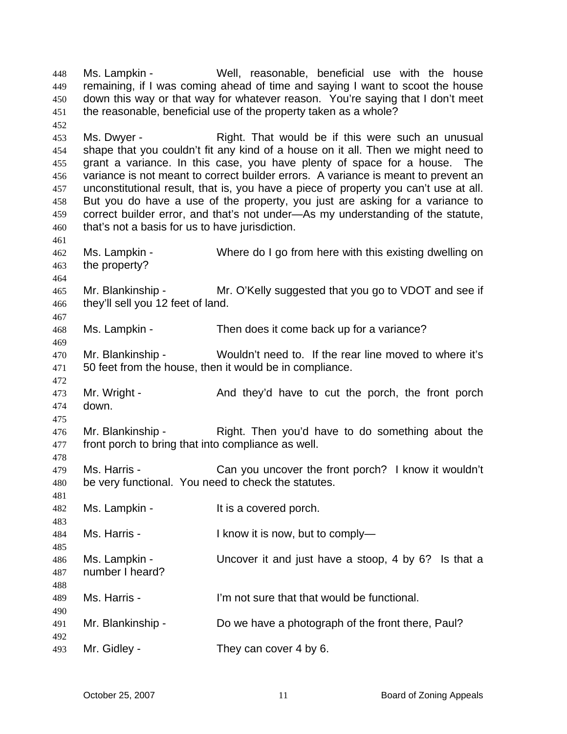Ms. Lampkin - Well, reasonable, beneficial use with the house remaining, if I was coming ahead of time and saying I want to scoot the house down this way or that way for whatever reason. You're saying that I don't meet the reasonable, beneficial use of the property taken as a whole?

Ms. Dwyer - Right. That would be if this were such an unusual shape that you couldn't fit any kind of a house on it all. Then we might need to grant a variance. In this case, you have plenty of space for a house. The variance is not meant to correct builder errors. A variance is meant to prevent an unconstitutional result, that is, you have a piece of property you can't use at all. But you do have a use of the property, you just are asking for a variance to correct builder error, and that's not under—As my understanding of the statute, that's not a basis for us to have jurisdiction.

Ms. Lampkin - Where do I go from here with this existing dwelling on the property?

Mr. Blankinship - Mr. O'Kelly suggested that you go to VDOT and see if they'll sell you 12 feet of land.

Ms. Lampkin - Then does it come back up for a variance?

Mr. Blankinship - Wouldn't need to. If the rear line moved to where it's 50 feet from the house, then it would be in compliance.

Mr. Wright - And they'd have to cut the porch, the front porch down.

Mr. Blankinship - Right. Then you'd have to do something about the front porch to bring that into compliance as well.

Ms. Harris - Can you uncover the front porch? I know it wouldn't be very functional. You need to check the statutes.

Ms. Lampkin - It is a covered porch.

Ms. Harris - I know it is now, but to comply—

Ms. Lampkin - Uncover it and just have a stoop, 4 by 6? Is that a number I heard?

Ms. Harris - I'm not sure that that would be functional.

Mr. Blankinship - Do we have a photograph of the front there, Paul?

Mr. Gidley - They can cover 4 by 6.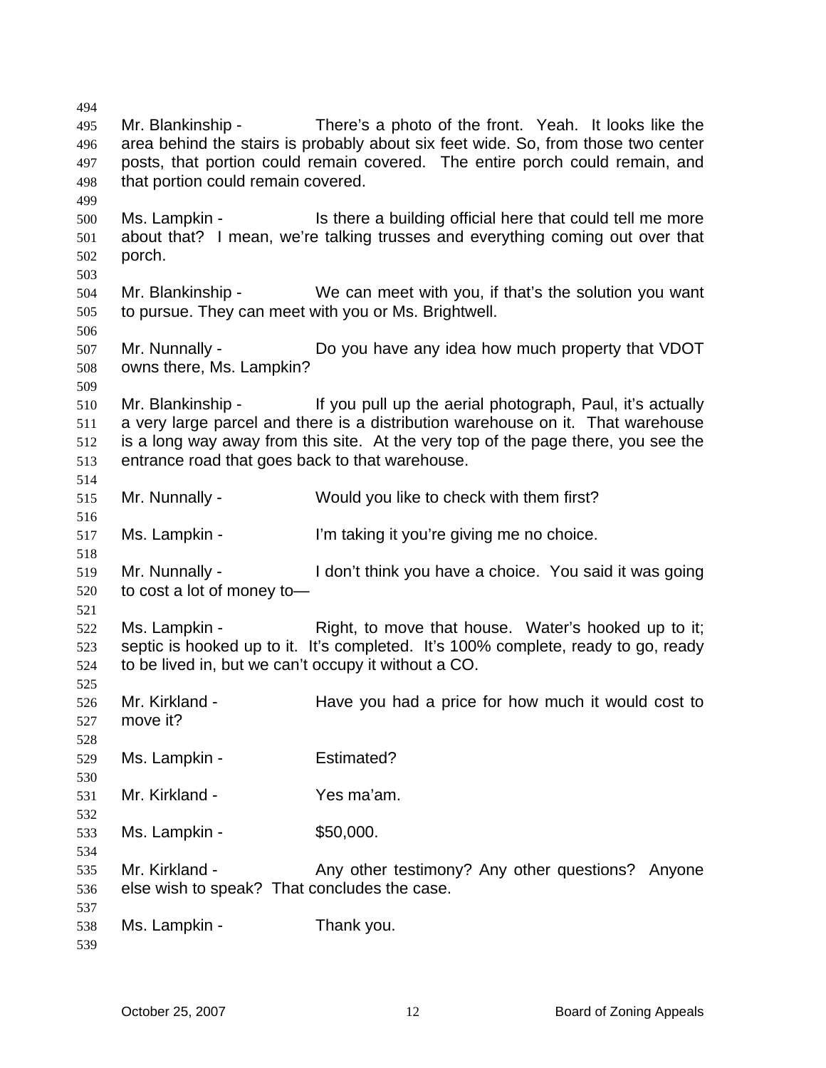Mr. Blankinship - There's a photo of the front. Yeah. It looks like the area behind the stairs is probably about six feet wide. So, from those two center posts, that portion could remain covered. The entire porch could remain, and that portion could remain covered.

Ms. Lampkin - Is there a building official here that could tell me more about that? I mean, we're talking trusses and everything coming out over that porch.

Mr. Blankinship - We can meet with you, if that's the solution you want to pursue. They can meet with you or Ms. Brightwell.

Mr. Nunnally - Do you have any idea how much property that VDOT owns there, Ms. Lampkin?

Mr. Blankinship - If you pull up the aerial photograph, Paul, it's actually a very large parcel and there is a distribution warehouse on it. That warehouse is a long way away from this site. At the very top of the page there, you see the entrance road that goes back to that warehouse.

Mr. Nunnally - Would you like to check with them first?

Ms. Lampkin - I'm taking it you're giving me no choice.

Mr. Nunnally - I don't think you have a choice. You said it was going to cost a lot of money to—

Ms. Lampkin - Right, to move that house. Water's hooked up to it; septic is hooked up to it. It's completed. It's 100% complete, ready to go, ready to be lived in, but we can't occupy it without a CO.

Mr. Kirkland - Have you had a price for how much it would cost to move it?

Ms. Lampkin - Estimated?

Mr. Kirkland - Yes ma'am.

Ms. Lampkin - $50,000.

Mr. Kirkland - Any other testimony? Any other questions? Anyone else wish to speak? That concludes the case.

Ms. Lampkin - Thank you.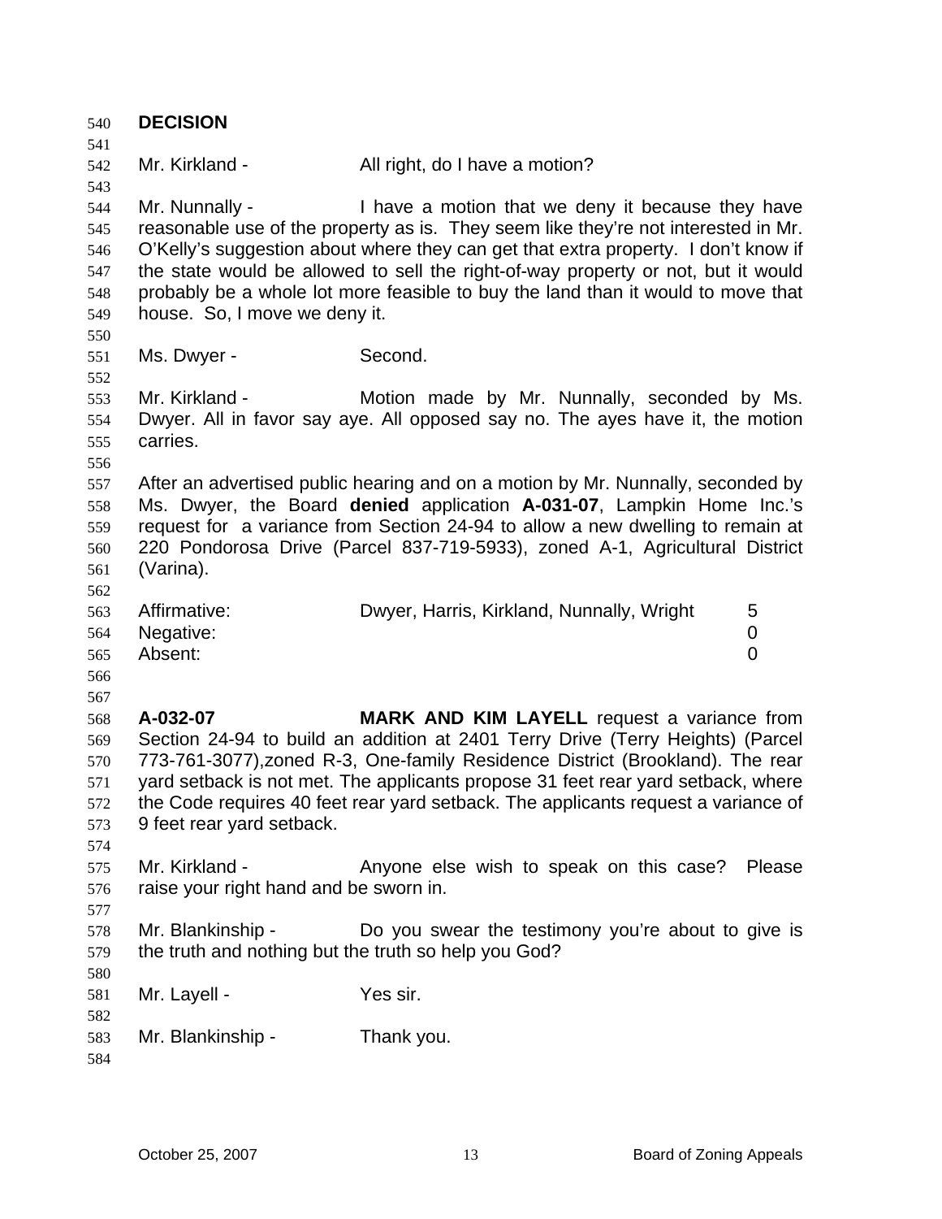**DECISION**

Mr. Kirkland - All right, do I have a motion?

Mr. Nunnally - I have a motion that we deny it because they have reasonable use of the property as is. They seem like they're not interested in Mr. O'Kelly's suggestion about where they can get that extra property. I don't know if the state would be allowed to sell the right-of-way property or not, but it would probably be a whole lot more feasible to buy the land than it would to move that house. So, I move we deny it.

Ms. Dwyer - Second.

Mr. Kirkland - Motion made by Mr. Nunnally, seconded by Ms. Dwyer. All in favor say aye. All opposed say no. The ayes have it, the motion carries.

After an advertised public hearing and on a motion by Mr. Nunnally, seconded by Ms. Dwyer, the Board **denied** application **A-031-07**, Lampkin Home Inc.'s request for a variance from Section 24-94 to allow a new dwelling to remain at 220 Pondorosa Drive (Parcel 837-719-5933), zoned A-1, Agricultural District (Varina).

| | | |
|---|---|---|
| Affirmative: | Dwyer, Harris, Kirkland, Nunnally, Wright | 5 |
| Negative: | | 0 |
| Absent: | | 0 |

**A-032-07** **MARK AND KIM LAYELL** request a variance from Section 24-94 to build an addition at 2401 Terry Drive (Terry Heights) (Parcel 773-761-3077),zoned R-3, One-family Residence District (Brookland). The rear yard setback is not met. The applicants propose 31 feet rear yard setback, where the Code requires 40 feet rear yard setback. The applicants request a variance of 9 feet rear yard setback.

Mr. Kirkland - Anyone else wish to speak on this case? Please raise your right hand and be sworn in.

Mr. Blankinship - Do you swear the testimony you're about to give is the truth and nothing but the truth so help you God?

Mr. Layell - Yes sir.

Mr. Blankinship - Thank you.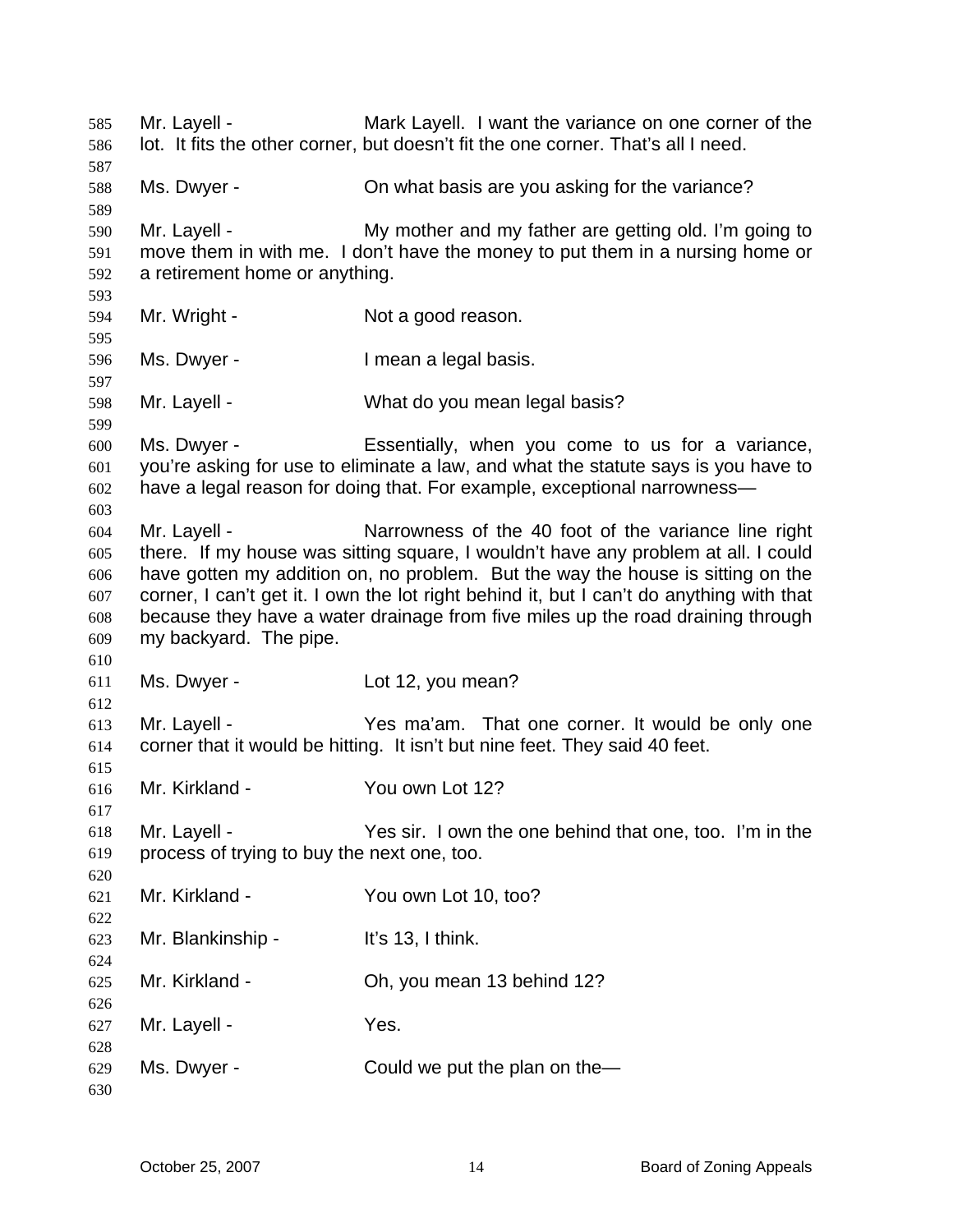Mr. Layell - Mark Layell. I want the variance on one corner of the lot. It fits the other corner, but doesn't fit the one corner. That's all I need.

Ms. Dwyer - On what basis are you asking for the variance?

Mr. Layell - My mother and my father are getting old. I'm going to move them in with me. I don't have the money to put them in a nursing home or a retirement home or anything.

Mr. Wright - Not a good reason.

Ms. Dwyer - I mean a legal basis.

Mr. Layell - What do you mean legal basis?

Ms. Dwyer - Essentially, when you come to us for a variance, you're asking for use to eliminate a law, and what the statute says is you have to have a legal reason for doing that. For example, exceptional narrowness—

Mr. Layell - Narrowness of the 40 foot of the variance line right there. If my house was sitting square, I wouldn't have any problem at all. I could have gotten my addition on, no problem. But the way the house is sitting on the corner, I can't get it. I own the lot right behind it, but I can't do anything with that because they have a water drainage from five miles up the road draining through my backyard. The pipe.

Ms. Dwyer - Lot 12, you mean?

Mr. Layell - Yes ma'am. That one corner. It would be only one corner that it would be hitting. It isn't but nine feet. They said 40 feet.

Mr. Kirkland - You own Lot 12?

Mr. Layell - Yes sir. I own the one behind that one, too. I'm in the process of trying to buy the next one, too.

Mr. Kirkland - You own Lot 10, too?

Mr. Blankinship - It's 13, I think.

Mr. Kirkland - Oh, you mean 13 behind 12?

Mr. Layell - Yes.

Ms. Dwyer - Could we put the plan on the—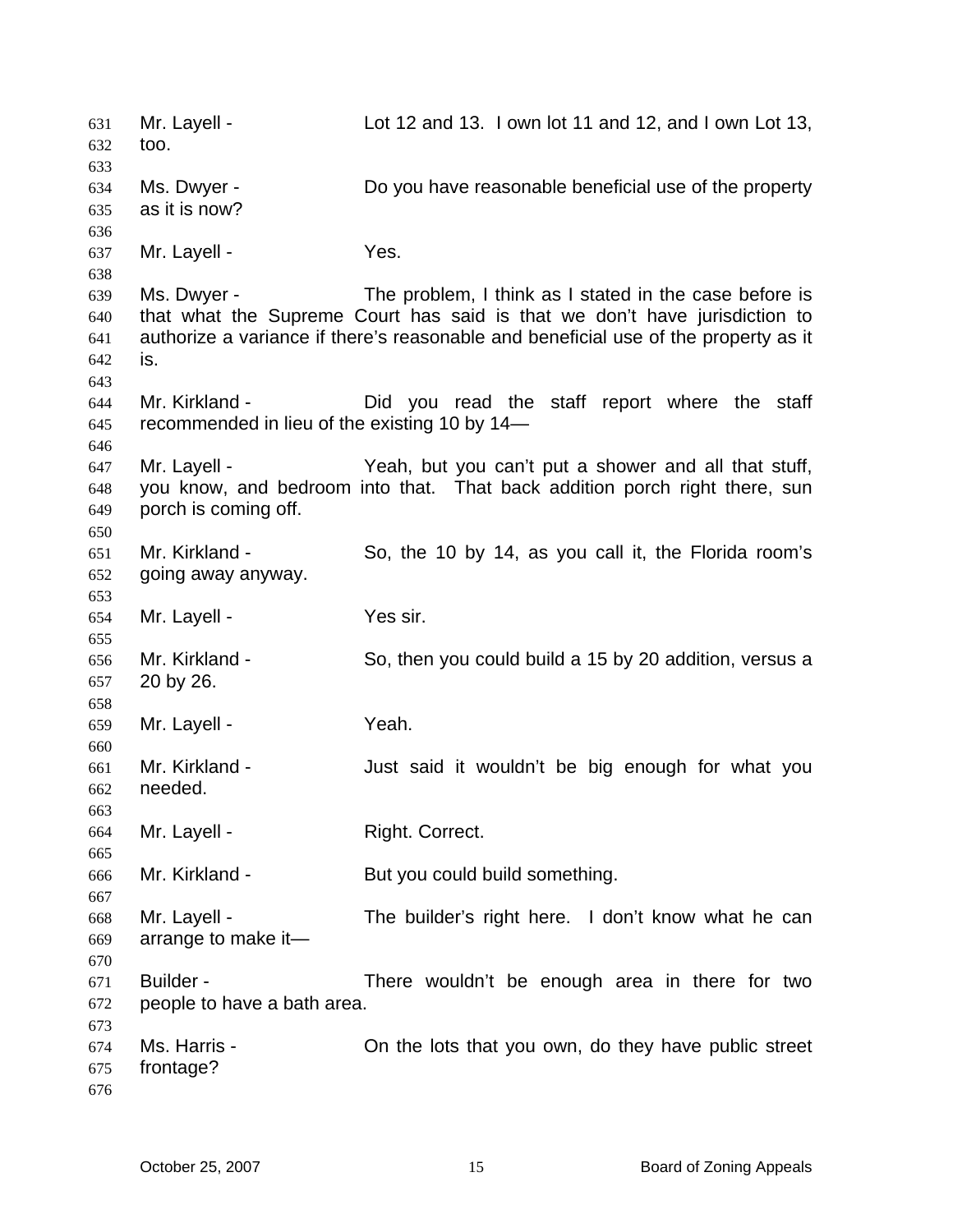Mr. Layell - Lot 12 and 13. I own lot 11 and 12, and I own Lot 13, too.

Ms. Dwyer - Do you have reasonable beneficial use of the property as it is now?

Mr. Layell - Yes.

Ms. Dwyer - The problem, I think as I stated in the case before is that what the Supreme Court has said is that we don't have jurisdiction to authorize a variance if there's reasonable and beneficial use of the property as it is.

Mr. Kirkland - Did you read the staff report where the staff recommended in lieu of the existing 10 by 14—

Mr. Layell - Yeah, but you can't put a shower and all that stuff, you know, and bedroom into that. That back addition porch right there, sun porch is coming off.

Mr. Kirkland - So, the 10 by 14, as you call it, the Florida room's going away anyway.

Mr. Layell - Yes sir.

Mr. Kirkland - So, then you could build a 15 by 20 addition, versus a 20 by 26.

Mr. Layell - Yeah.

Mr. Kirkland - Just said it wouldn't be big enough for what you needed.

Mr. Layell - Right. Correct.

Mr. Kirkland - But you could build something.

Mr. Layell - The builder's right here. I don't know what he can arrange to make it—

Builder - There wouldn't be enough area in there for two people to have a bath area.

Ms. Harris - On the lots that you own, do they have public street frontage?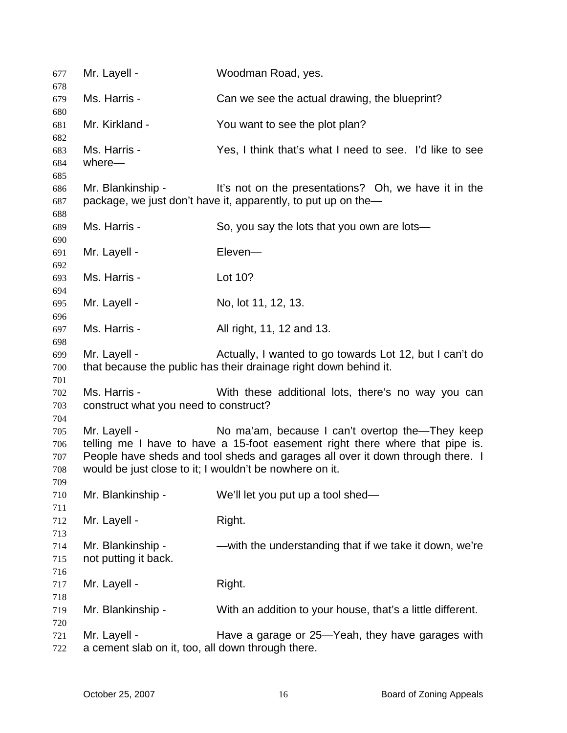Mr. Layell - Woodman Road, yes.

Ms. Harris - Can we see the actual drawing, the blueprint?

Mr. Kirkland - You want to see the plot plan?

Ms. Harris - Yes, I think that's what I need to see. I'd like to see where—

Mr. Blankinship - It's not on the presentations? Oh, we have it in the package, we just don't have it, apparently, to put up on the—

Ms. Harris - So, you say the lots that you own are lots—

Mr. Layell - Eleven—

Ms. Harris - Lot 10?

Mr. Layell - No, lot 11, 12, 13.

Ms. Harris - All right, 11, 12 and 13.

Mr. Layell - Actually, I wanted to go towards Lot 12, but I can't do that because the public has their drainage right down behind it.

Ms. Harris - With these additional lots, there's no way you can construct what you need to construct?

Mr. Layell - No ma'am, because I can't overtop the—They keep telling me I have to have a 15-foot easement right there where that pipe is. People have sheds and tool sheds and garages all over it down through there. I would be just close to it; I wouldn't be nowhere on it.

Mr. Blankinship - We'll let you put up a tool shed—

Mr. Layell - Right.

Mr. Blankinship - —with the understanding that if we take it down, we're not putting it back.

Mr. Layell - Right.

Mr. Blankinship - With an addition to your house, that's a little different.

Mr. Layell - Have a garage or 25—Yeah, they have garages with a cement slab on it, too, all down through there.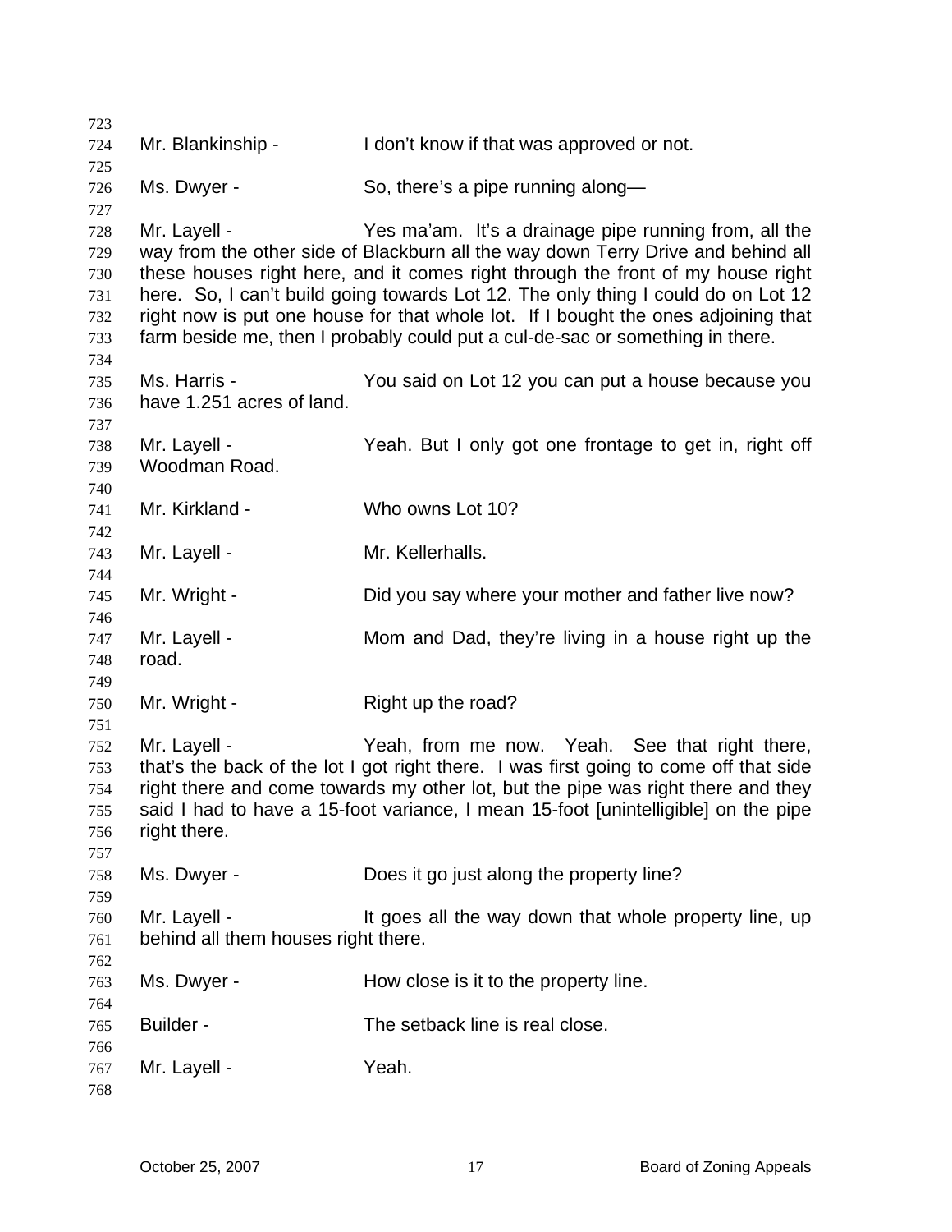Mr. Blankinship - I don't know if that was approved or not.

Ms. Dwyer - So, there's a pipe running along—

Mr. Layell - Yes ma'am. It's a drainage pipe running from, all the way from the other side of Blackburn all the way down Terry Drive and behind all these houses right here, and it comes right through the front of my house right here. So, I can't build going towards Lot 12. The only thing I could do on Lot 12 right now is put one house for that whole lot. If I bought the ones adjoining that farm beside me, then I probably could put a cul-de-sac or something in there.

Ms. Harris - You said on Lot 12 you can put a house because you have 1.251 acres of land.

Mr. Layell - Yeah. But I only got one frontage to get in, right off Woodman Road.

Mr. Kirkland - Who owns Lot 10?

Mr. Layell - Mr. Kellerhalls.

Mr. Wright - Did you say where your mother and father live now?

Mr. Layell - Mom and Dad, they're living in a house right up the road.

Mr. Wright - Right up the road?

Mr. Layell - Yeah, from me now. Yeah. See that right there, that's the back of the lot I got right there. I was first going to come off that side right there and come towards my other lot, but the pipe was right there and they said I had to have a 15-foot variance, I mean 15-foot [unintelligible] on the pipe right there.

Ms. Dwyer - Does it go just along the property line?

Mr. Layell - It goes all the way down that whole property line, up behind all them houses right there.

Ms. Dwyer - How close is it to the property line.

Builder - The setback line is real close.

Mr. Layell - Yeah.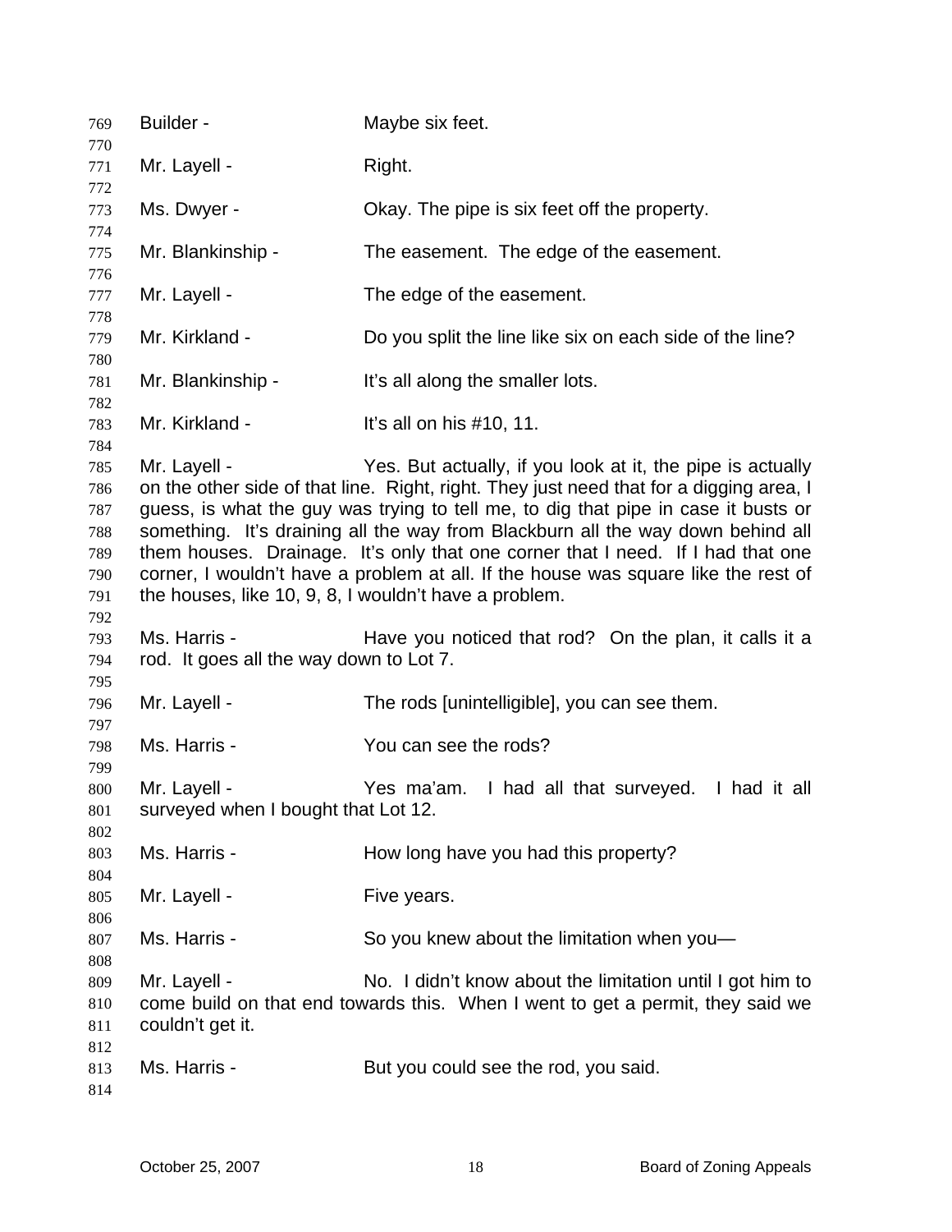769 Builder - Maybe six feet.

771 Mr. Layell - Right.

773 Ms. Dwyer - Okay. The pipe is six feet off the property.

775 Mr. Blankinship - The easement. The edge of the easement.

777 Mr. Layell - The edge of the easement.

779 Mr. Kirkland - Do you split the line like six on each side of the line?

781 Mr. Blankinship - It's all along the smaller lots.

783 Mr. Kirkland - It's all on his #10, 11.

785 Mr. Layell - Yes. But actually, if you look at it, the pipe is actually
786 on the other side of that line. Right, right. They just need that for a digging area, I
787 guess, is what the guy was trying to tell me, to dig that pipe in case it busts or
788 something. It's draining all the way from Blackburn all the way down behind all
789 them houses. Drainage. It's only that one corner that I need. If I had that one
790 corner, I wouldn't have a problem at all. If the house was square like the rest of
791 the houses, like 10, 9, 8, I wouldn't have a problem.

793 Ms. Harris - Have you noticed that rod? On the plan, it calls it a
794 rod. It goes all the way down to Lot 7.

796 Mr. Layell - The rods [unintelligible], you can see them.

798 Ms. Harris - You can see the rods?

800 Mr. Layell - Yes ma'am. I had all that surveyed. I had it all
801 surveyed when I bought that Lot 12.

803 Ms. Harris - How long have you had this property?

805 Mr. Layell - Five years.

807 Ms. Harris - So you knew about the limitation when you—

809 Mr. Layell - No. I didn't know about the limitation until I got him to
810 come build on that end towards this. When I went to get a permit, they said we
811 couldn't get it.

813 Ms. Harris - But you could see the rod, you said.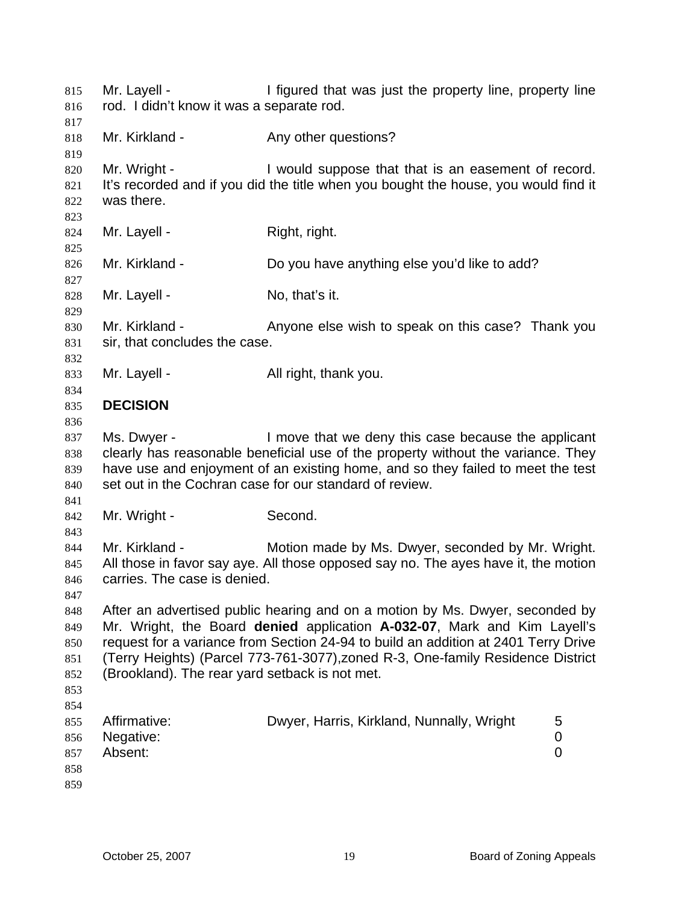Mr. Layell - I figured that was just the property line, property line rod. I didn't know it was a separate rod.

Mr. Kirkland - Any other questions?

Mr. Wright - I would suppose that that is an easement of record. It's recorded and if you did the title when you bought the house, you would find it was there.

Mr. Layell - Right, right.

Mr. Kirkland - Do you have anything else you'd like to add?

Mr. Layell - No, that's it.

Mr. Kirkland - Anyone else wish to speak on this case? Thank you sir, that concludes the case.

Mr. Layell - All right, thank you.

**DECISION**

Ms. Dwyer - I move that we deny this case because the applicant clearly has reasonable beneficial use of the property without the variance. They have use and enjoyment of an existing home, and so they failed to meet the test set out in the Cochran case for our standard of review.

Mr. Wright - Second.

Mr. Kirkland - Motion made by Ms. Dwyer, seconded by Mr. Wright. All those in favor say aye. All those opposed say no. The ayes have it, the motion carries. The case is denied.

After an advertised public hearing and on a motion by Ms. Dwyer, seconded by Mr. Wright, the Board **denied** application **A-032-07**, Mark and Kim Layell's request for a variance from Section 24-94 to build an addition at 2401 Terry Drive (Terry Heights) (Parcel 773-761-3077),zoned R-3, One-family Residence District (Brookland). The rear yard setback is not met.

| | | |
|---|---|---|
| Affirmative: | Dwyer, Harris, Kirkland, Nunnally, Wright | 5 |
| Negative: | | 0 |
| Absent: | | 0 |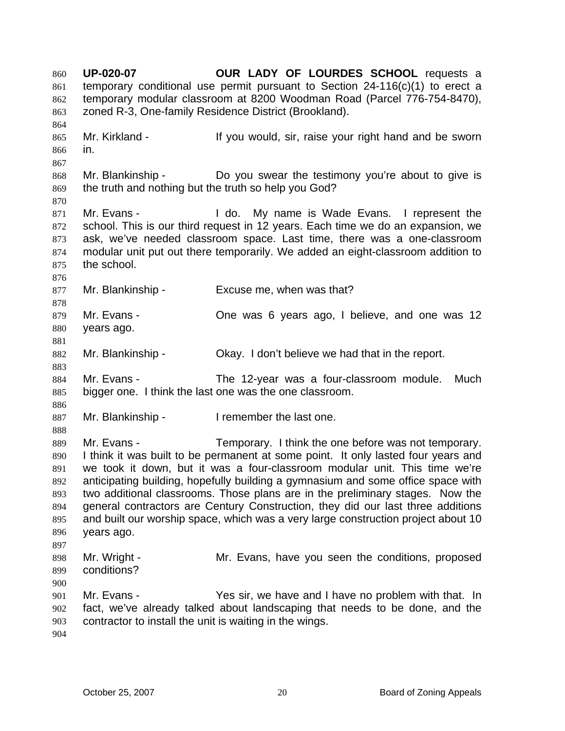**UP-020-07** **OUR LADY OF LOURDES SCHOOL** requests a temporary conditional use permit pursuant to Section 24-116(c)(1) to erect a temporary modular classroom at 8200 Woodman Road (Parcel 776-754-8470), zoned R-3, One-family Residence District (Brookland).

Mr. Kirkland - If you would, sir, raise your right hand and be sworn in.

Mr. Blankinship - Do you swear the testimony you're about to give is the truth and nothing but the truth so help you God?

Mr. Evans - I do. My name is Wade Evans. I represent the school. This is our third request in 12 years. Each time we do an expansion, we ask, we've needed classroom space. Last time, there was a one-classroom modular unit put out there temporarily. We added an eight-classroom addition to the school.

Mr. Blankinship - Excuse me, when was that?

Mr. Evans - One was 6 years ago, I believe, and one was 12 years ago.

Mr. Blankinship - Okay. I don't believe we had that in the report.

Mr. Evans - The 12-year was a four-classroom module. Much bigger one. I think the last one was the one classroom.

Mr. Blankinship - I remember the last one.

Mr. Evans - Temporary. I think the one before was not temporary. I think it was built to be permanent at some point. It only lasted four years and we took it down, but it was a four-classroom modular unit. This time we're anticipating building, hopefully building a gymnasium and some office space with two additional classrooms. Those plans are in the preliminary stages. Now the general contractors are Century Construction, they did our last three additions and built our worship space, which was a very large construction project about 10 years ago.

Mr. Wright - Mr. Evans, have you seen the conditions, proposed conditions?

Mr. Evans - Yes sir, we have and I have no problem with that. In fact, we've already talked about landscaping that needs to be done, and the contractor to install the unit is waiting in the wings.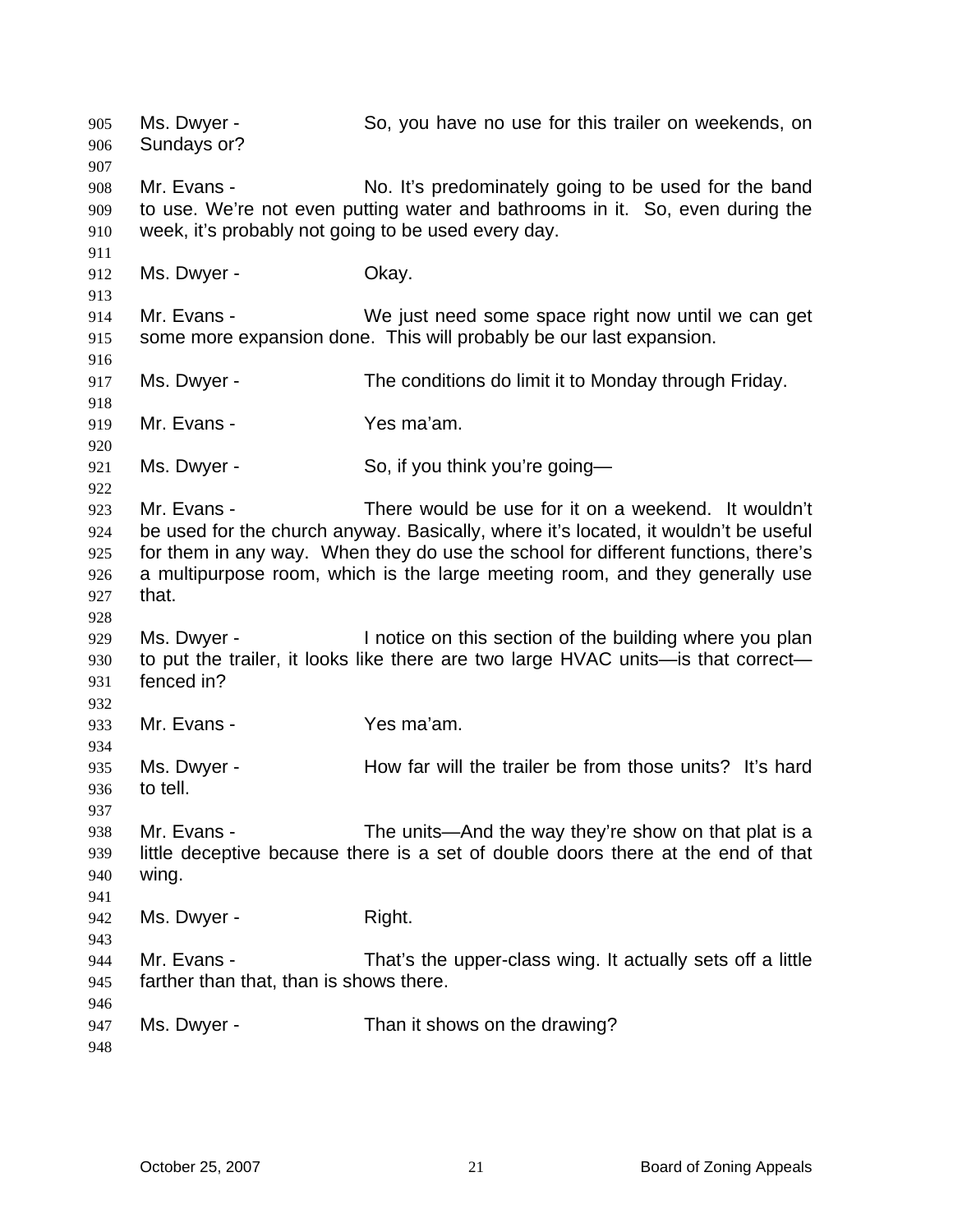Ms. Dwyer - So, you have no use for this trailer on weekends, on Sundays or?

Mr. Evans - No. It's predominately going to be used for the band to use. We're not even putting water and bathrooms in it. So, even during the week, it's probably not going to be used every day.

Ms. Dwyer - Okay.

Mr. Evans - We just need some space right now until we can get some more expansion done. This will probably be our last expansion.

Ms. Dwyer - The conditions do limit it to Monday through Friday.

Mr. Evans - Yes ma'am.

Ms. Dwyer - So, if you think you're going—

Mr. Evans - There would be use for it on a weekend. It wouldn't be used for the church anyway. Basically, where it's located, it wouldn't be useful for them in any way. When they do use the school for different functions, there's a multipurpose room, which is the large meeting room, and they generally use that.

Ms. Dwyer - I notice on this section of the building where you plan to put the trailer, it looks like there are two large HVAC units—is that correct—fenced in?

Mr. Evans - Yes ma'am.

Ms. Dwyer - How far will the trailer be from those units? It's hard to tell.

Mr. Evans - The units—And the way they're show on that plat is a little deceptive because there is a set of double doors there at the end of that wing.

Ms. Dwyer - Right.

Mr. Evans - That's the upper-class wing. It actually sets off a little farther than that, than is shows there.

Ms. Dwyer - Than it shows on the drawing?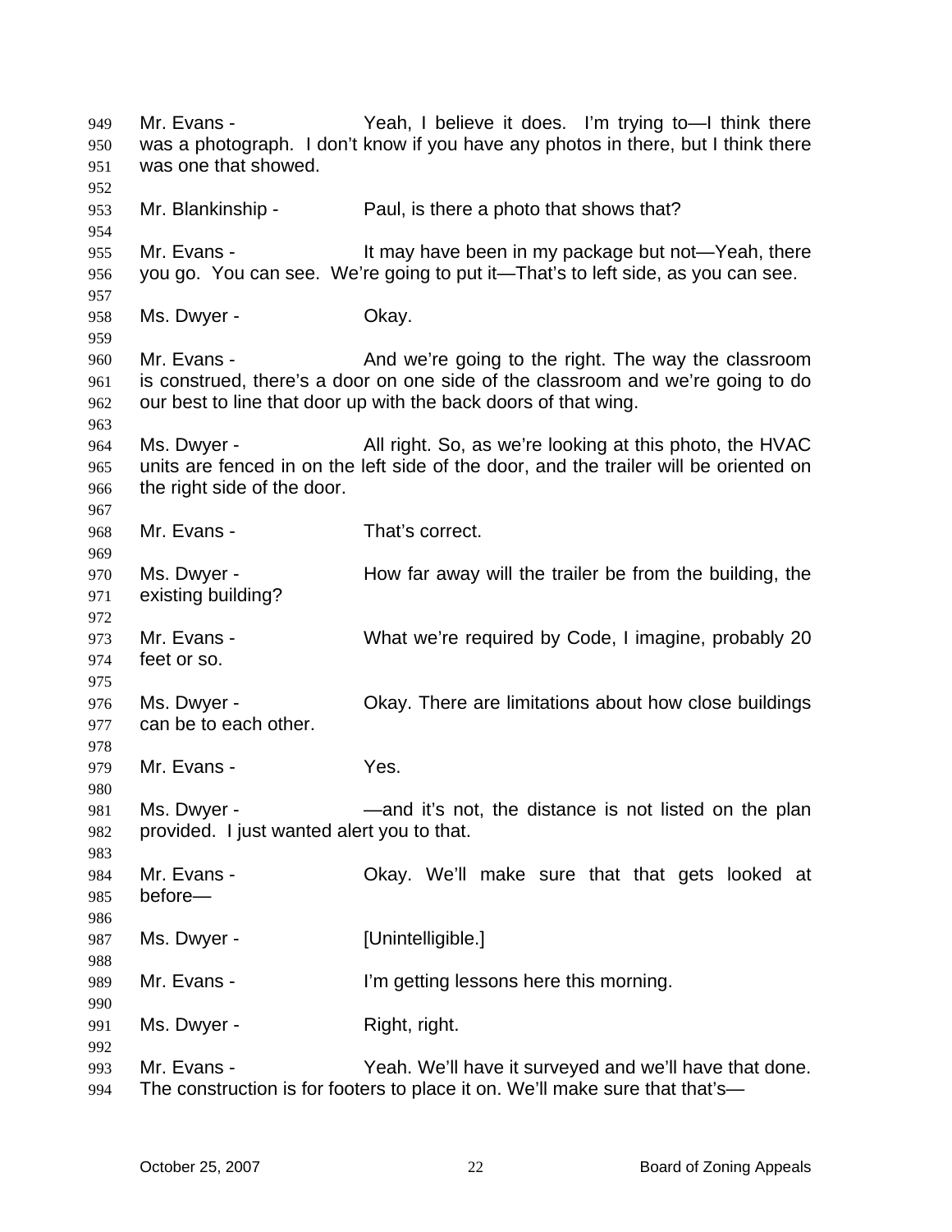Mr. Evans - Yeah, I believe it does. I'm trying to—I think there was a photograph. I don't know if you have any photos in there, but I think there was one that showed.

Mr. Blankinship - Paul, is there a photo that shows that?

Mr. Evans - It may have been in my package but not—Yeah, there you go. You can see. We're going to put it—That's to left side, as you can see.

Ms. Dwyer - Okay.

Mr. Evans - And we're going to the right. The way the classroom is construed, there's a door on one side of the classroom and we're going to do our best to line that door up with the back doors of that wing.

Ms. Dwyer - All right. So, as we're looking at this photo, the HVAC units are fenced in on the left side of the door, and the trailer will be oriented on the right side of the door.

Mr. Evans - That's correct.

Ms. Dwyer - How far away will the trailer be from the building, the existing building?

Mr. Evans - What we're required by Code, I imagine, probably 20 feet or so.

Ms. Dwyer - Okay. There are limitations about how close buildings can be to each other.

Mr. Evans - Yes.

Ms. Dwyer - —and it's not, the distance is not listed on the plan provided. I just wanted alert you to that.

Mr. Evans - Okay. We'll make sure that that gets looked at before—

Ms. Dwyer - [Unintelligible.]

Mr. Evans - I'm getting lessons here this morning.

Ms. Dwyer - Right, right.

Mr. Evans - Yeah. We'll have it surveyed and we'll have that done. The construction is for footers to place it on. We'll make sure that that's—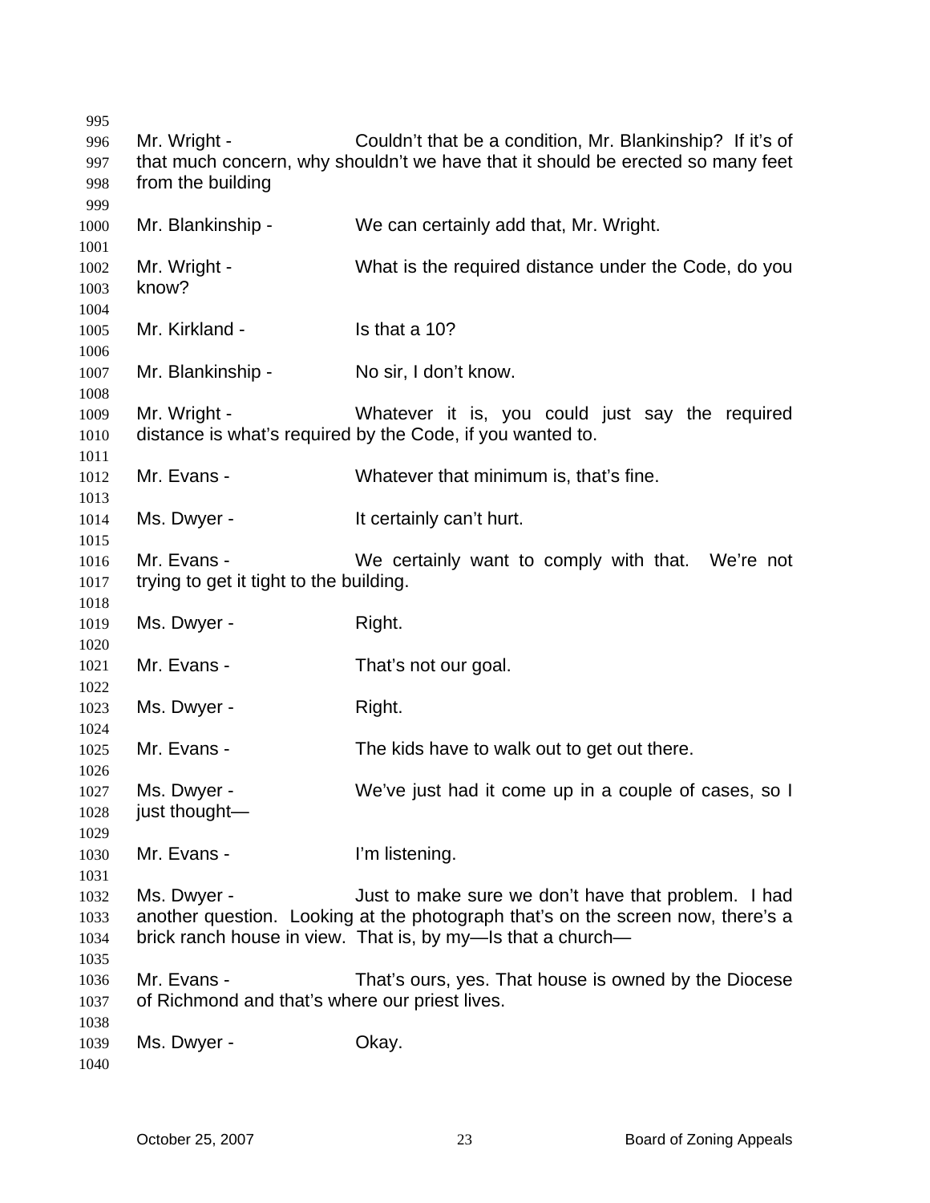Mr. Wright - Couldn't that be a condition, Mr. Blankinship? If it's of that much concern, why shouldn't we have that it should be erected so many feet from the building

Mr. Blankinship - We can certainly add that, Mr. Wright.

Mr. Wright - What is the required distance under the Code, do you know?

Mr. Kirkland - Is that a 10?

Mr. Blankinship - No sir, I don't know.

Mr. Wright - Whatever it is, you could just say the required distance is what's required by the Code, if you wanted to.

Mr. Evans - Whatever that minimum is, that's fine.

Ms. Dwyer - It certainly can't hurt.

Mr. Evans - We certainly want to comply with that. We're not trying to get it tight to the building.

Ms. Dwyer - Right.

Mr. Evans - That's not our goal.

Ms. Dwyer - Right.

Mr. Evans - The kids have to walk out to get out there.

Ms. Dwyer - We've just had it come up in a couple of cases, so I just thought—

Mr. Evans - I'm listening.

Ms. Dwyer - Just to make sure we don't have that problem. I had another question. Looking at the photograph that's on the screen now, there's a brick ranch house in view. That is, by my—Is that a church—

Mr. Evans - That's ours, yes. That house is owned by the Diocese of Richmond and that's where our priest lives.

Ms. Dwyer - Okay.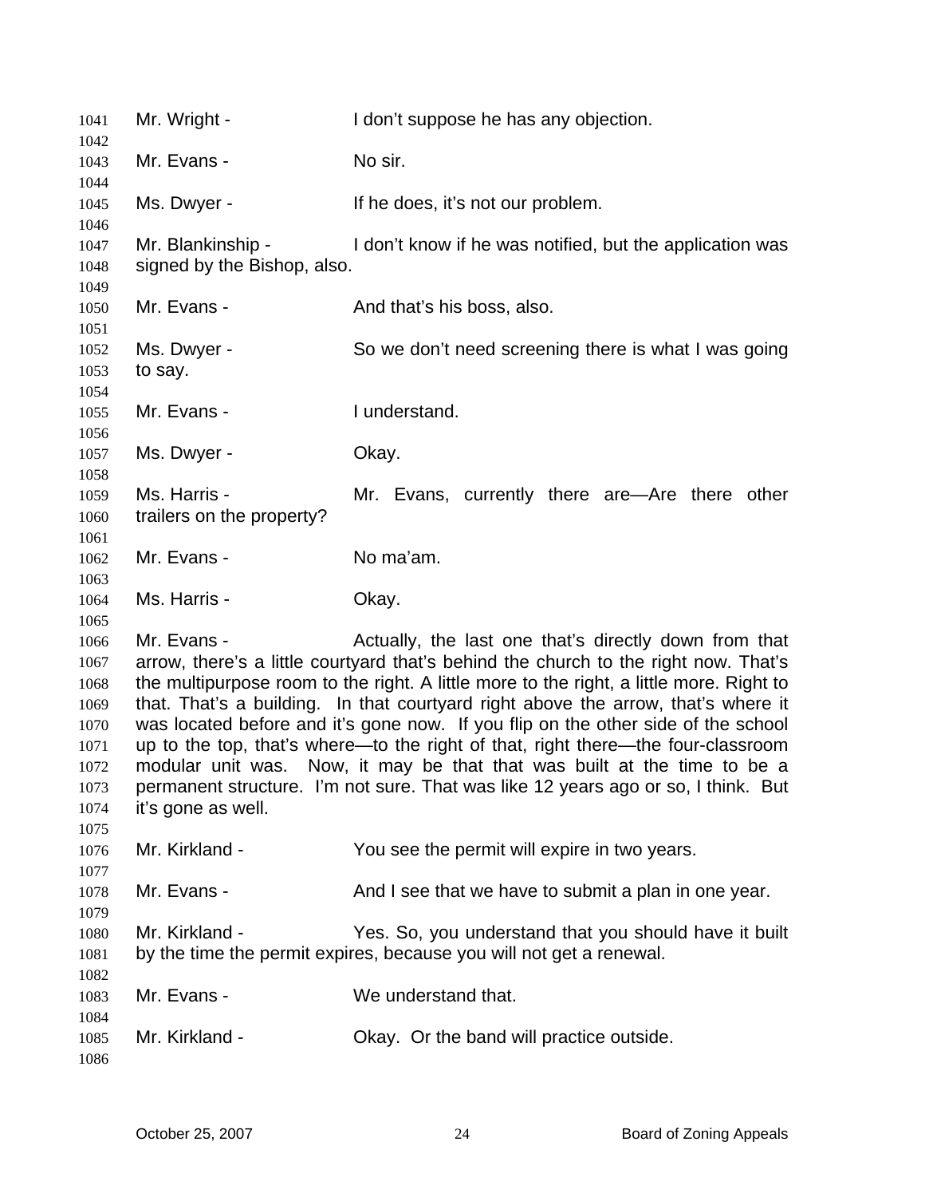Mr. Wright - I don't suppose he has any objection.

Mr. Evans - No sir.

Ms. Dwyer - If he does, it's not our problem.

Mr. Blankinship - I don't know if he was notified, but the application was signed by the Bishop, also.

Mr. Evans - And that's his boss, also.

Ms. Dwyer - So we don't need screening there is what I was going to say.

Mr. Evans - I understand.

Ms. Dwyer - Okay.

Ms. Harris - Mr. Evans, currently there are—Are there other trailers on the property?

Mr. Evans - No ma'am.

Ms. Harris - Okay.

Mr. Evans - Actually, the last one that's directly down from that arrow, there's a little courtyard that's behind the church to the right now. That's the multipurpose room to the right. A little more to the right, a little more. Right to that. That's a building. In that courtyard right above the arrow, that's where it was located before and it's gone now. If you flip on the other side of the school up to the top, that's where—to the right of that, right there—the four-classroom modular unit was. Now, it may be that that was built at the time to be a permanent structure. I'm not sure. That was like 12 years ago or so, I think. But it's gone as well.

Mr. Kirkland - You see the permit will expire in two years.

Mr. Evans - And I see that we have to submit a plan in one year.

Mr. Kirkland - Yes. So, you understand that you should have it built by the time the permit expires, because you will not get a renewal.

Mr. Evans - We understand that.

Mr. Kirkland - Okay. Or the band will practice outside.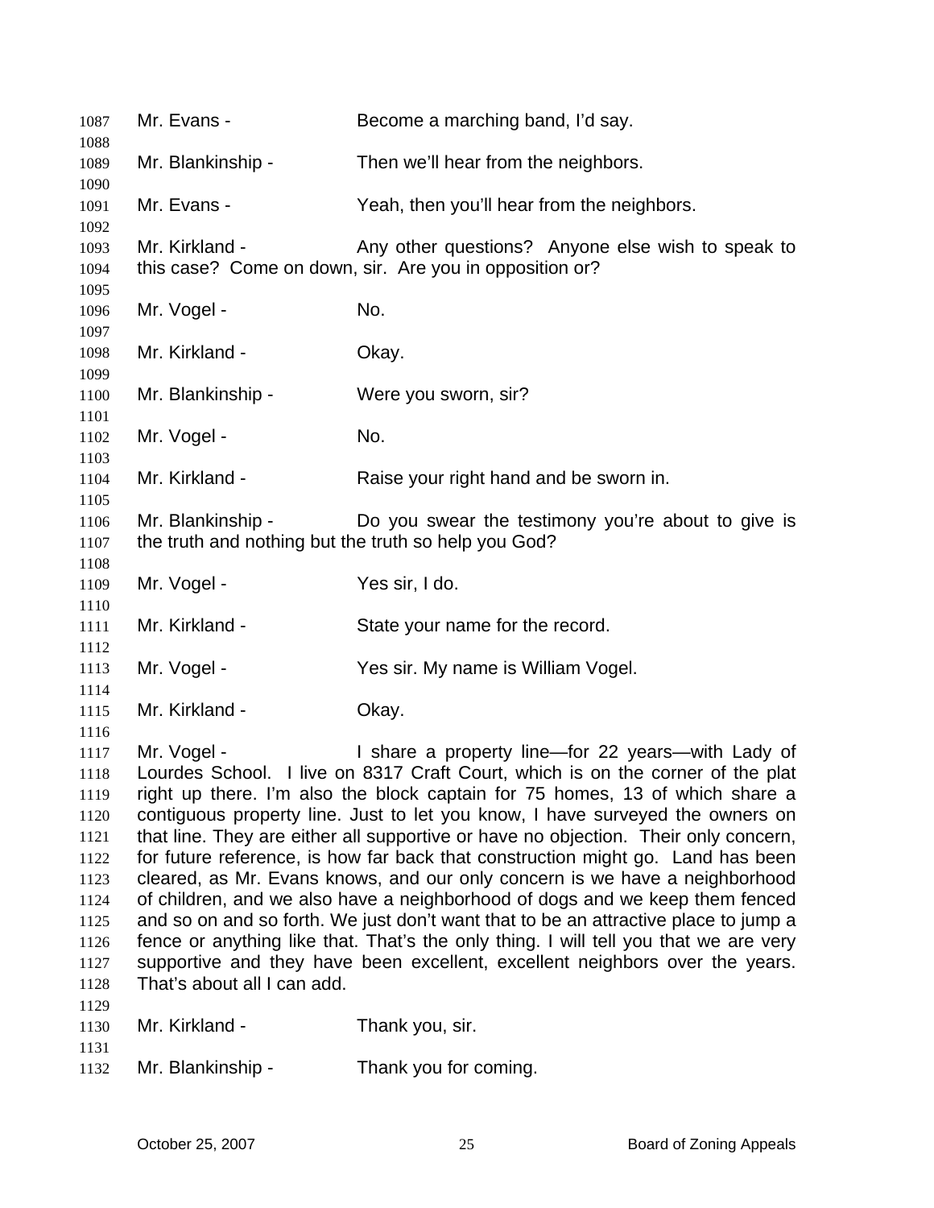Mr. Evans - Become a marching band, I'd say.

Mr. Blankinship - Then we'll hear from the neighbors.

Mr. Evans - Yeah, then you'll hear from the neighbors.

Mr. Kirkland - Any other questions? Anyone else wish to speak to this case? Come on down, sir. Are you in opposition or?

Mr. Vogel - No.

Mr. Kirkland - Okay.

Mr. Blankinship - Were you sworn, sir?

Mr. Vogel - No.

Mr. Kirkland - Raise your right hand and be sworn in.

Mr. Blankinship - Do you swear the testimony you're about to give is the truth and nothing but the truth so help you God?

Mr. Vogel - Yes sir, I do.

Mr. Kirkland - State your name for the record.

Mr. Vogel - Yes sir. My name is William Vogel.

Mr. Kirkland - Okay.

Mr. Vogel - I share a property line—for 22 years—with Lady of Lourdes School. I live on 8317 Craft Court, which is on the corner of the plat right up there. I'm also the block captain for 75 homes, 13 of which share a contiguous property line. Just to let you know, I have surveyed the owners on that line. They are either all supportive or have no objection. Their only concern, for future reference, is how far back that construction might go. Land has been cleared, as Mr. Evans knows, and our only concern is we have a neighborhood of children, and we also have a neighborhood of dogs and we keep them fenced and so on and so forth. We just don't want that to be an attractive place to jump a fence or anything like that. That's the only thing. I will tell you that we are very supportive and they have been excellent, excellent neighbors over the years. That's about all I can add.

Mr. Kirkland - Thank you, sir.

Mr. Blankinship - Thank you for coming.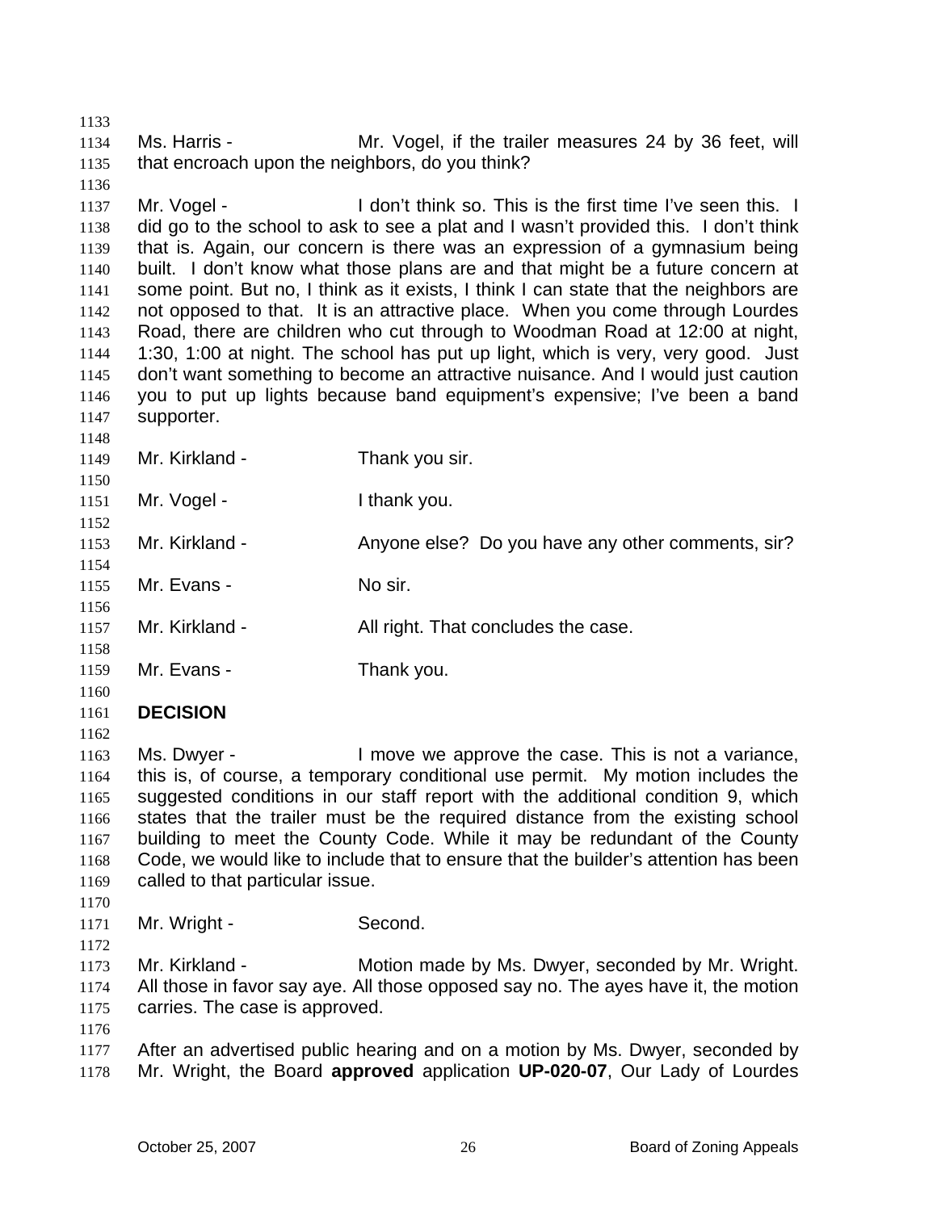Ms. Harris - Mr. Vogel, if the trailer measures 24 by 36 feet, will that encroach upon the neighbors, do you think?

Mr. Vogel - I don't think so. This is the first time I've seen this. I did go to the school to ask to see a plat and I wasn't provided this. I don't think that is. Again, our concern is there was an expression of a gymnasium being built. I don't know what those plans are and that might be a future concern at some point. But no, I think as it exists, I think I can state that the neighbors are not opposed to that. It is an attractive place. When you come through Lourdes Road, there are children who cut through to Woodman Road at 12:00 at night, 1:30, 1:00 at night. The school has put up light, which is very, very good. Just don't want something to become an attractive nuisance. And I would just caution you to put up lights because band equipment's expensive; I've been a band supporter.

Mr. Kirkland - Thank you sir.

Mr. Vogel - I thank you.

Mr. Kirkland - Anyone else? Do you have any other comments, sir?

Mr. Evans - No sir.

Mr. Kirkland - All right. That concludes the case.

Mr. Evans - Thank you.

**DECISION**

Ms. Dwyer - I move we approve the case. This is not a variance, this is, of course, a temporary conditional use permit. My motion includes the suggested conditions in our staff report with the additional condition 9, which states that the trailer must be the required distance from the existing school building to meet the County Code. While it may be redundant of the County Code, we would like to include that to ensure that the builder's attention has been called to that particular issue.

Mr. Wright - Second.

Mr. Kirkland - Motion made by Ms. Dwyer, seconded by Mr. Wright. All those in favor say aye. All those opposed say no. The ayes have it, the motion carries. The case is approved.

After an advertised public hearing and on a motion by Ms. Dwyer, seconded by Mr. Wright, the Board **approved** application **UP-020-07**, Our Lady of Lourdes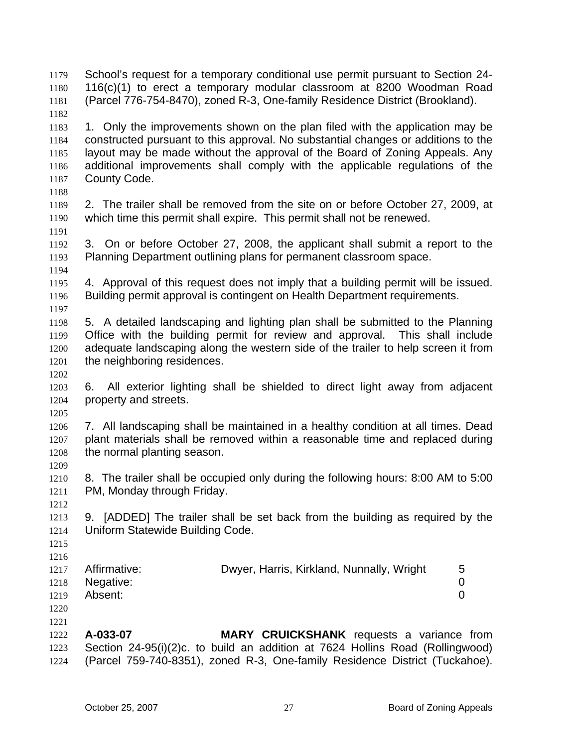School's request for a temporary conditional use permit pursuant to Section 24-116(c)(1) to erect a temporary modular classroom at 8200 Woodman Road (Parcel 776-754-8470), zoned R-3, One-family Residence District (Brookland).

1. Only the improvements shown on the plan filed with the application may be constructed pursuant to this approval. No substantial changes or additions to the layout may be made without the approval of the Board of Zoning Appeals. Any additional improvements shall comply with the applicable regulations of the County Code.

2. The trailer shall be removed from the site on or before October 27, 2009, at which time this permit shall expire. This permit shall not be renewed.

3. On or before October 27, 2008, the applicant shall submit a report to the Planning Department outlining plans for permanent classroom space.

4. Approval of this request does not imply that a building permit will be issued. Building permit approval is contingent on Health Department requirements.

5. A detailed landscaping and lighting plan shall be submitted to the Planning Office with the building permit for review and approval. This shall include adequate landscaping along the western side of the trailer to help screen it from the neighboring residences.

6. All exterior lighting shall be shielded to direct light away from adjacent property and streets.

7. All landscaping shall be maintained in a healthy condition at all times. Dead plant materials shall be removed within a reasonable time and replaced during the normal planting season.

8. The trailer shall be occupied only during the following hours: 8:00 AM to 5:00 PM, Monday through Friday.

9. [ADDED] The trailer shall be set back from the building as required by the Uniform Statewide Building Code.

| | | |
|---|---|---|
| Affirmative: | Dwyer, Harris, Kirkland, Nunnally, Wright | 5 |
| Negative: | | 0 |
| Absent: | | 0 |

**A-033-07** **MARY CRUICKSHANK** requests a variance from Section 24-95(i)(2)c. to build an addition at 7624 Hollins Road (Rollingwood) (Parcel 759-740-8351), zoned R-3, One-family Residence District (Tuckahoe).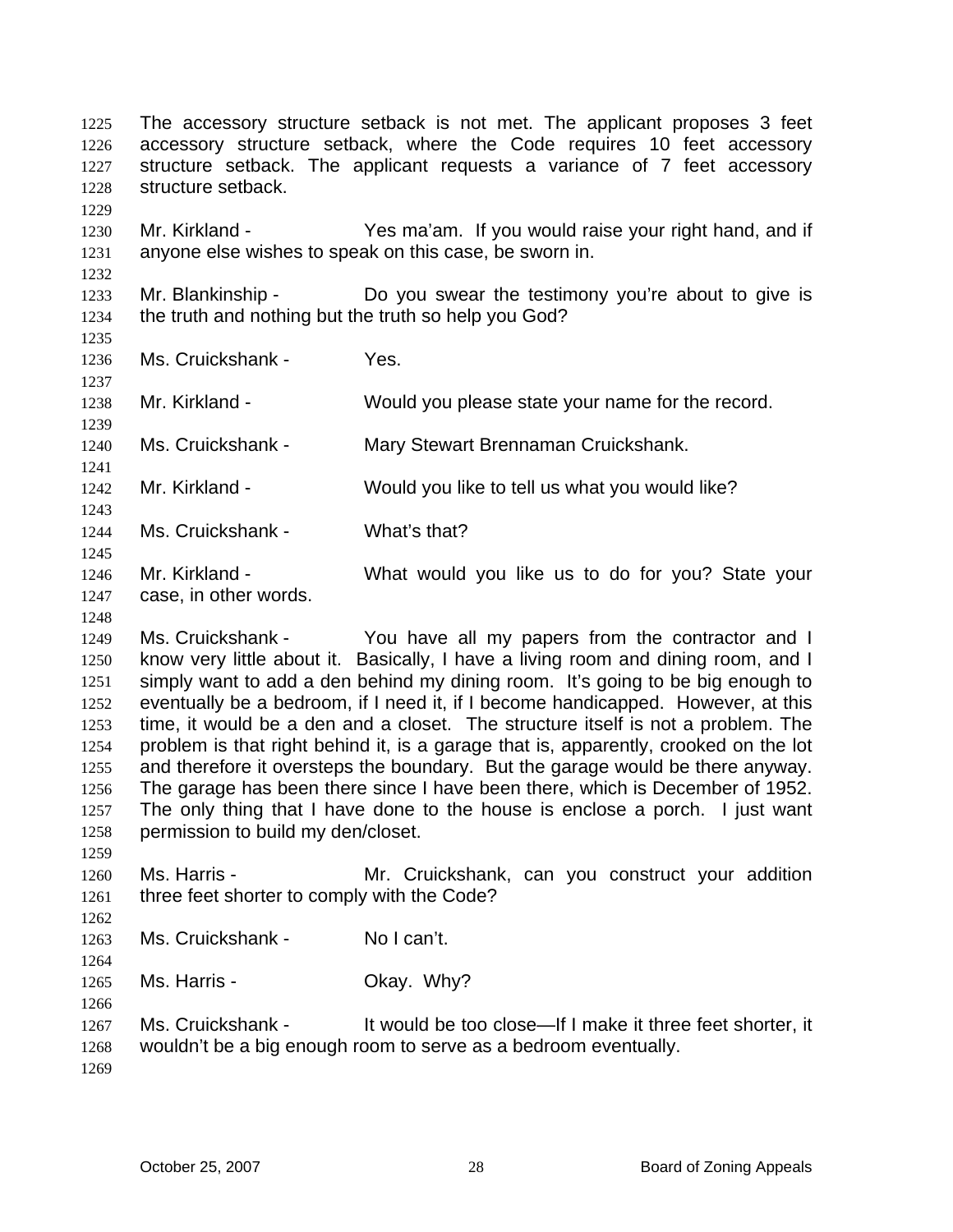The accessory structure setback is not met. The applicant proposes 3 feet accessory structure setback, where the Code requires 10 feet accessory structure setback. The applicant requests a variance of 7 feet accessory structure setback.

Mr. Kirkland - Yes ma'am. If you would raise your right hand, and if anyone else wishes to speak on this case, be sworn in.

Mr. Blankinship - Do you swear the testimony you're about to give is the truth and nothing but the truth so help you God?

Ms. Cruickshank - Yes.

Mr. Kirkland - Would you please state your name for the record.

Ms. Cruickshank - Mary Stewart Brennaman Cruickshank.

Mr. Kirkland - Would you like to tell us what you would like?

Ms. Cruickshank - What's that?

Mr. Kirkland - What would you like us to do for you? State your case, in other words.

Ms. Cruickshank - You have all my papers from the contractor and I know very little about it. Basically, I have a living room and dining room, and I simply want to add a den behind my dining room. It's going to be big enough to eventually be a bedroom, if I need it, if I become handicapped. However, at this time, it would be a den and a closet. The structure itself is not a problem. The problem is that right behind it, is a garage that is, apparently, crooked on the lot and therefore it oversteps the boundary. But the garage would be there anyway. The garage has been there since I have been there, which is December of 1952. The only thing that I have done to the house is enclose a porch. I just want permission to build my den/closet.

Ms. Harris - Mr. Cruickshank, can you construct your addition three feet shorter to comply with the Code?

Ms. Cruickshank - No I can't.

Ms. Harris - Okay. Why?

Ms. Cruickshank - It would be too close—If I make it three feet shorter, it wouldn't be a big enough room to serve as a bedroom eventually.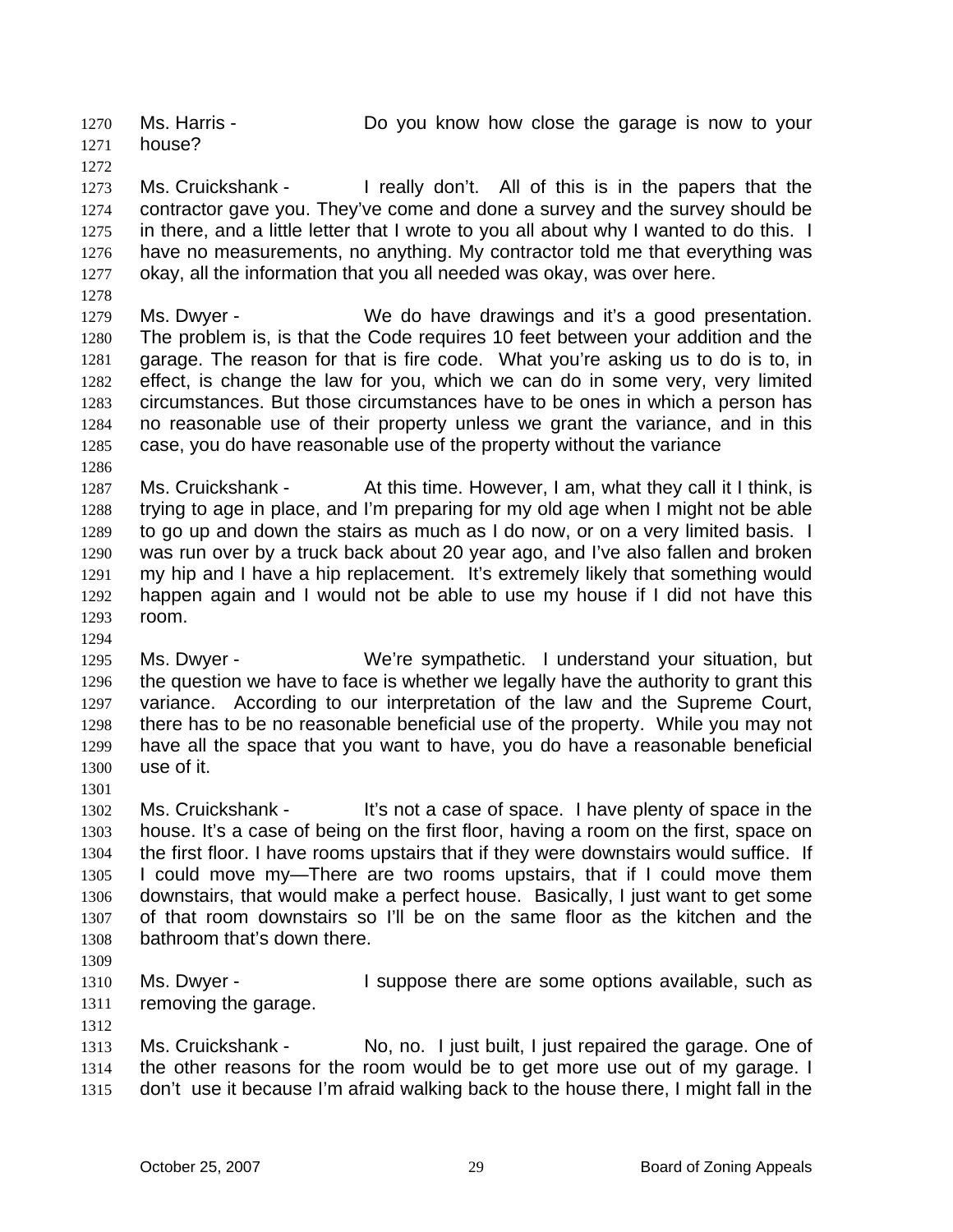Ms. Harris - Do you know how close the garage is now to your house?

Ms. Cruickshank - I really don't. All of this is in the papers that the contractor gave you. They've come and done a survey and the survey should be in there, and a little letter that I wrote to you all about why I wanted to do this. I have no measurements, no anything. My contractor told me that everything was okay, all the information that you all needed was okay, was over here.

Ms. Dwyer - We do have drawings and it's a good presentation. The problem is, is that the Code requires 10 feet between your addition and the garage. The reason for that is fire code. What you're asking us to do is to, in effect, is change the law for you, which we can do in some very, very limited circumstances. But those circumstances have to be ones in which a person has no reasonable use of their property unless we grant the variance, and in this case, you do have reasonable use of the property without the variance

Ms. Cruickshank - At this time. However, I am, what they call it I think, is trying to age in place, and I'm preparing for my old age when I might not be able to go up and down the stairs as much as I do now, or on a very limited basis. I was run over by a truck back about 20 year ago, and I've also fallen and broken my hip and I have a hip replacement. It's extremely likely that something would happen again and I would not be able to use my house if I did not have this room.

Ms. Dwyer - We're sympathetic. I understand your situation, but the question we have to face is whether we legally have the authority to grant this variance. According to our interpretation of the law and the Supreme Court, there has to be no reasonable beneficial use of the property. While you may not have all the space that you want to have, you do have a reasonable beneficial use of it.

Ms. Cruickshank - It's not a case of space. I have plenty of space in the house. It's a case of being on the first floor, having a room on the first, space on the first floor. I have rooms upstairs that if they were downstairs would suffice. If I could move my—There are two rooms upstairs, that if I could move them downstairs, that would make a perfect house. Basically, I just want to get some of that room downstairs so I'll be on the same floor as the kitchen and the bathroom that's down there.

Ms. Dwyer - I suppose there are some options available, such as removing the garage.

Ms. Cruickshank - No, no. I just built, I just repaired the garage. One of the other reasons for the room would be to get more use out of my garage. I don't use it because I'm afraid walking back to the house there, I might fall in the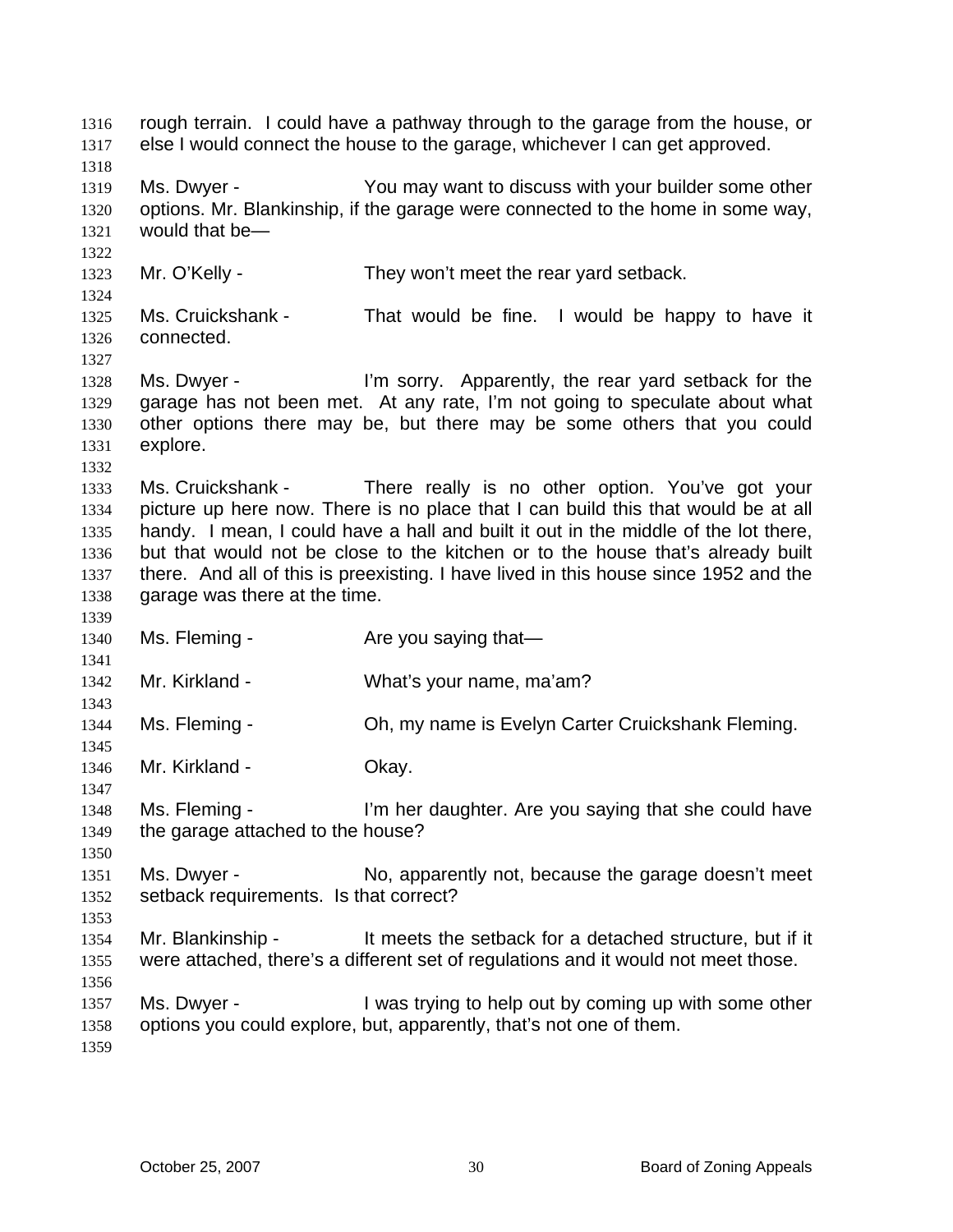rough terrain. I could have a pathway through to the garage from the house, or else I would connect the house to the garage, whichever I can get approved.

Ms. Dwyer - You may want to discuss with your builder some other options. Mr. Blankinship, if the garage were connected to the home in some way, would that be—

Mr. O'Kelly - They won't meet the rear yard setback.

Ms. Cruickshank - That would be fine. I would be happy to have it connected.

Ms. Dwyer - I'm sorry. Apparently, the rear yard setback for the garage has not been met. At any rate, I'm not going to speculate about what other options there may be, but there may be some others that you could explore.

Ms. Cruickshank - There really is no other option. You've got your picture up here now. There is no place that I can build this that would be at all handy. I mean, I could have a hall and built it out in the middle of the lot there, but that would not be close to the kitchen or to the house that's already built there. And all of this is preexisting. I have lived in this house since 1952 and the garage was there at the time.

Ms. Fleming - Are you saying that—

Mr. Kirkland - What's your name, ma'am?

Ms. Fleming - Oh, my name is Evelyn Carter Cruickshank Fleming.

Mr. Kirkland - Okay.

Ms. Fleming - I'm her daughter. Are you saying that she could have the garage attached to the house?

Ms. Dwyer - No, apparently not, because the garage doesn't meet setback requirements. Is that correct?

Mr. Blankinship - It meets the setback for a detached structure, but if it were attached, there's a different set of regulations and it would not meet those.

Ms. Dwyer - I was trying to help out by coming up with some other options you could explore, but, apparently, that's not one of them.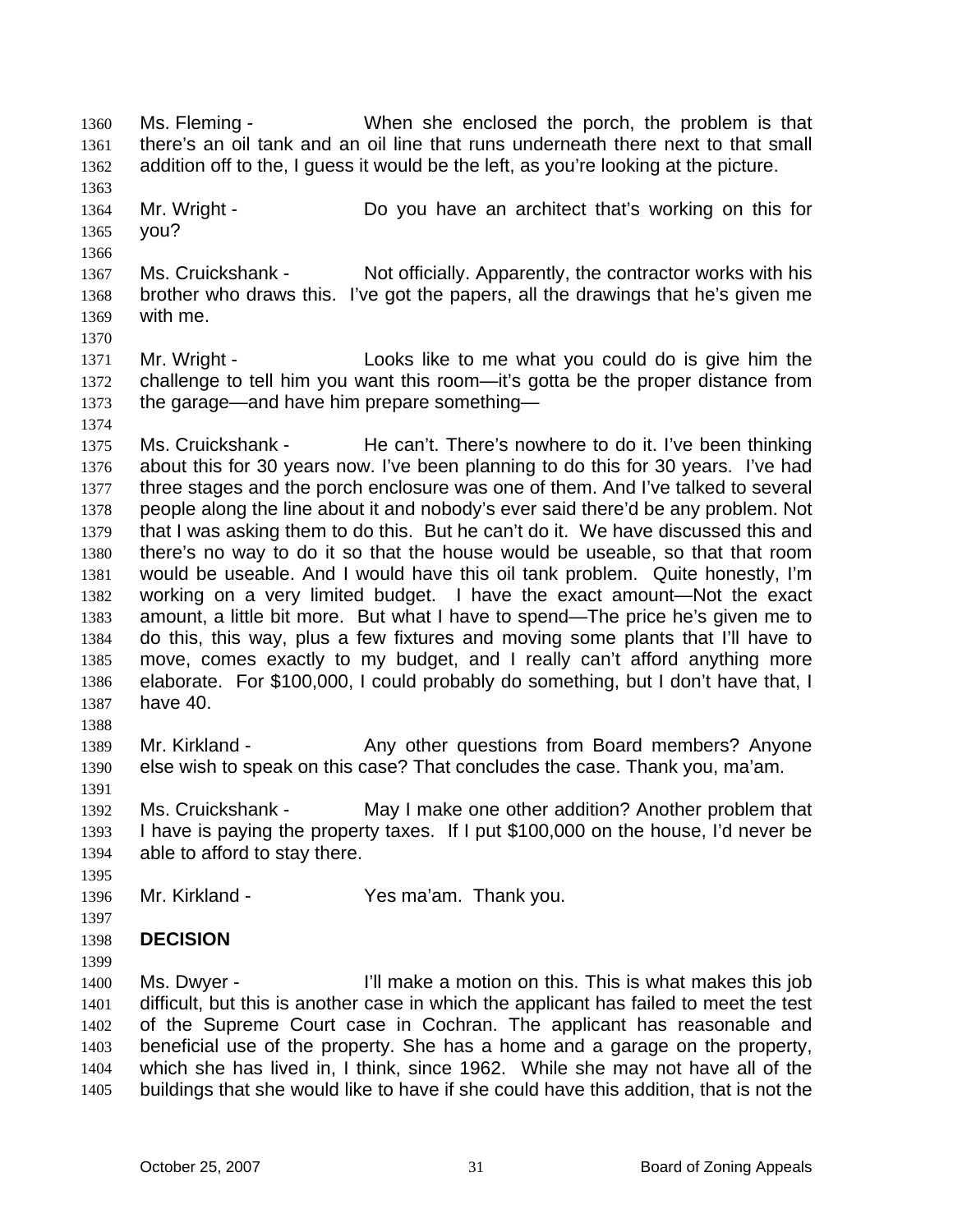Ms. Fleming - When she enclosed the porch, the problem is that there's an oil tank and an oil line that runs underneath there next to that small addition off to the, I guess it would be the left, as you're looking at the picture.

Mr. Wright - Do you have an architect that's working on this for you?

Ms. Cruickshank - Not officially. Apparently, the contractor works with his brother who draws this. I've got the papers, all the drawings that he's given me with me.

Mr. Wright - Looks like to me what you could do is give him the challenge to tell him you want this room—it's gotta be the proper distance from the garage—and have him prepare something—

Ms. Cruickshank - He can't. There's nowhere to do it. I've been thinking about this for 30 years now. I've been planning to do this for 30 years. I've had three stages and the porch enclosure was one of them. And I've talked to several people along the line about it and nobody's ever said there'd be any problem. Not that I was asking them to do this. But he can't do it. We have discussed this and there's no way to do it so that the house would be useable, so that that room would be useable. And I would have this oil tank problem. Quite honestly, I'm working on a very limited budget. I have the exact amount—Not the exact amount, a little bit more. But what I have to spend—The price he's given me to do this, this way, plus a few fixtures and moving some plants that I'll have to move, comes exactly to my budget, and I really can't afford anything more elaborate. For $100,000, I could probably do something, but I don't have that, I have 40.

Mr. Kirkland - Any other questions from Board members? Anyone else wish to speak on this case? That concludes the case. Thank you, ma'am.

Ms. Cruickshank - May I make one other addition? Another problem that I have is paying the property taxes. If I put $100,000 on the house, I'd never be able to afford to stay there.

Mr. Kirkland - Yes ma'am. Thank you.

**DECISION**

Ms. Dwyer - I'll make a motion on this. This is what makes this job difficult, but this is another case in which the applicant has failed to meet the test of the Supreme Court case in Cochran. The applicant has reasonable and beneficial use of the property. She has a home and a garage on the property, which she has lived in, I think, since 1962. While she may not have all of the buildings that she would like to have if she could have this addition, that is not the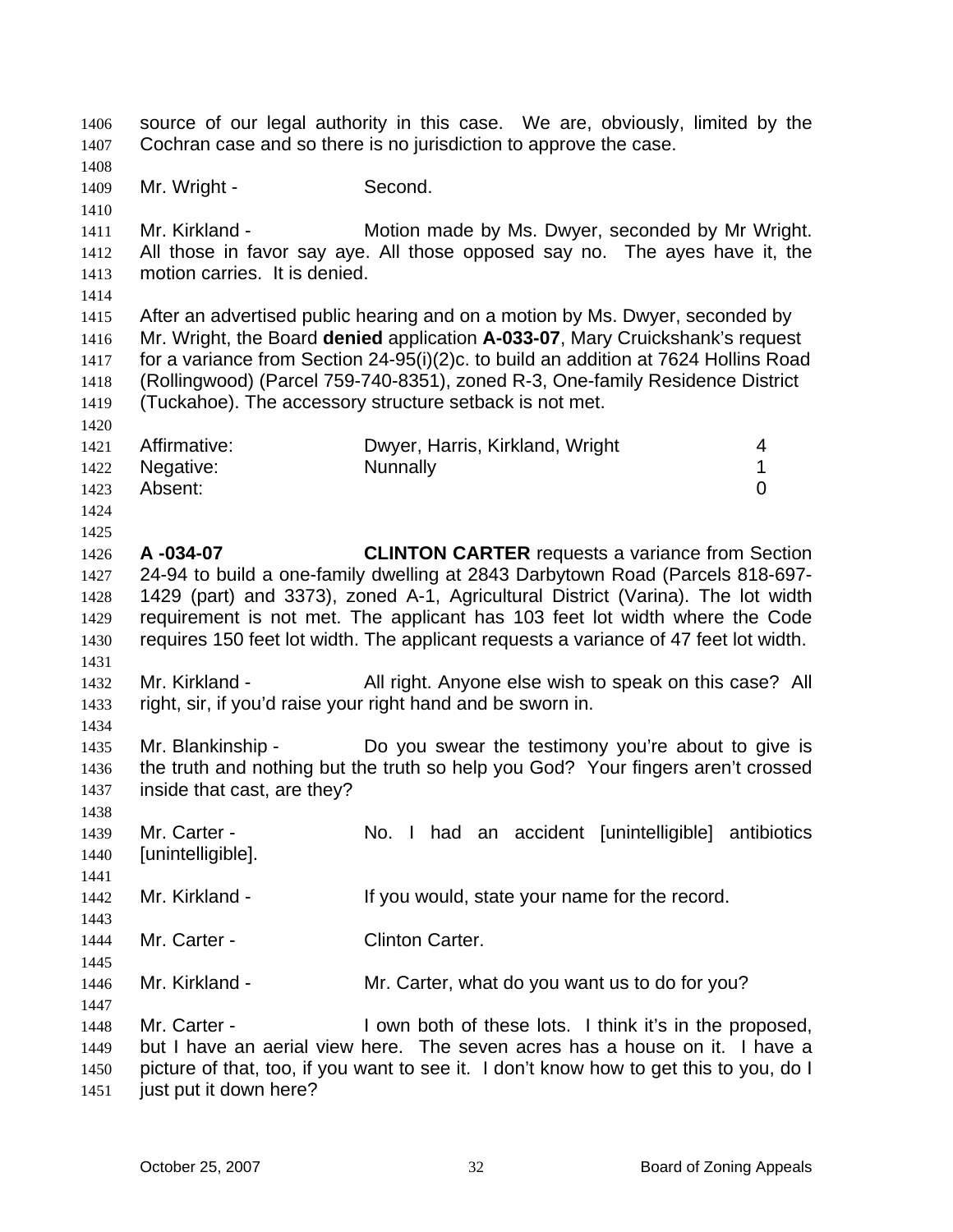source of our legal authority in this case. We are, obviously, limited by the Cochran case and so there is no jurisdiction to approve the case.

Mr. Wright - Second.

Mr. Kirkland - Motion made by Ms. Dwyer, seconded by Mr Wright. All those in favor say aye. All those opposed say no. The ayes have it, the motion carries. It is denied.

After an advertised public hearing and on a motion by Ms. Dwyer, seconded by Mr. Wright, the Board **denied** application **A-033-07**, Mary Cruickshank's request for a variance from Section 24-95(i)(2)c. to build an addition at 7624 Hollins Road (Rollingwood) (Parcel 759-740-8351), zoned R-3, One-family Residence District (Tuckahoe). The accessory structure setback is not met.

| | | |
|---|---|---|
| Affirmative: | Dwyer, Harris, Kirkland, Wright | 4 |
| Negative: | Nunnally | 1 |
| Absent: | | 0 |

**A -034-07** **CLINTON CARTER** requests a variance from Section 24-94 to build a one-family dwelling at 2843 Darbytown Road (Parcels 818-697-1429 (part) and 3373), zoned A-1, Agricultural District (Varina). The lot width requirement is not met. The applicant has 103 feet lot width where the Code requires 150 feet lot width. The applicant requests a variance of 47 feet lot width.

Mr. Kirkland - All right. Anyone else wish to speak on this case? All right, sir, if you'd raise your right hand and be sworn in.

Mr. Blankinship - Do you swear the testimony you're about to give is the truth and nothing but the truth so help you God? Your fingers aren't crossed inside that cast, are they?

Mr. Carter - No. I had an accident [unintelligible] antibiotics [unintelligible].

Mr. Kirkland - If you would, state your name for the record.

Mr. Carter - Clinton Carter.

Mr. Kirkland - Mr. Carter, what do you want us to do for you?

Mr. Carter - I own both of these lots. I think it's in the proposed, but I have an aerial view here. The seven acres has a house on it. I have a picture of that, too, if you want to see it. I don't know how to get this to you, do I just put it down here?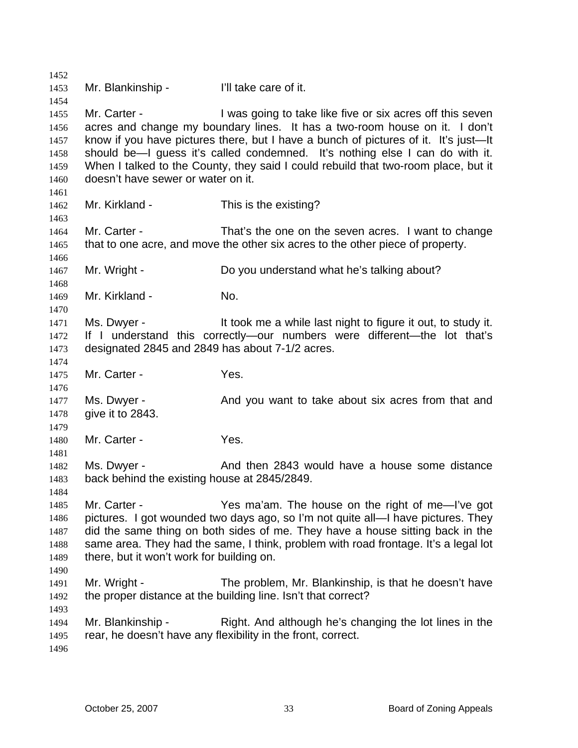Mr. Blankinship - I'll take care of it.

Mr. Carter - I was going to take like five or six acres off this seven acres and change my boundary lines. It has a two-room house on it. I don't know if you have pictures there, but I have a bunch of pictures of it. It's just—It should be—I guess it's called condemned. It's nothing else I can do with it. When I talked to the County, they said I could rebuild that two-room place, but it doesn't have sewer or water on it.

Mr. Kirkland - This is the existing?

Mr. Carter - That's the one on the seven acres. I want to change that to one acre, and move the other six acres to the other piece of property.

Mr. Wright - Do you understand what he's talking about?

Mr. Kirkland - No.

Ms. Dwyer - It took me a while last night to figure it out, to study it. If I understand this correctly—our numbers were different—the lot that's designated 2845 and 2849 has about 7-1/2 acres.

Mr. Carter - Yes.

Ms. Dwyer - And you want to take about six acres from that and give it to 2843.

Mr. Carter - Yes.

Ms. Dwyer - And then 2843 would have a house some distance back behind the existing house at 2845/2849.

Mr. Carter - Yes ma'am. The house on the right of me—I've got pictures. I got wounded two days ago, so I'm not quite all—I have pictures. They did the same thing on both sides of me. They have a house sitting back in the same area. They had the same, I think, problem with road frontage. It's a legal lot there, but it won't work for building on.

Mr. Wright - The problem, Mr. Blankinship, is that he doesn't have the proper distance at the building line. Isn't that correct?

Mr. Blankinship - Right. And although he's changing the lot lines in the rear, he doesn't have any flexibility in the front, correct.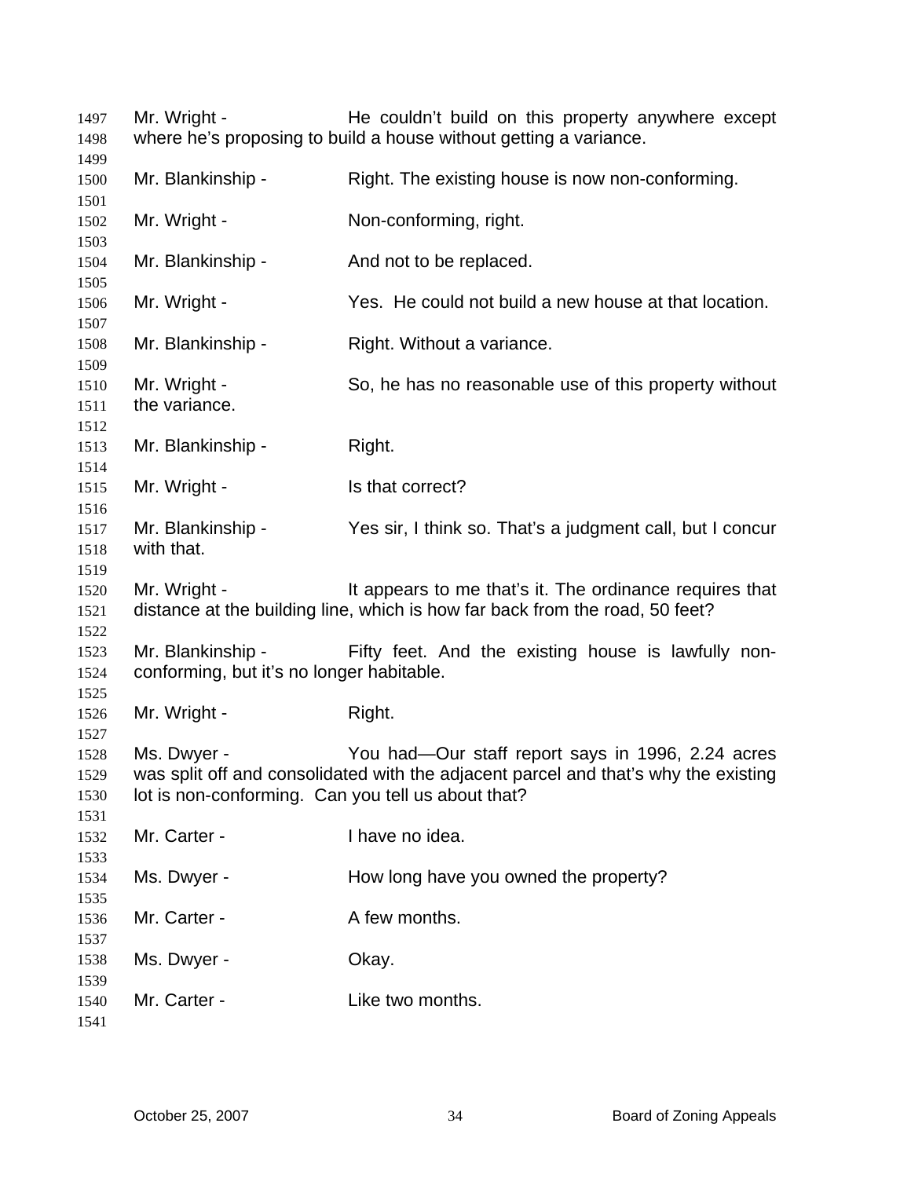Mr. Wright - He couldn't build on this property anywhere except where he's proposing to build a house without getting a variance.

Mr. Blankinship - Right. The existing house is now non-conforming.

Mr. Wright - Non-conforming, right.

Mr. Blankinship - And not to be replaced.

Mr. Wright - Yes. He could not build a new house at that location.

Mr. Blankinship - Right. Without a variance.

Mr. Wright - So, he has no reasonable use of this property without the variance.

Mr. Blankinship - Right.

Mr. Wright - Is that correct?

Mr. Blankinship - Yes sir, I think so. That's a judgment call, but I concur with that.

Mr. Wright - It appears to me that's it. The ordinance requires that distance at the building line, which is how far back from the road, 50 feet?

Mr. Blankinship - Fifty feet. And the existing house is lawfully non-conforming, but it's no longer habitable.

Mr. Wright - Right.

Ms. Dwyer - You had—Our staff report says in 1996, 2.24 acres was split off and consolidated with the adjacent parcel and that's why the existing lot is non-conforming. Can you tell us about that?

Mr. Carter - I have no idea.

Ms. Dwyer - How long have you owned the property?

Mr. Carter - A few months.

Ms. Dwyer - Okay.

Mr. Carter - Like two months.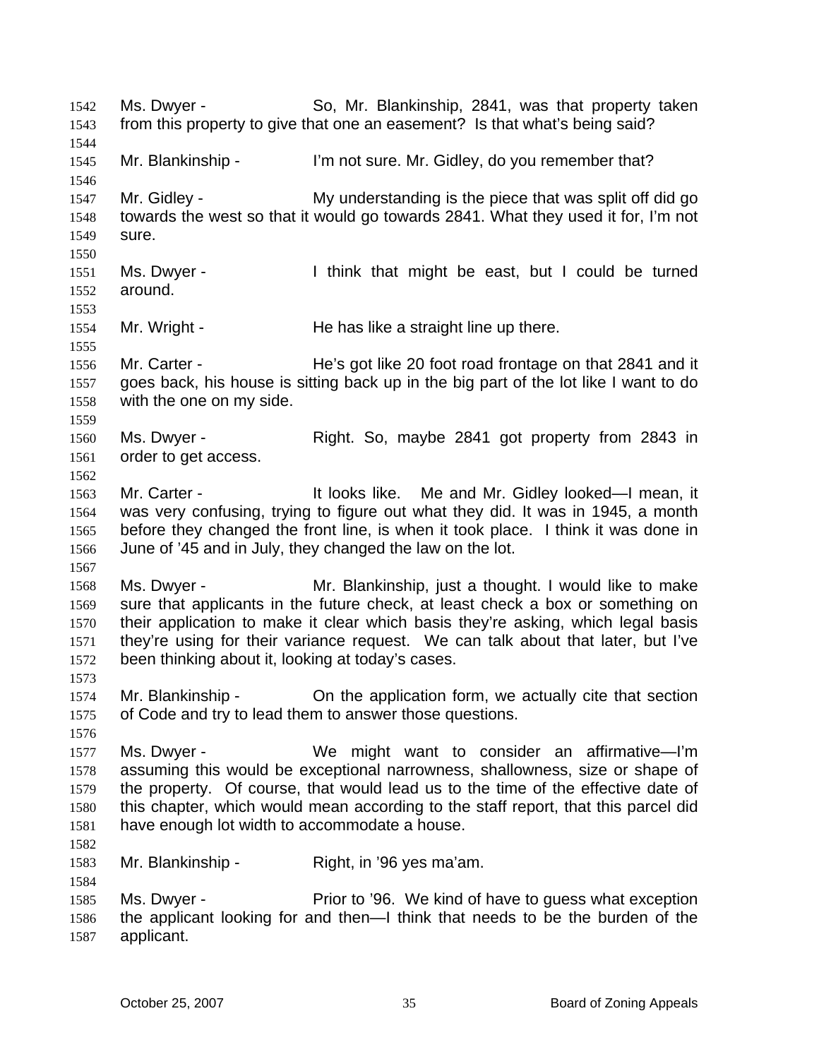Ms. Dwyer - So, Mr. Blankinship, 2841, was that property taken from this property to give that one an easement? Is that what's being said?

Mr. Blankinship - I'm not sure. Mr. Gidley, do you remember that?

Mr. Gidley - My understanding is the piece that was split off did go towards the west so that it would go towards 2841. What they used it for, I'm not sure.

Ms. Dwyer - I think that might be east, but I could be turned around.

Mr. Wright - He has like a straight line up there.

Mr. Carter - He's got like 20 foot road frontage on that 2841 and it goes back, his house is sitting back up in the big part of the lot like I want to do with the one on my side.

Ms. Dwyer - Right. So, maybe 2841 got property from 2843 in order to get access.

Mr. Carter - It looks like. Me and Mr. Gidley looked—I mean, it was very confusing, trying to figure out what they did. It was in 1945, a month before they changed the front line, is when it took place. I think it was done in June of '45 and in July, they changed the law on the lot.

Ms. Dwyer - Mr. Blankinship, just a thought. I would like to make sure that applicants in the future check, at least check a box or something on their application to make it clear which basis they're asking, which legal basis they're using for their variance request. We can talk about that later, but I've been thinking about it, looking at today's cases.

Mr. Blankinship - On the application form, we actually cite that section of Code and try to lead them to answer those questions.

Ms. Dwyer - We might want to consider an affirmative—I'm assuming this would be exceptional narrowness, shallowness, size or shape of the property. Of course, that would lead us to the time of the effective date of this chapter, which would mean according to the staff report, that this parcel did have enough lot width to accommodate a house.

Mr. Blankinship - Right, in '96 yes ma'am.

Ms. Dwyer - Prior to '96. We kind of have to guess what exception the applicant looking for and then—I think that needs to be the burden of the applicant.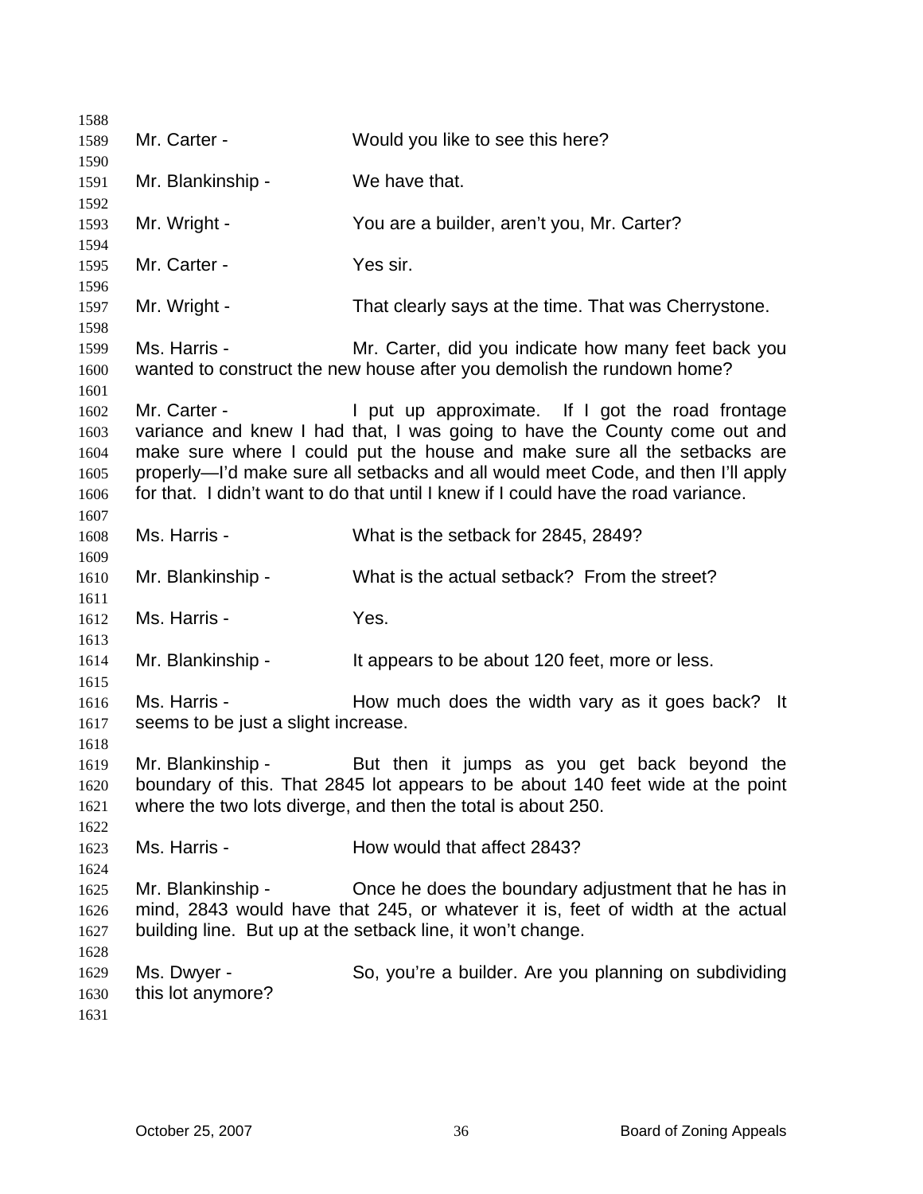Mr. Carter - Would you like to see this here?

Mr. Blankinship - We have that.

Mr. Wright - You are a builder, aren't you, Mr. Carter?

Mr. Carter - Yes sir.

Mr. Wright - That clearly says at the time. That was Cherrystone.

Ms. Harris - Mr. Carter, did you indicate how many feet back you wanted to construct the new house after you demolish the rundown home?

Mr. Carter - I put up approximate. If I got the road frontage variance and knew I had that, I was going to have the County come out and make sure where I could put the house and make sure all the setbacks are properly—I'd make sure all setbacks and all would meet Code, and then I'll apply for that. I didn't want to do that until I knew if I could have the road variance.

Ms. Harris - What is the setback for 2845, 2849?

Mr. Blankinship - What is the actual setback? From the street?

Ms. Harris - Yes.

Mr. Blankinship - It appears to be about 120 feet, more or less.

Ms. Harris - How much does the width vary as it goes back? It seems to be just a slight increase.

Mr. Blankinship - But then it jumps as you get back beyond the boundary of this. That 2845 lot appears to be about 140 feet wide at the point where the two lots diverge, and then the total is about 250.

Ms. Harris - How would that affect 2843?

Mr. Blankinship - Once he does the boundary adjustment that he has in mind, 2843 would have that 245, or whatever it is, feet of width at the actual building line. But up at the setback line, it won't change.

Ms. Dwyer - So, you're a builder. Are you planning on subdividing this lot anymore?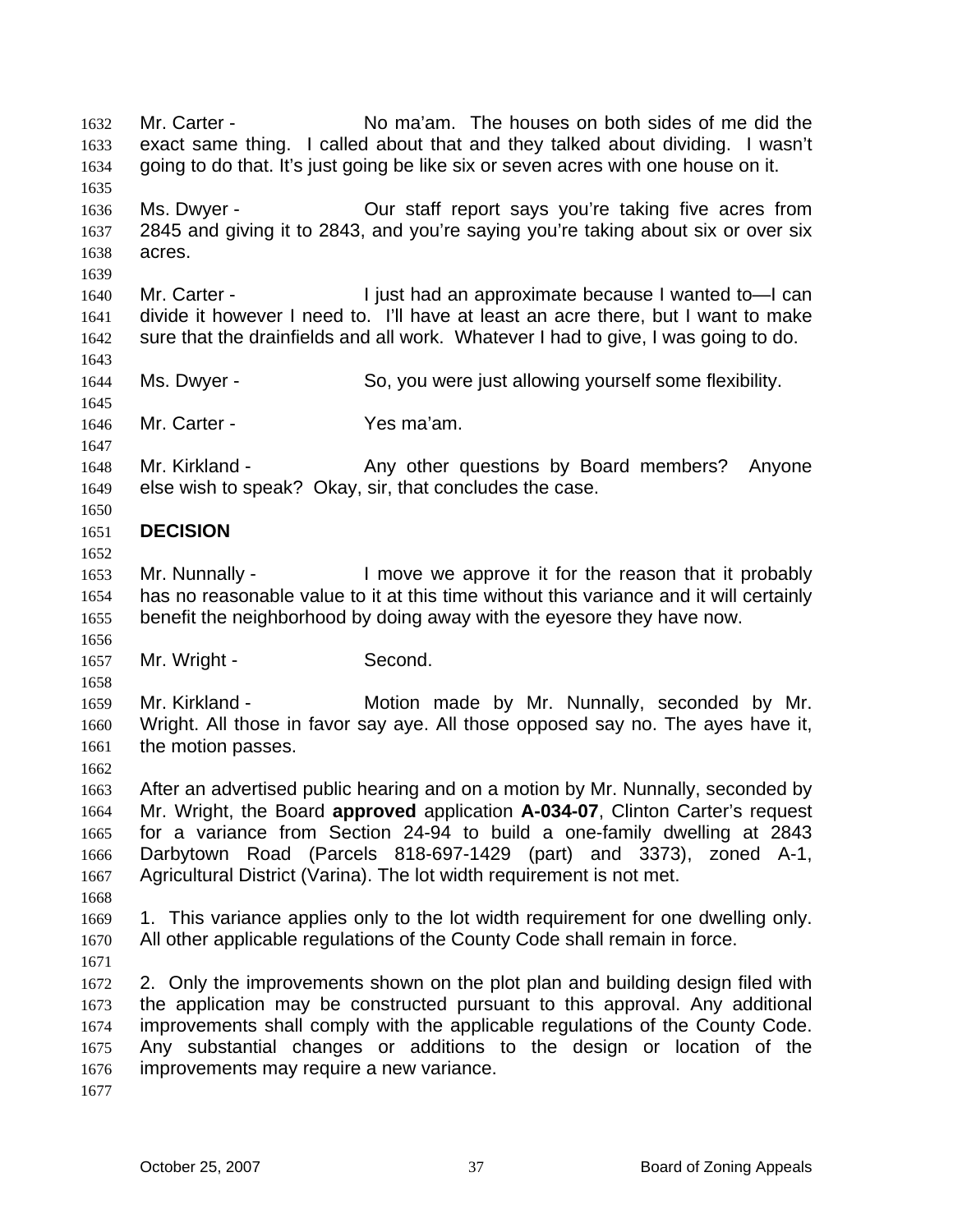Mr. Carter - No ma'am. The houses on both sides of me did the exact same thing. I called about that and they talked about dividing. I wasn't going to do that. It's just going be like six or seven acres with one house on it.

Ms. Dwyer - Our staff report says you're taking five acres from 2845 and giving it to 2843, and you're saying you're taking about six or over six acres.

Mr. Carter - I just had an approximate because I wanted to—I can divide it however I need to. I'll have at least an acre there, but I want to make sure that the drainfields and all work. Whatever I had to give, I was going to do.

Ms. Dwyer - So, you were just allowing yourself some flexibility.

Mr. Carter - Yes ma'am.

Mr. Kirkland - Any other questions by Board members? Anyone else wish to speak? Okay, sir, that concludes the case.

**DECISION**

Mr. Nunnally - I move we approve it for the reason that it probably has no reasonable value to it at this time without this variance and it will certainly benefit the neighborhood by doing away with the eyesore they have now.

Mr. Wright - Second.

Mr. Kirkland - Motion made by Mr. Nunnally, seconded by Mr. Wright. All those in favor say aye. All those opposed say no. The ayes have it, the motion passes.

After an advertised public hearing and on a motion by Mr. Nunnally, seconded by Mr. Wright, the Board **approved** application **A-034-07**, Clinton Carter's request for a variance from Section 24-94 to build a one-family dwelling at 2843 Darbytown Road (Parcels 818-697-1429 (part) and 3373), zoned A-1, Agricultural District (Varina). The lot width requirement is not met.

1. This variance applies only to the lot width requirement for one dwelling only. All other applicable regulations of the County Code shall remain in force.

2. Only the improvements shown on the plot plan and building design filed with the application may be constructed pursuant to this approval. Any additional improvements shall comply with the applicable regulations of the County Code. Any substantial changes or additions to the design or location of the improvements may require a new variance.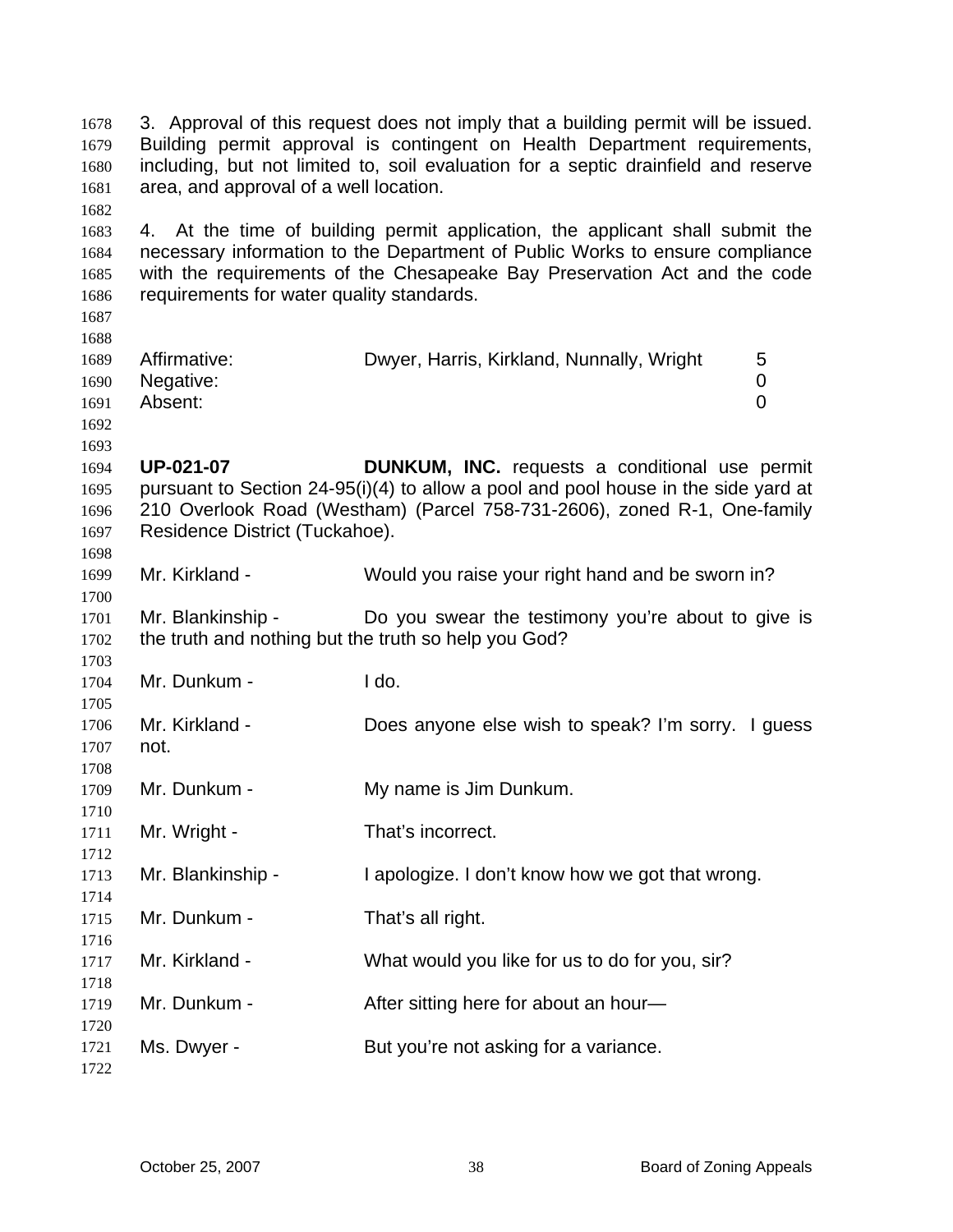3. Approval of this request does not imply that a building permit will be issued. Building permit approval is contingent on Health Department requirements, including, but not limited to, soil evaluation for a septic drainfield and reserve area, and approval of a well location.

4. At the time of building permit application, the applicant shall submit the necessary information to the Department of Public Works to ensure compliance with the requirements of the Chesapeake Bay Preservation Act and the code requirements for water quality standards.

| | | |
|---|---|---|
| Affirmative: | Dwyer, Harris, Kirkland, Nunnally, Wright | 5 |
| Negative: | | 0 |
| Absent: | | 0 |

**UP-021-07** **DUNKUM, INC.** requests a conditional use permit pursuant to Section 24-95(i)(4) to allow a pool and pool house in the side yard at 210 Overlook Road (Westham) (Parcel 758-731-2606), zoned R-1, One-family Residence District (Tuckahoe).

Mr. Kirkland - Would you raise your right hand and be sworn in?

Mr. Blankinship - Do you swear the testimony you're about to give is the truth and nothing but the truth so help you God?

Mr. Dunkum - I do.

Mr. Kirkland - Does anyone else wish to speak? I'm sorry. I guess not.

Mr. Dunkum - My name is Jim Dunkum.

Mr. Wright - That's incorrect.

Mr. Blankinship - I apologize. I don't know how we got that wrong.

Mr. Dunkum - That's all right.

Mr. Kirkland - What would you like for us to do for you, sir?

Mr. Dunkum - After sitting here for about an hour—

Ms. Dwyer - But you're not asking for a variance.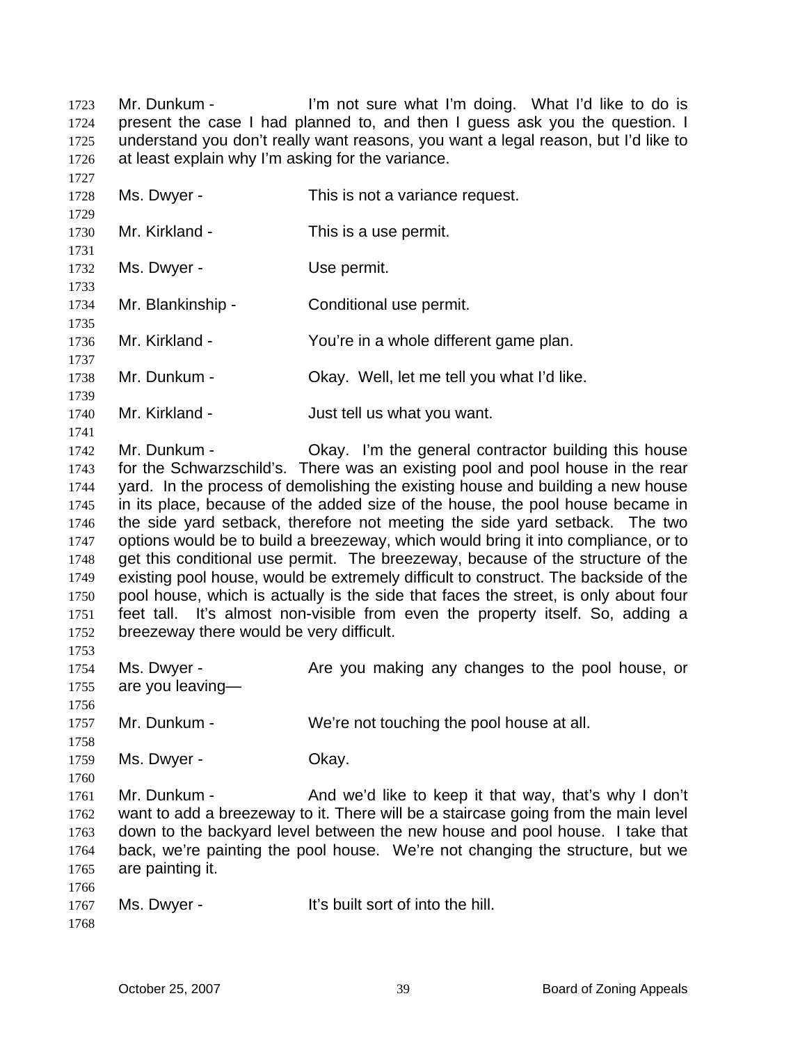Mr. Dunkum - I'm not sure what I'm doing. What I'd like to do is present the case I had planned to, and then I guess ask you the question. I understand you don't really want reasons, you want a legal reason, but I'd like to at least explain why I'm asking for the variance.

Ms. Dwyer - This is not a variance request.

Mr. Kirkland - This is a use permit.

Ms. Dwyer - Use permit.

Mr. Blankinship - Conditional use permit.

Mr. Kirkland - You're in a whole different game plan.

Mr. Dunkum - Okay. Well, let me tell you what I'd like.

Mr. Kirkland - Just tell us what you want.

Mr. Dunkum - Okay. I'm the general contractor building this house for the Schwarzschild's. There was an existing pool and pool house in the rear yard. In the process of demolishing the existing house and building a new house in its place, because of the added size of the house, the pool house became in the side yard setback, therefore not meeting the side yard setback. The two options would be to build a breezeway, which would bring it into compliance, or to get this conditional use permit. The breezeway, because of the structure of the existing pool house, would be extremely difficult to construct. The backside of the pool house, which is actually is the side that faces the street, is only about four feet tall. It's almost non-visible from even the property itself. So, adding a breezeway there would be very difficult.

Ms. Dwyer - Are you making any changes to the pool house, or are you leaving—

Mr. Dunkum - We're not touching the pool house at all.

Ms. Dwyer - Okay.

Mr. Dunkum - And we'd like to keep it that way, that's why I don't want to add a breezeway to it. There will be a staircase going from the main level down to the backyard level between the new house and pool house. I take that back, we're painting the pool house. We're not changing the structure, but we are painting it.

Ms. Dwyer - It's built sort of into the hill.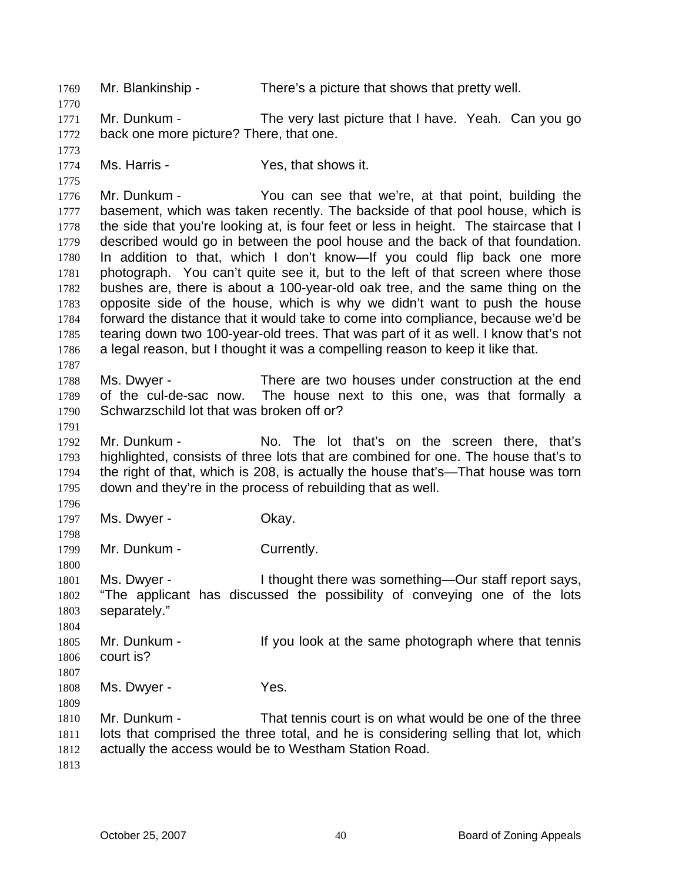Mr. Blankinship - There's a picture that shows that pretty well.

Mr. Dunkum - The very last picture that I have. Yeah. Can you go back one more picture? There, that one.

Ms. Harris - Yes, that shows it.

Mr. Dunkum - You can see that we're, at that point, building the basement, which was taken recently. The backside of that pool house, which is the side that you're looking at, is four feet or less in height. The staircase that I described would go in between the pool house and the back of that foundation. In addition to that, which I don't know—If you could flip back one more photograph. You can't quite see it, but to the left of that screen where those bushes are, there is about a 100-year-old oak tree, and the same thing on the opposite side of the house, which is why we didn't want to push the house forward the distance that it would take to come into compliance, because we'd be tearing down two 100-year-old trees. That was part of it as well. I know that's not a legal reason, but I thought it was a compelling reason to keep it like that.

Ms. Dwyer - There are two houses under construction at the end of the cul-de-sac now. The house next to this one, was that formally a Schwarzschild lot that was broken off or?

Mr. Dunkum - No. The lot that's on the screen there, that's highlighted, consists of three lots that are combined for one. The house that's to the right of that, which is 208, is actually the house that's—That house was torn down and they're in the process of rebuilding that as well.

Ms. Dwyer - Okay.

Mr. Dunkum - Currently.

Ms. Dwyer - I thought there was something—Our staff report says, "The applicant has discussed the possibility of conveying one of the lots separately."

Mr. Dunkum - If you look at the same photograph where that tennis court is?

Ms. Dwyer - Yes.

Mr. Dunkum - That tennis court is on what would be one of the three lots that comprised the three total, and he is considering selling that lot, which actually the access would be to Westham Station Road.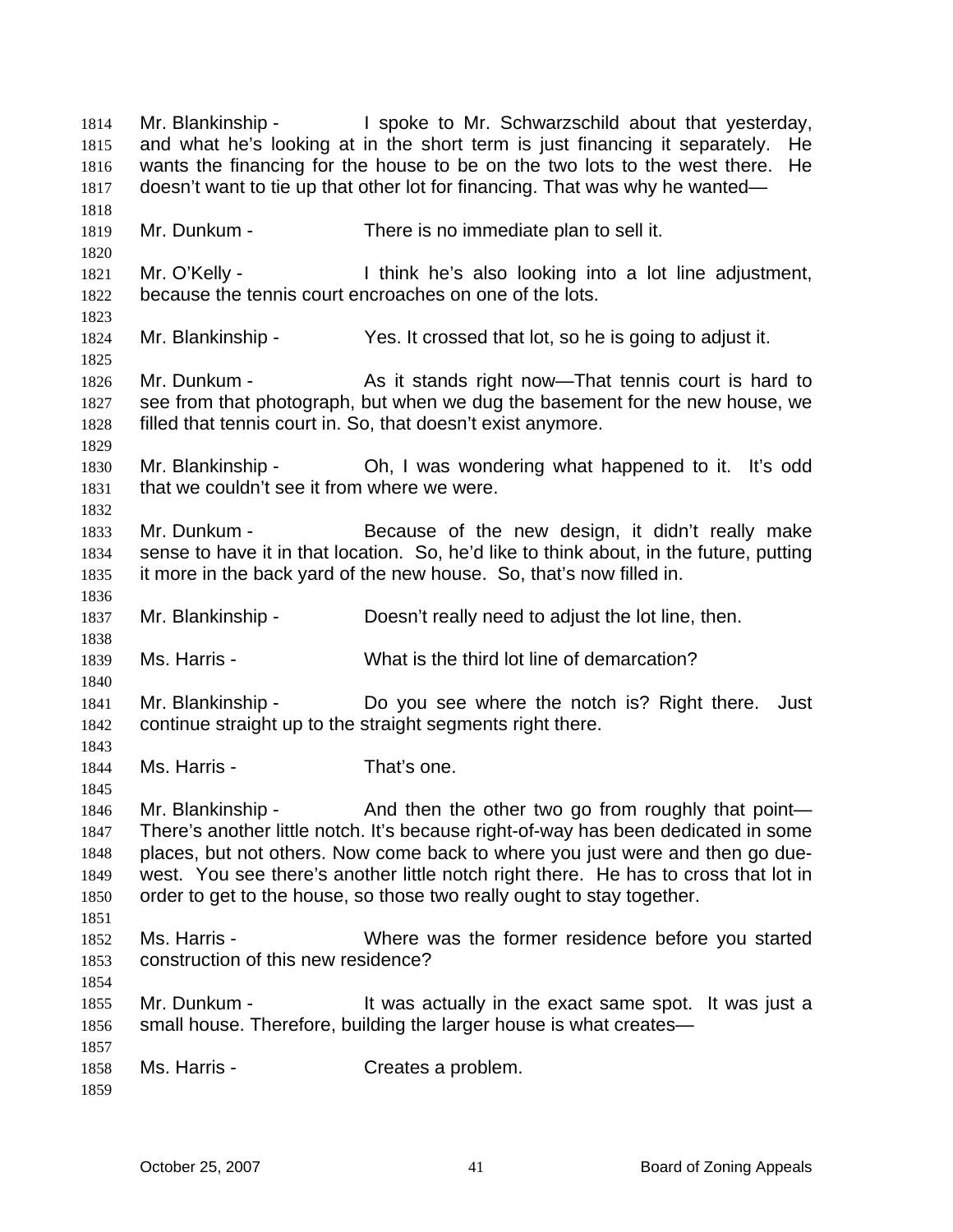Mr. Blankinship - I spoke to Mr. Schwarzschild about that yesterday, and what he's looking at in the short term is just financing it separately. He wants the financing for the house to be on the two lots to the west there. He doesn't want to tie up that other lot for financing. That was why he wanted—

Mr. Dunkum - There is no immediate plan to sell it.

Mr. O'Kelly - I think he's also looking into a lot line adjustment, because the tennis court encroaches on one of the lots.

Mr. Blankinship - Yes. It crossed that lot, so he is going to adjust it.

Mr. Dunkum - As it stands right now—That tennis court is hard to see from that photograph, but when we dug the basement for the new house, we filled that tennis court in. So, that doesn't exist anymore.

Mr. Blankinship - Oh, I was wondering what happened to it. It's odd that we couldn't see it from where we were.

Mr. Dunkum - Because of the new design, it didn't really make sense to have it in that location. So, he'd like to think about, in the future, putting it more in the back yard of the new house. So, that's now filled in.

Mr. Blankinship - Doesn't really need to adjust the lot line, then.

Ms. Harris - What is the third lot line of demarcation?

Mr. Blankinship - Do you see where the notch is? Right there. Just continue straight up to the straight segments right there.

Ms. Harris - That's one.

Mr. Blankinship - And then the other two go from roughly that point—There's another little notch. It's because right-of-way has been dedicated in some places, but not others. Now come back to where you just were and then go due-west. You see there's another little notch right there. He has to cross that lot in order to get to the house, so those two really ought to stay together.

Ms. Harris - Where was the former residence before you started construction of this new residence?

Mr. Dunkum - It was actually in the exact same spot. It was just a small house. Therefore, building the larger house is what creates—

Ms. Harris - Creates a problem.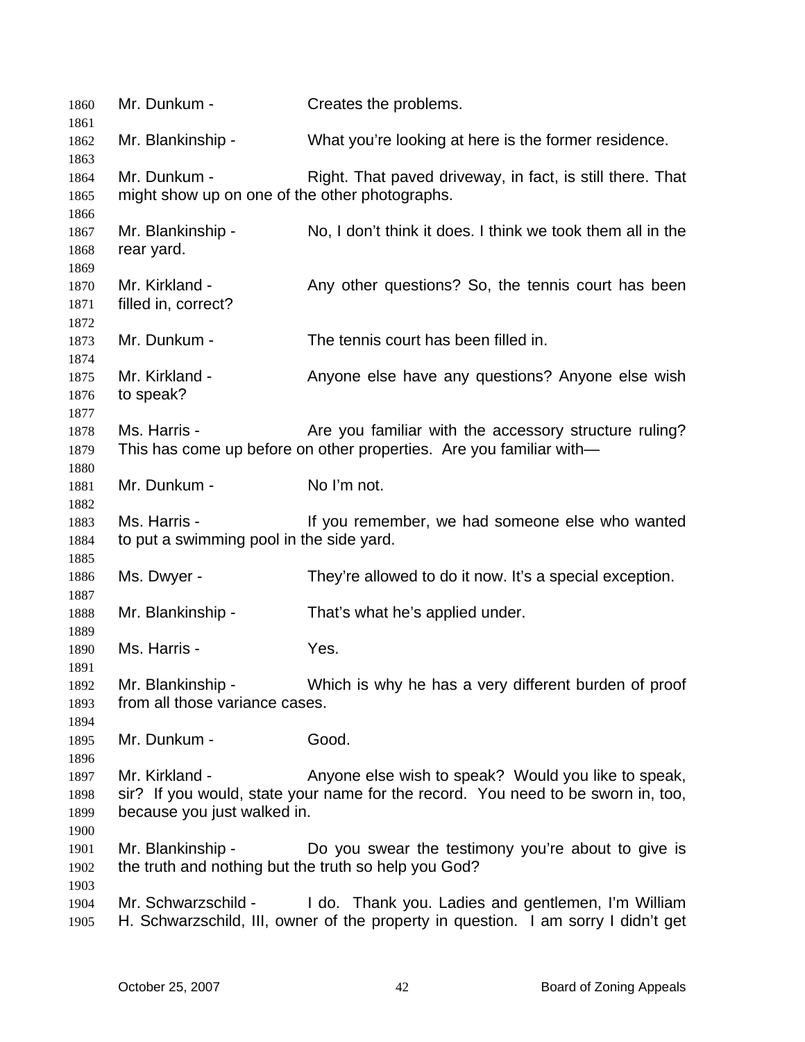Mr. Dunkum - Creates the problems.

Mr. Blankinship - What you're looking at here is the former residence.

Mr. Dunkum - Right. That paved driveway, in fact, is still there. That might show up on one of the other photographs.

Mr. Blankinship - No, I don't think it does. I think we took them all in the rear yard.

Mr. Kirkland - Any other questions? So, the tennis court has been filled in, correct?

Mr. Dunkum - The tennis court has been filled in.

Mr. Kirkland - Anyone else have any questions? Anyone else wish to speak?

Ms. Harris - Are you familiar with the accessory structure ruling? This has come up before on other properties. Are you familiar with—

Mr. Dunkum - No I'm not.

Ms. Harris - If you remember, we had someone else who wanted to put a swimming pool in the side yard.

Ms. Dwyer - They're allowed to do it now. It's a special exception.

Mr. Blankinship - That's what he's applied under.

Ms. Harris - Yes.

Mr. Blankinship - Which is why he has a very different burden of proof from all those variance cases.

Mr. Dunkum - Good.

Mr. Kirkland - Anyone else wish to speak? Would you like to speak, sir? If you would, state your name for the record. You need to be sworn in, too, because you just walked in.

Mr. Blankinship - Do you swear the testimony you're about to give is the truth and nothing but the truth so help you God?

Mr. Schwarzschild - I do. Thank you. Ladies and gentlemen, I'm William H. Schwarzschild, III, owner of the property in question. I am sorry I didn't get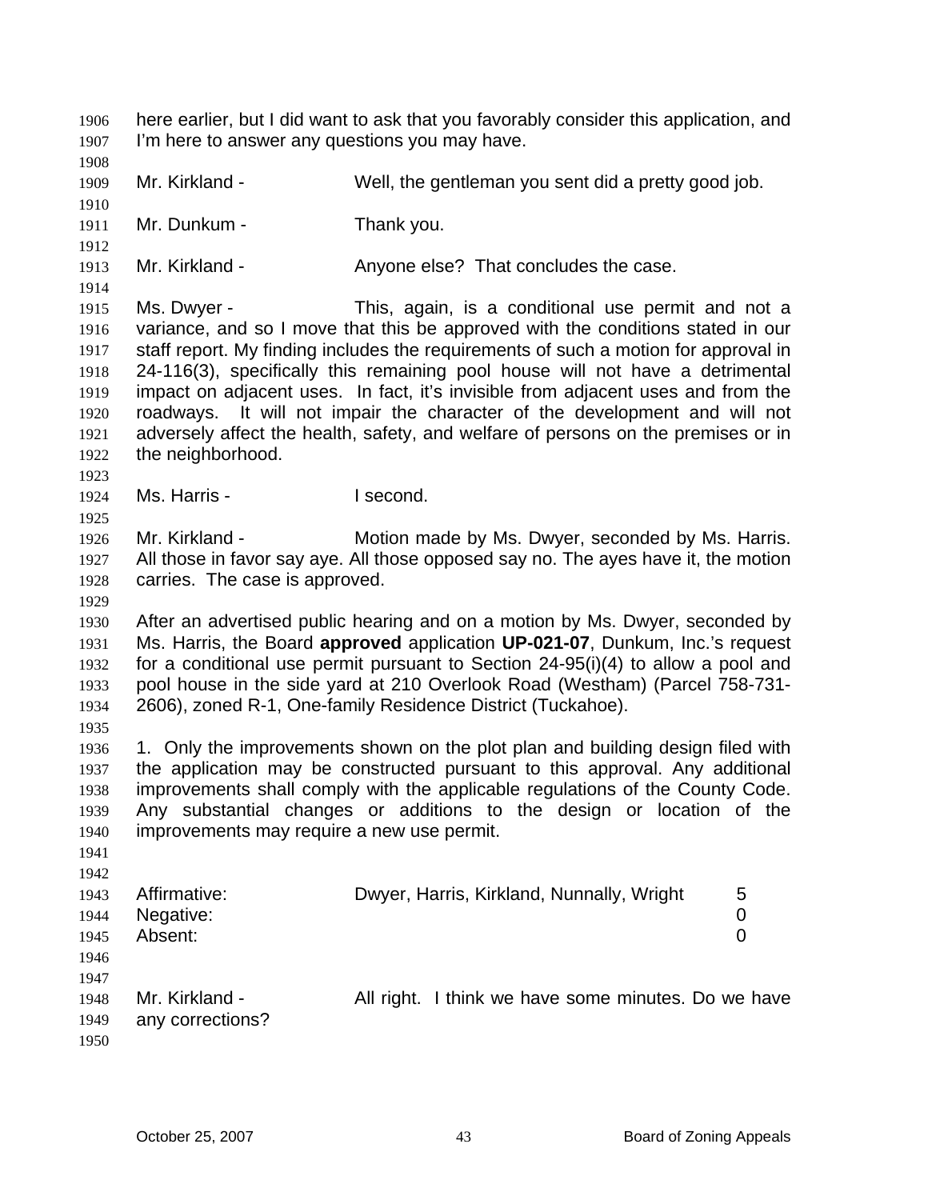here earlier, but I did want to ask that you favorably consider this application, and I'm here to answer any questions you may have.

Mr. Kirkland - Well, the gentleman you sent did a pretty good job.

Mr. Dunkum - Thank you.

Mr. Kirkland - Anyone else? That concludes the case.

Ms. Dwyer - This, again, is a conditional use permit and not a variance, and so I move that this be approved with the conditions stated in our staff report. My finding includes the requirements of such a motion for approval in 24-116(3), specifically this remaining pool house will not have a detrimental impact on adjacent uses. In fact, it's invisible from adjacent uses and from the roadways. It will not impair the character of the development and will not adversely affect the health, safety, and welfare of persons on the premises or in the neighborhood.

Ms. Harris - I second.

Mr. Kirkland - Motion made by Ms. Dwyer, seconded by Ms. Harris. All those in favor say aye. All those opposed say no. The ayes have it, the motion carries. The case is approved.

After an advertised public hearing and on a motion by Ms. Dwyer, seconded by Ms. Harris, the Board **approved** application **UP-021-07**, Dunkum, Inc.'s request for a conditional use permit pursuant to Section 24-95(i)(4) to allow a pool and pool house in the side yard at 210 Overlook Road (Westham) (Parcel 758-731-2606), zoned R-1, One-family Residence District (Tuckahoe).

1. Only the improvements shown on the plot plan and building design filed with the application may be constructed pursuant to this approval. Any additional improvements shall comply with the applicable regulations of the County Code. Any substantial changes or additions to the design or location of the improvements may require a new use permit.

| | | |
|---|---|---|
| Affirmative: | Dwyer, Harris, Kirkland, Nunnally, Wright | 5 |
| Negative: | | 0 |
| Absent: | | 0 |

Mr. Kirkland - All right. I think we have some minutes. Do we have any corrections?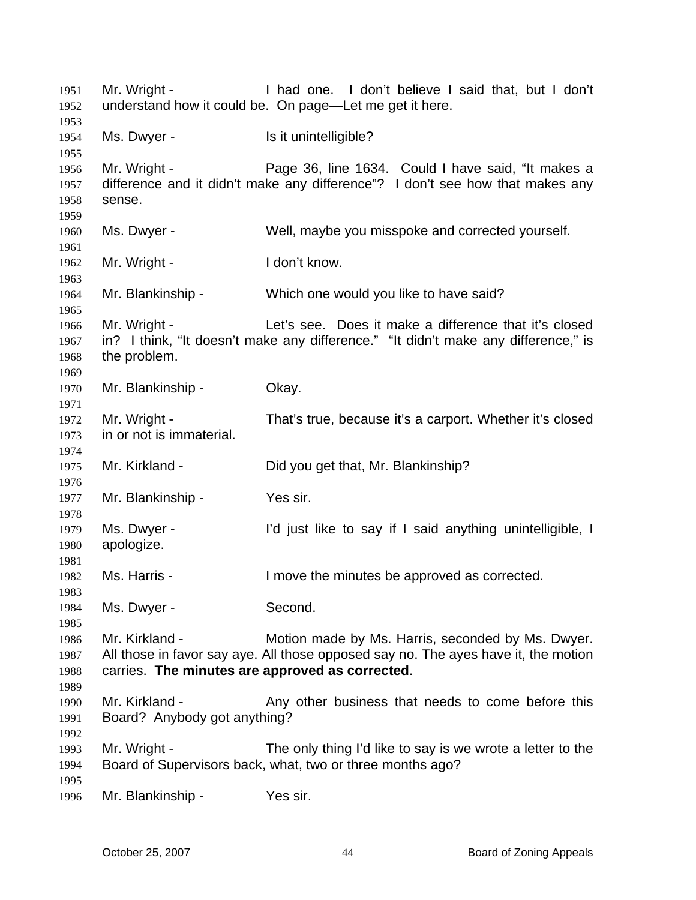Mr. Wright - I had one. I don't believe I said that, but I don't understand how it could be. On page—Let me get it here.

Ms. Dwyer - Is it unintelligible?

Mr. Wright - Page 36, line 1634. Could I have said, "It makes a difference and it didn't make any difference"? I don't see how that makes any sense.

Ms. Dwyer - Well, maybe you misspoke and corrected yourself.

Mr. Wright - I don't know.

Mr. Blankinship - Which one would you like to have said?

Mr. Wright - Let's see. Does it make a difference that it's closed in? I think, "It doesn't make any difference." "It didn't make any difference," is the problem.

Mr. Blankinship - Okay.

Mr. Wright - That's true, because it's a carport. Whether it's closed in or not is immaterial.

Mr. Kirkland - Did you get that, Mr. Blankinship?

Mr. Blankinship - Yes sir.

Ms. Dwyer - I'd just like to say if I said anything unintelligible, I apologize.

Ms. Harris - I move the minutes be approved as corrected.

Ms. Dwyer - Second.

Mr. Kirkland - Motion made by Ms. Harris, seconded by Ms. Dwyer. All those in favor say aye. All those opposed say no. The ayes have it, the motion carries. **The minutes are approved as corrected**.

Mr. Kirkland - Any other business that needs to come before this Board? Anybody got anything?

Mr. Wright - The only thing I'd like to say is we wrote a letter to the Board of Supervisors back, what, two or three months ago?

Mr. Blankinship - Yes sir.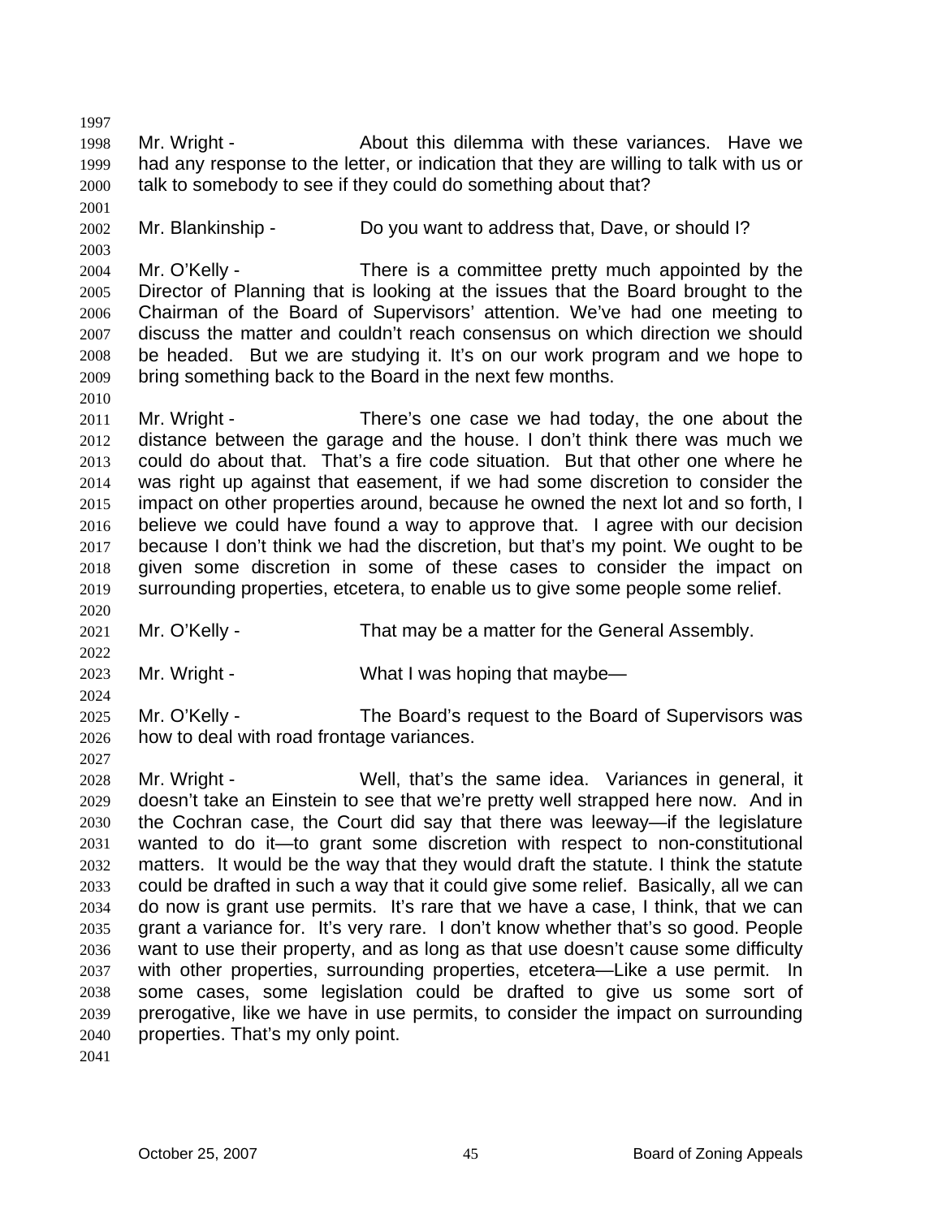Mr. Wright - About this dilemma with these variances. Have we had any response to the letter, or indication that they are willing to talk with us or talk to somebody to see if they could do something about that?

Mr. Blankinship - Do you want to address that, Dave, or should I?

Mr. O'Kelly - There is a committee pretty much appointed by the Director of Planning that is looking at the issues that the Board brought to the Chairman of the Board of Supervisors' attention. We've had one meeting to discuss the matter and couldn't reach consensus on which direction we should be headed. But we are studying it. It's on our work program and we hope to bring something back to the Board in the next few months.

Mr. Wright - There's one case we had today, the one about the distance between the garage and the house. I don't think there was much we could do about that. That's a fire code situation. But that other one where he was right up against that easement, if we had some discretion to consider the impact on other properties around, because he owned the next lot and so forth, I believe we could have found a way to approve that. I agree with our decision because I don't think we had the discretion, but that's my point. We ought to be given some discretion in some of these cases to consider the impact on surrounding properties, etcetera, to enable us to give some people some relief.

Mr. O'Kelly - That may be a matter for the General Assembly.

Mr. Wright - What I was hoping that maybe—

Mr. O'Kelly - The Board's request to the Board of Supervisors was how to deal with road frontage variances.

Mr. Wright - Well, that's the same idea. Variances in general, it doesn't take an Einstein to see that we're pretty well strapped here now. And in the Cochran case, the Court did say that there was leeway—if the legislature wanted to do it—to grant some discretion with respect to non-constitutional matters. It would be the way that they would draft the statute. I think the statute could be drafted in such a way that it could give some relief. Basically, all we can do now is grant use permits. It's rare that we have a case, I think, that we can grant a variance for. It's very rare. I don't know whether that's so good. People want to use their property, and as long as that use doesn't cause some difficulty with other properties, surrounding properties, etcetera—Like a use permit. In some cases, some legislation could be drafted to give us some sort of prerogative, like we have in use permits, to consider the impact on surrounding properties. That's my only point.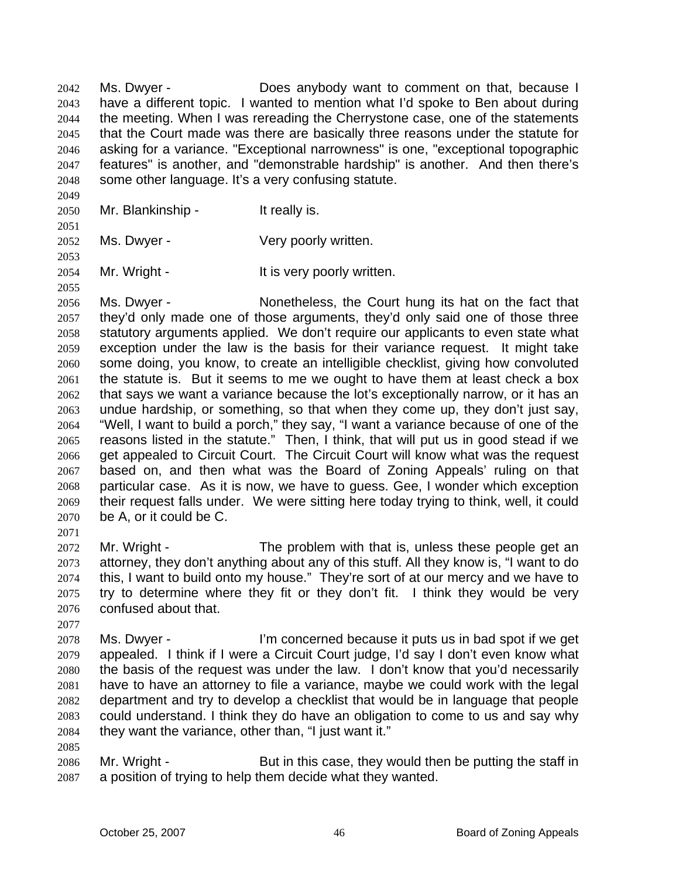Ms. Dwyer - Does anybody want to comment on that, because I have a different topic. I wanted to mention what I'd spoke to Ben about during the meeting. When I was rereading the Cherrystone case, one of the statements that the Court made was there are basically three reasons under the statute for asking for a variance. "Exceptional narrowness" is one, "exceptional topographic features" is another, and "demonstrable hardship" is another. And then there's some other language. It's a very confusing statute.

Mr. Blankinship - It really is.

Ms. Dwyer - Very poorly written.

Mr. Wright - It is very poorly written.

Ms. Dwyer - Nonetheless, the Court hung its hat on the fact that they'd only made one of those arguments, they'd only said one of those three statutory arguments applied. We don't require our applicants to even state what exception under the law is the basis for their variance request. It might take some doing, you know, to create an intelligible checklist, giving how convoluted the statute is. But it seems to me we ought to have them at least check a box that says we want a variance because the lot's exceptionally narrow, or it has an undue hardship, or something, so that when they come up, they don't just say, "Well, I want to build a porch," they say, "I want a variance because of one of the reasons listed in the statute." Then, I think, that will put us in good stead if we get appealed to Circuit Court. The Circuit Court will know what was the request based on, and then what was the Board of Zoning Appeals' ruling on that particular case. As it is now, we have to guess. Gee, I wonder which exception their request falls under. We were sitting here today trying to think, well, it could be A, or it could be C.

Mr. Wright - The problem with that is, unless these people get an attorney, they don't anything about any of this stuff. All they know is, "I want to do this, I want to build onto my house." They're sort of at our mercy and we have to try to determine where they fit or they don't fit. I think they would be very confused about that.

Ms. Dwyer - I'm concerned because it puts us in bad spot if we get appealed. I think if I were a Circuit Court judge, I'd say I don't even know what the basis of the request was under the law. I don't know that you'd necessarily have to have an attorney to file a variance, maybe we could work with the legal department and try to develop a checklist that would be in language that people could understand. I think they do have an obligation to come to us and say why they want the variance, other than, "I just want it."

Mr. Wright - But in this case, they would then be putting the staff in a position of trying to help them decide what they wanted.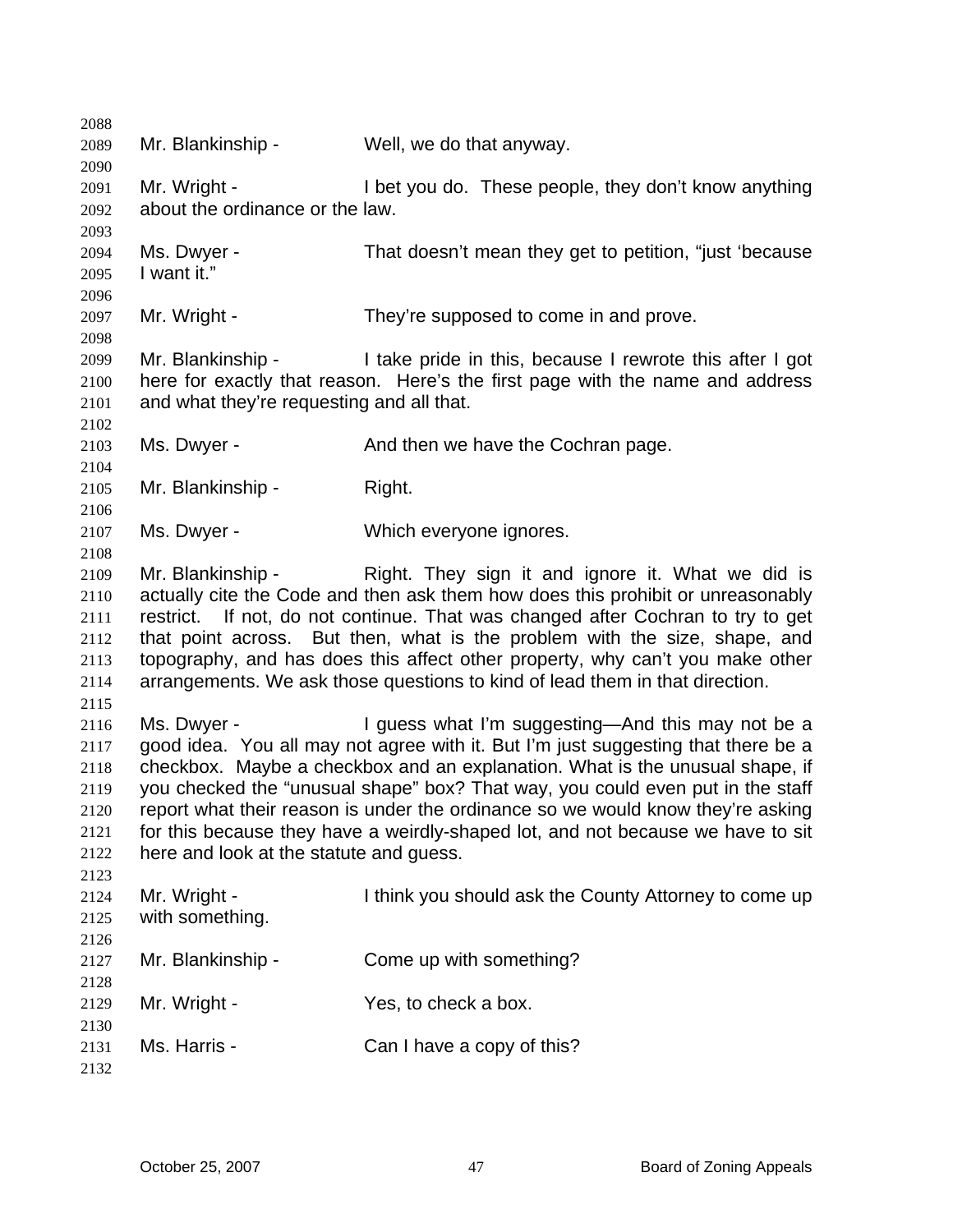Mr. Blankinship - Well, we do that anyway.

Mr. Wright - I bet you do. These people, they don't know anything about the ordinance or the law.

Ms. Dwyer - That doesn't mean they get to petition, "just 'because I want it."

Mr. Wright - They're supposed to come in and prove.

Mr. Blankinship - I take pride in this, because I rewrote this after I got here for exactly that reason. Here's the first page with the name and address and what they're requesting and all that.

Ms. Dwyer - And then we have the Cochran page.

Mr. Blankinship - Right.

Ms. Dwyer - Which everyone ignores.

Mr. Blankinship - Right. They sign it and ignore it. What we did is actually cite the Code and then ask them how does this prohibit or unreasonably restrict. If not, do not continue. That was changed after Cochran to try to get that point across. But then, what is the problem with the size, shape, and topography, and has does this affect other property, why can't you make other arrangements. We ask those questions to kind of lead them in that direction.

Ms. Dwyer - I guess what I'm suggesting—And this may not be a good idea. You all may not agree with it. But I'm just suggesting that there be a checkbox. Maybe a checkbox and an explanation. What is the unusual shape, if you checked the "unusual shape" box? That way, you could even put in the staff report what their reason is under the ordinance so we would know they're asking for this because they have a weirdly-shaped lot, and not because we have to sit here and look at the statute and guess.

Mr. Wright - I think you should ask the County Attorney to come up with something.

Mr. Blankinship - Come up with something?

Mr. Wright - Yes, to check a box.

Ms. Harris - Can I have a copy of this?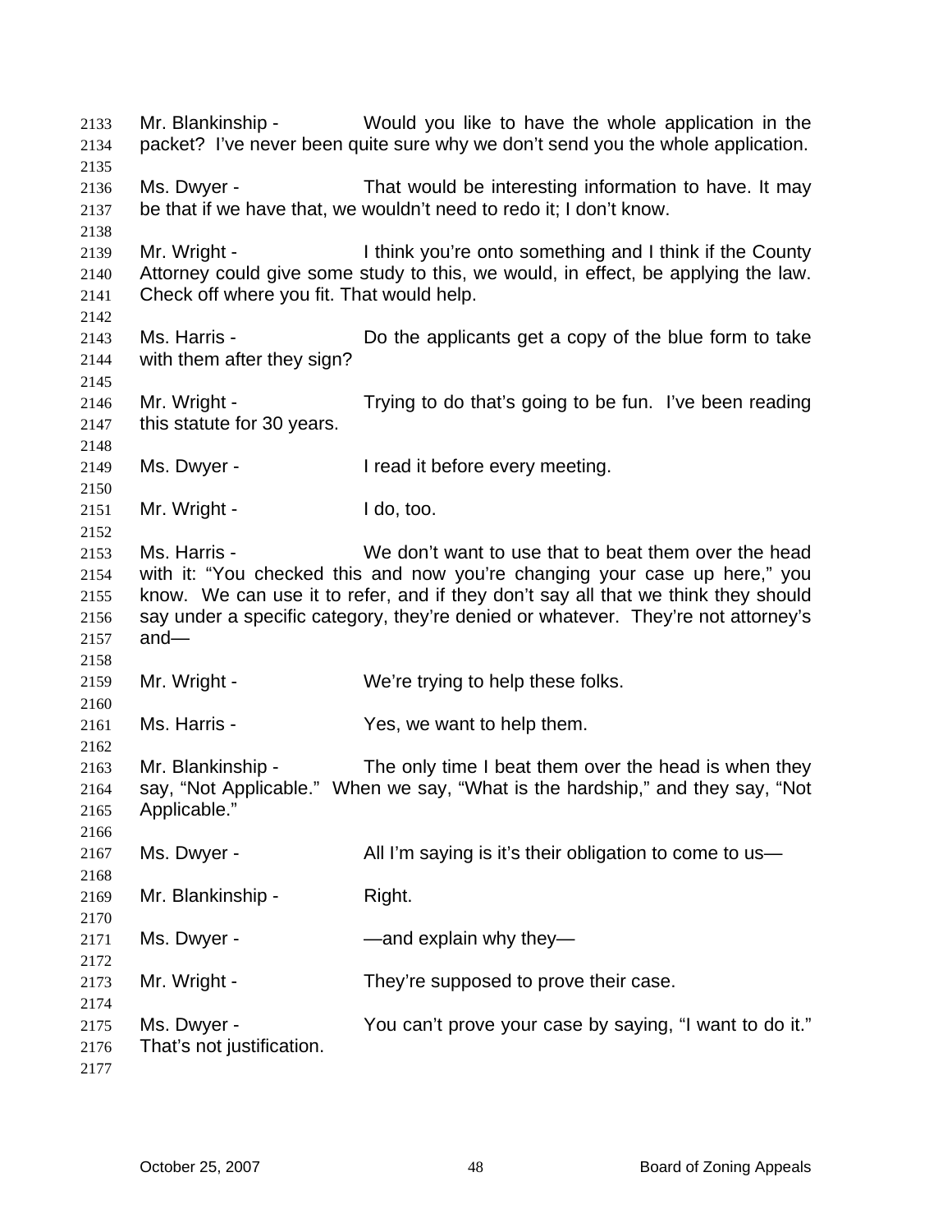Mr. Blankinship - Would you like to have the whole application in the packet? I've never been quite sure why we don't send you the whole application.

Ms. Dwyer - That would be interesting information to have. It may be that if we have that, we wouldn't need to redo it; I don't know.

Mr. Wright - I think you're onto something and I think if the County Attorney could give some study to this, we would, in effect, be applying the law. Check off where you fit. That would help.

Ms. Harris - Do the applicants get a copy of the blue form to take with them after they sign?

Mr. Wright - Trying to do that's going to be fun. I've been reading this statute for 30 years.

Ms. Dwyer - I read it before every meeting.

Mr. Wright - I do, too.

Ms. Harris - We don't want to use that to beat them over the head with it: "You checked this and now you're changing your case up here," you know. We can use it to refer, and if they don't say all that we think they should say under a specific category, they're denied or whatever. They're not attorney's and—

Mr. Wright - We're trying to help these folks.

Ms. Harris - Yes, we want to help them.

Mr. Blankinship - The only time I beat them over the head is when they say, "Not Applicable." When we say, "What is the hardship," and they say, "Not Applicable."

Ms. Dwyer - All I'm saying is it's their obligation to come to us—

Mr. Blankinship - Right.

Ms. Dwyer - —and explain why they—

Mr. Wright - They're supposed to prove their case.

Ms. Dwyer - You can't prove your case by saying, "I want to do it." That's not justification.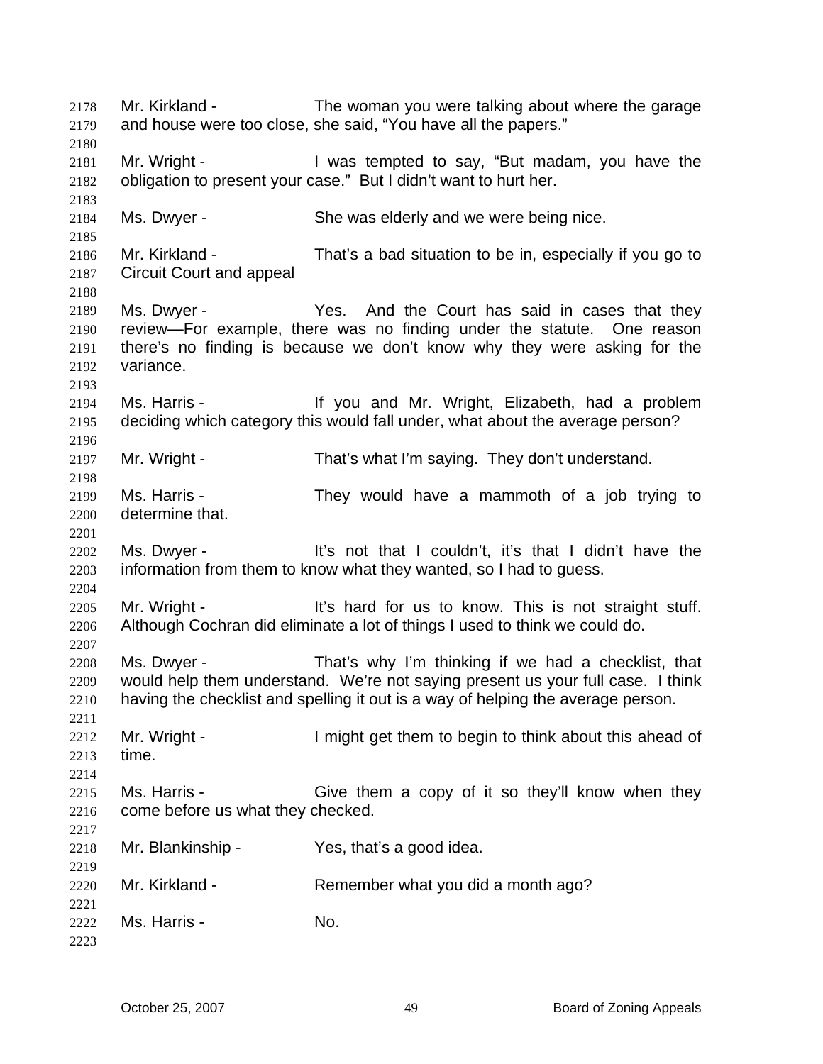Mr. Kirkland - The woman you were talking about where the garage and house were too close, she said, "You have all the papers."

Mr. Wright - I was tempted to say, "But madam, you have the obligation to present your case." But I didn't want to hurt her.

Ms. Dwyer - She was elderly and we were being nice.

Mr. Kirkland - That's a bad situation to be in, especially if you go to Circuit Court and appeal

Ms. Dwyer - Yes. And the Court has said in cases that they review—For example, there was no finding under the statute. One reason there's no finding is because we don't know why they were asking for the variance.

Ms. Harris - If you and Mr. Wright, Elizabeth, had a problem deciding which category this would fall under, what about the average person?

Mr. Wright - That's what I'm saying. They don't understand.

Ms. Harris - They would have a mammoth of a job trying to determine that.

Ms. Dwyer - It's not that I couldn't, it's that I didn't have the information from them to know what they wanted, so I had to guess.

Mr. Wright - It's hard for us to know. This is not straight stuff. Although Cochran did eliminate a lot of things I used to think we could do.

Ms. Dwyer - That's why I'm thinking if we had a checklist, that would help them understand. We're not saying present us your full case. I think having the checklist and spelling it out is a way of helping the average person.

Mr. Wright - I might get them to begin to think about this ahead of time.

Ms. Harris - Give them a copy of it so they'll know when they come before us what they checked.

Mr. Blankinship - Yes, that's a good idea.

Mr. Kirkland - Remember what you did a month ago?

Ms. Harris - No.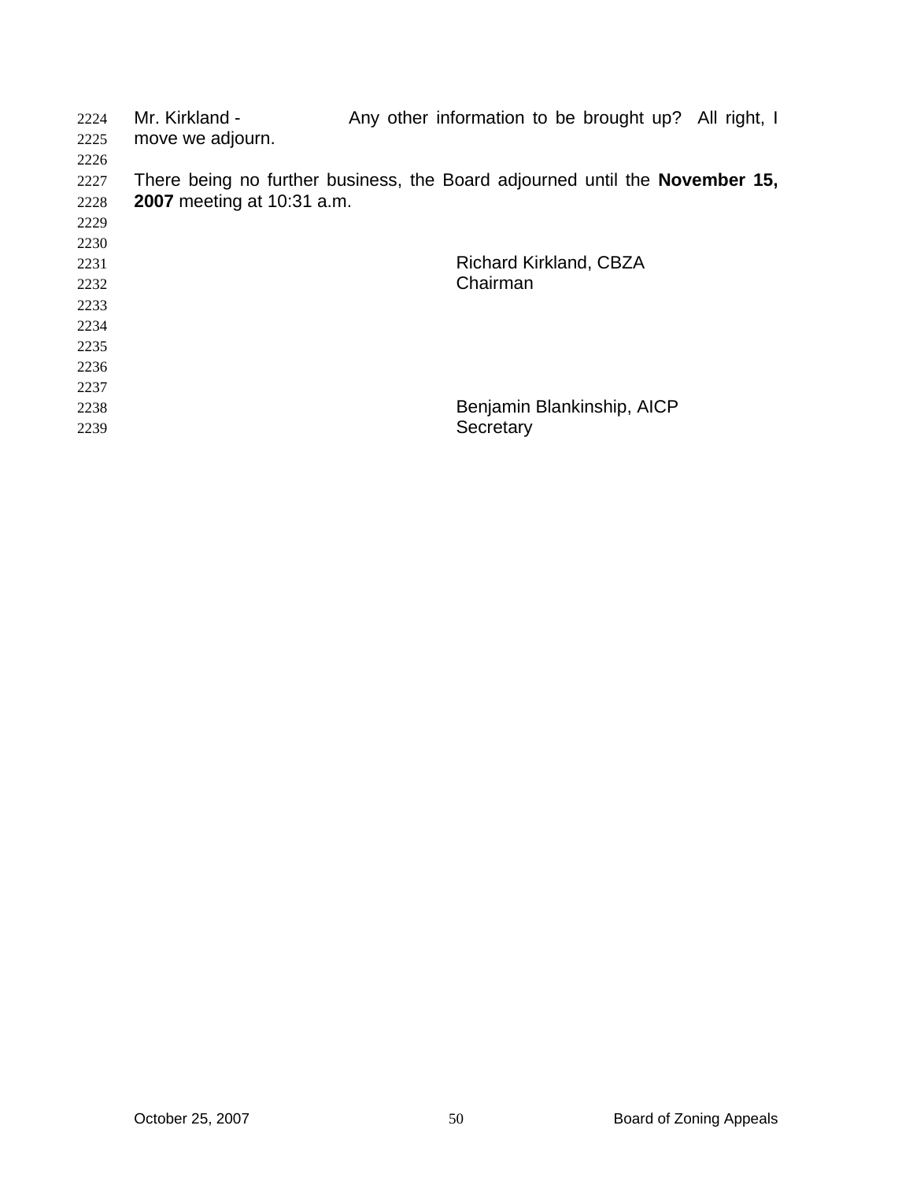Mr. Kirkland - Any other information to be brought up? All right, I move we adjourn.

There being no further business, the Board adjourned until the **November 15, 2007** meeting at 10:31 a.m.

Richard Kirkland, CBZA
Chairman

Benjamin Blankinship, AICP
Secretary